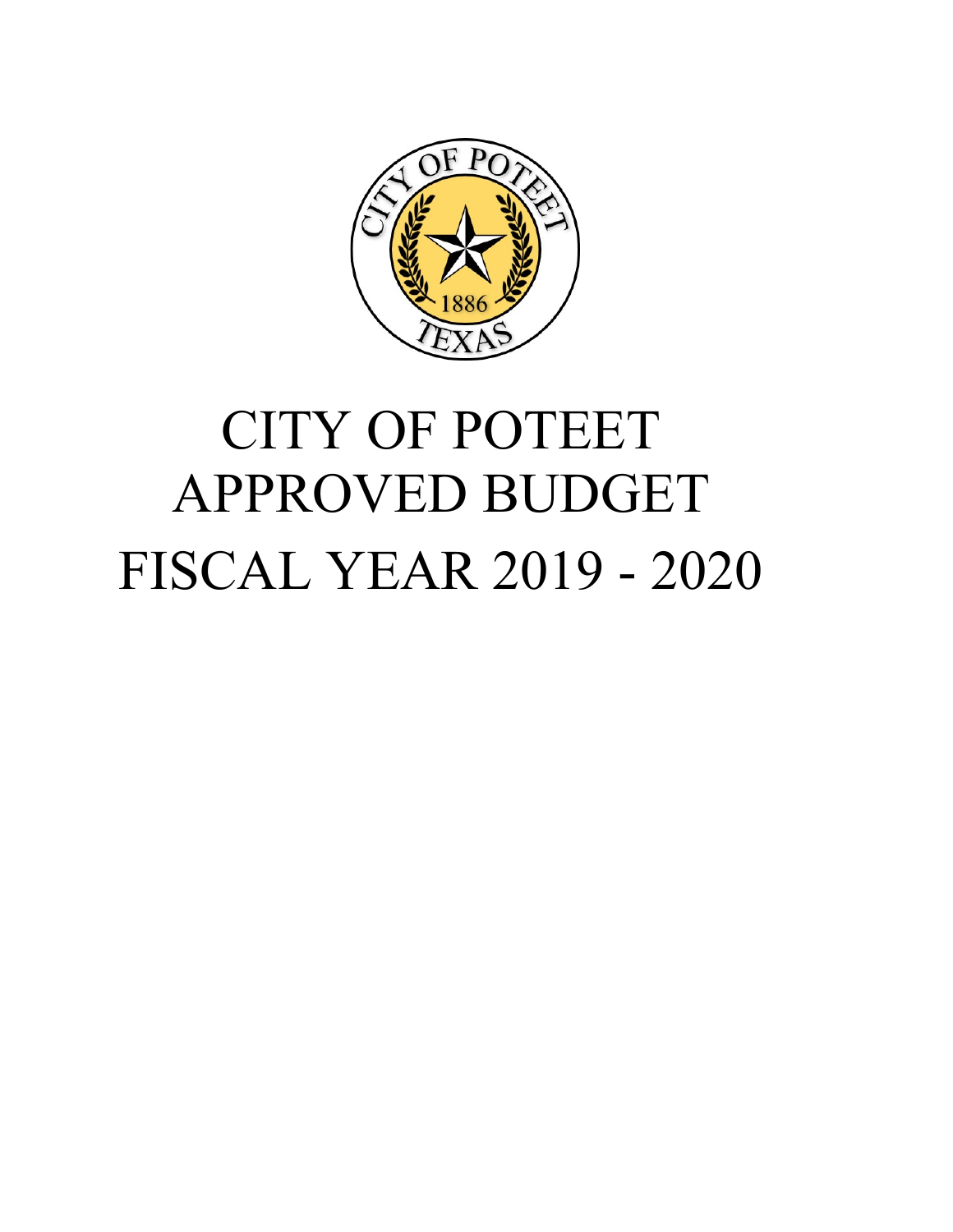# CITY OF POTEET APPROVED BUDGET FISCAL YEAR 2019 - 2020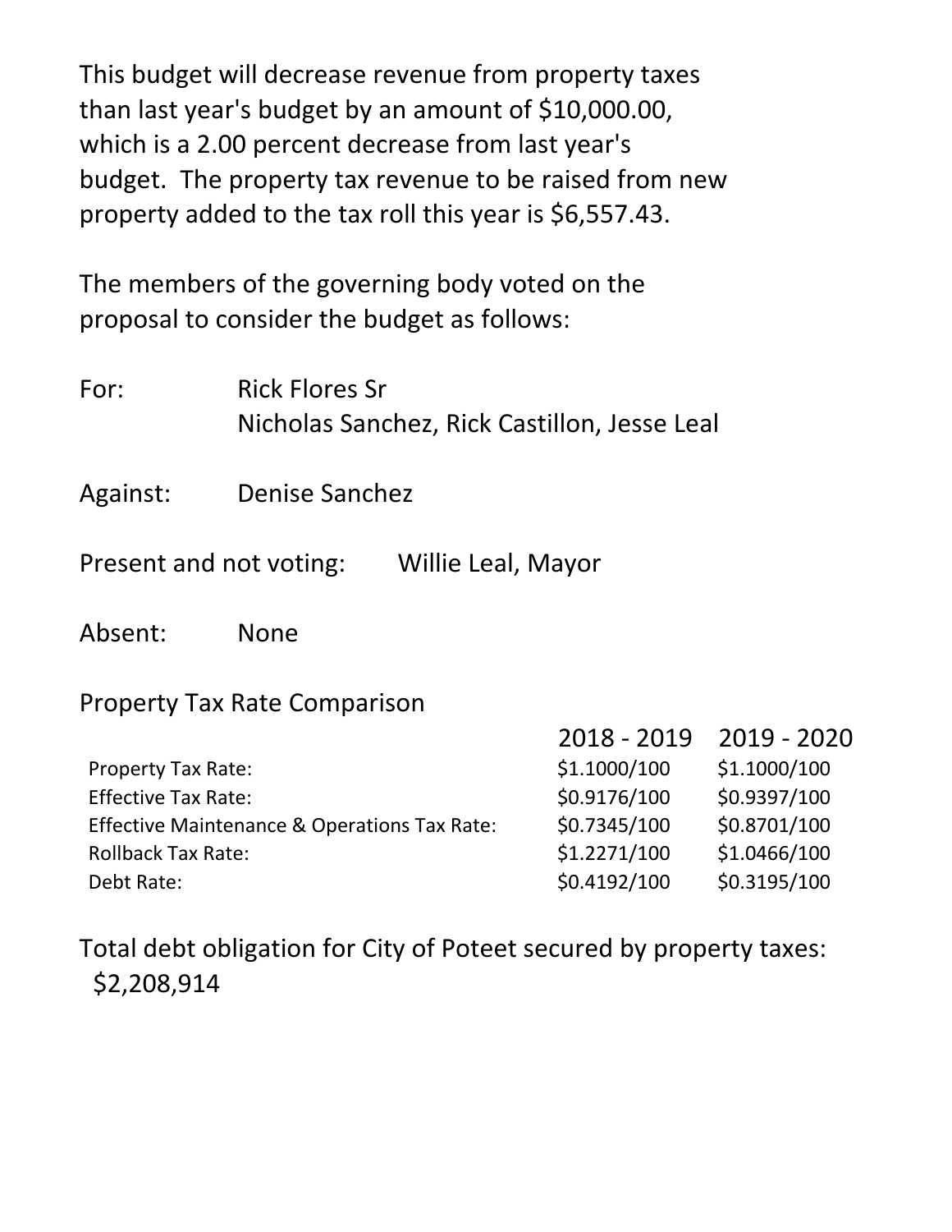This budget will decrease revenue from property taxes than last year's budget by an amount of $10,000.00, which is a 2.00 percent decrease from last year's budget. The property tax revenue to be raised from new property added to the tax roll this year is $6,557.43.

The members of the governing body voted on the proposal to consider the budget as follows:

For: Rick Flores Sr
Nicholas Sanchez, Rick Castillon, Jesse Leal

Against: Denise Sanchez

Present and not voting: Willie Leal, Mayor

Absent: None

Property Tax Rate Comparison

| | 2018 - 2019 | 2019 - 2020 |
|---|---|---|
| Property Tax Rate: | $1.1000/100 | $1.1000/100 |
| Effective Tax Rate: | $0.9176/100 | $0.9397/100 |
| Effective Maintenance & Operations Tax Rate: | $0.7345/100 | $0.8701/100 |
| Rollback Tax Rate: | $1.2271/100 | $1.0466/100 |
| Debt Rate: | $0.4192/100 | $0.3195/100 |

Total debt obligation for City of Poteet secured by property taxes: $2,208,914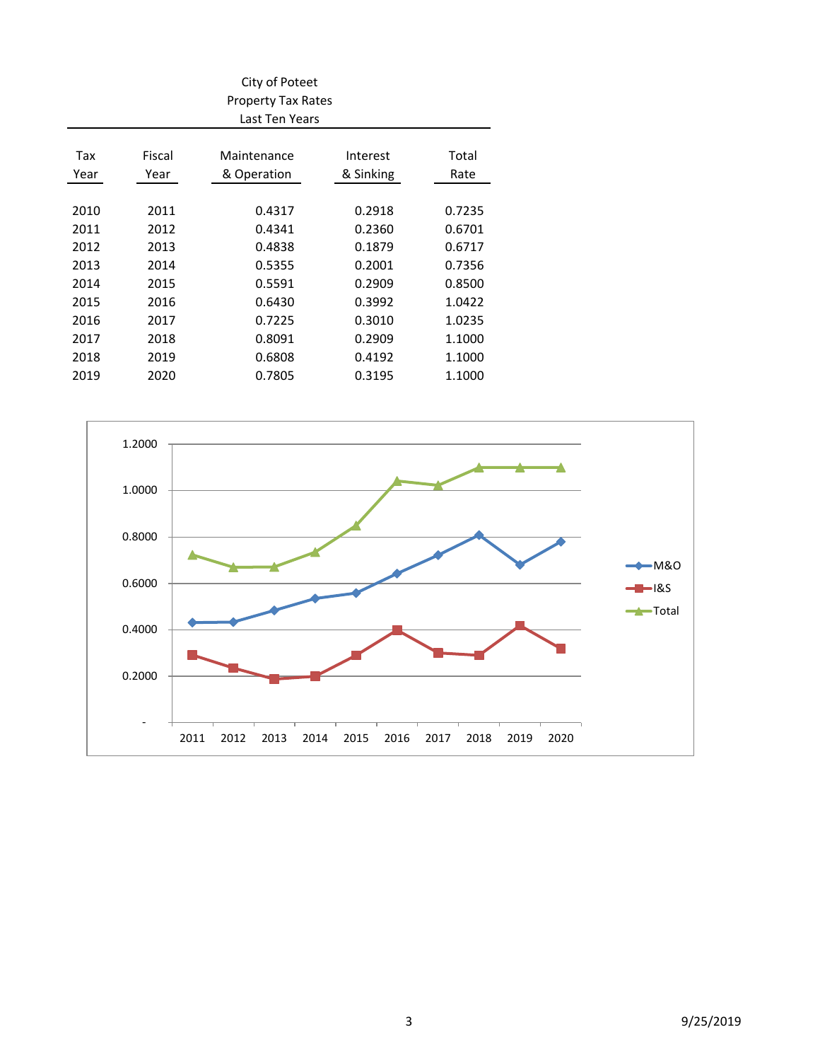# City of Poteet
## Property Tax Rates
### Last Ten Years

| Tax Year | Fiscal Year | Maintenance & Operation | Interest & Sinking | Total Rate |
|---|---|---|---|---|
| 2010 | 2011 | 0.4317 | 0.2918 | 0.7235 |
| 2011 | 2012 | 0.4341 | 0.2360 | 0.6701 |
| 2012 | 2013 | 0.4838 | 0.1879 | 0.6717 |
| 2013 | 2014 | 0.5355 | 0.2001 | 0.7356 |
| 2014 | 2015 | 0.5591 | 0.2909 | 0.8500 |
| 2015 | 2016 | 0.6430 | 0.3992 | 1.0422 |
| 2016 | 2017 | 0.7225 | 0.3010 | 1.0235 |
| 2017 | 2018 | 0.8091 | 0.2909 | 1.1000 |
| 2018 | 2019 | 0.6808 | 0.4192 | 1.1000 |
| 2019 | 2020 | 0.7805 | 0.3195 | 1.1000 |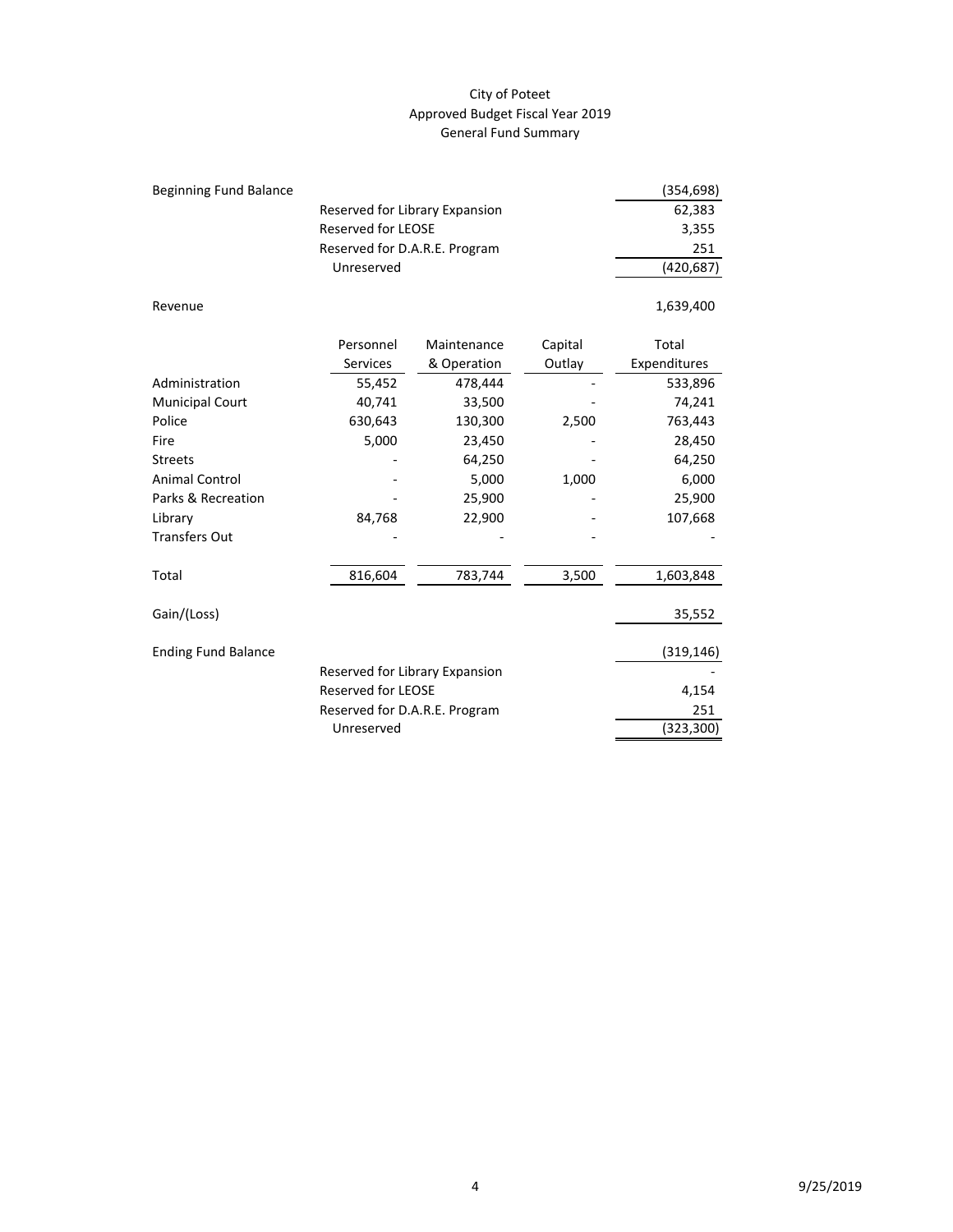# City of Poteet
## Approved Budget Fiscal Year 2019
### General Fund Summary

| | | | | |
|---|---|---|---|---|
| Beginning Fund Balance | | | | (354,698) |
| | Reserved for Library Expansion | | | 62,383 |
| | Reserved for LEOSE | | | 3,355 |
| | Reserved for D.A.R.E. Program | | | 251 |
| | Unreserved | | | (420,687) |
| | | | | |
| Revenue | | | | 1,639,400 |

| | Personnel Services | Maintenance & Operation | Capital Outlay | Total Expenditures |
|---|---|---|---|---|
| Administration | 55,452 | 478,444 | - | 533,896 |
| Municipal Court | 40,741 | 33,500 | - | 74,241 |
| Police | 630,643 | 130,300 | 2,500 | 763,443 |
| Fire | 5,000 | 23,450 | - | 28,450 |
| Streets | - | 64,250 | - | 64,250 |
| Animal Control | - | 5,000 | 1,000 | 6,000 |
| Parks & Recreation | - | 25,900 | - | 25,900 |
| Library | 84,768 | 22,900 | - | 107,668 |
| Transfers Out | - | - | - | - |
| Total | 816,604 | 783,744 | 3,500 | 1,603,848 |

| | | | | |
|---|---|---|---|---|
| Gain/(Loss) | | | | 35,552 |
| | | | | |
| Ending Fund Balance | | | | (319,146) |
| | Reserved for Library Expansion | | | - |
| | Reserved for LEOSE | | | 4,154 |
| | Reserved for D.A.R.E. Program | | | 251 |
| | Unreserved | | | (323,300) |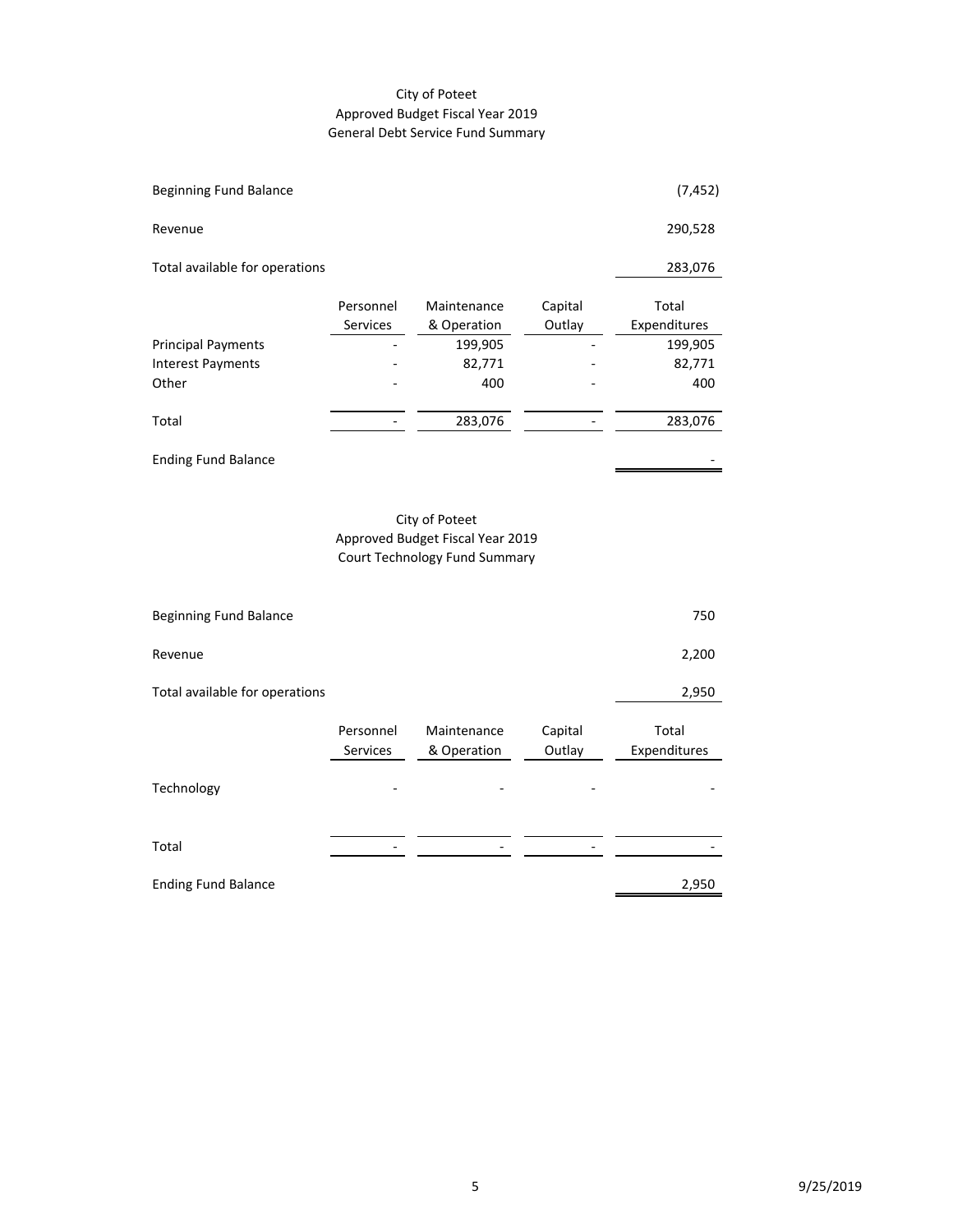## City of Poteet
## Approved Budget Fiscal Year 2019
## General Debt Service Fund Summary

| | | | | |
|---|---|---|---|---|
| Beginning Fund Balance | | | | (7,452) |
| Revenue | | | | 290,528 |
| Total available for operations | | | | 283,076 |

| | Personnel Services | Maintenance & Operation | Capital Outlay | Total Expenditures |
|---|---|---|---|---|
| Principal Payments | - | 199,905 | - | 199,905 |
| Interest Payments | - | 82,771 | - | 82,771 |
| Other | - | 400 | - | 400 |
| Total | - | 283,076 | - | 283,076 |
| Ending Fund Balance | | | | - |

## City of Poteet
## Approved Budget Fiscal Year 2019
## Court Technology Fund Summary

| | | | | |
|---|---|---|---|---|
| Beginning Fund Balance | | | | 750 |
| Revenue | | | | 2,200 |
| Total available for operations | | | | 2,950 |

| | Personnel Services | Maintenance & Operation | Capital Outlay | Total Expenditures |
|---|---|---|---|---|
| Technology | - | - | - | - |
| Total | - | - | - | - |
| Ending Fund Balance | | | | 2,950 |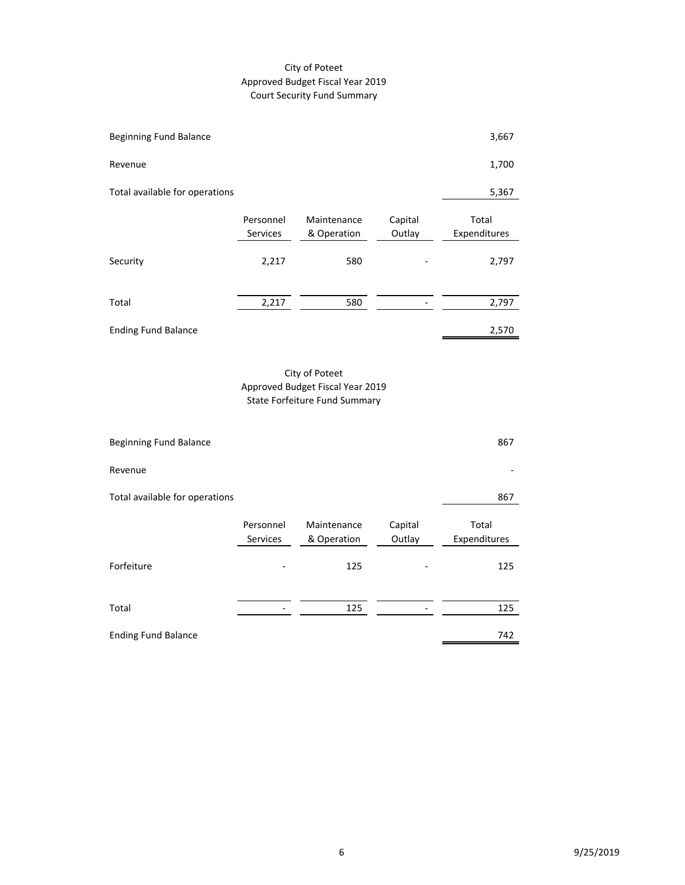City of Poteet
Approved Budget Fiscal Year 2019
Court Security Fund Summary

| | | | | |
|---|---|---|---|---|
| Beginning Fund Balance | | | | 3,667 |
| Revenue | | | | 1,700 |
| Total available for operations | | | | 5,367 |
| | Personnel Services | Maintenance & Operation | Capital Outlay | Total Expenditures |
| Security | 2,217 | 580 | - | 2,797 |
| Total | 2,217 | 580 | - | 2,797 |
| Ending Fund Balance | | | | 2,570 |

City of Poteet
Approved Budget Fiscal Year 2019
State Forfeiture Fund Summary

| | | | | |
|---|---|---|---|---|
| Beginning Fund Balance | | | | 867 |
| Revenue | | | | - |
| Total available for operations | | | | 867 |
| | Personnel Services | Maintenance & Operation | Capital Outlay | Total Expenditures |
| Forfeiture | - | 125 | - | 125 |
| Total | - | 125 | - | 125 |
| Ending Fund Balance | | | | 742 |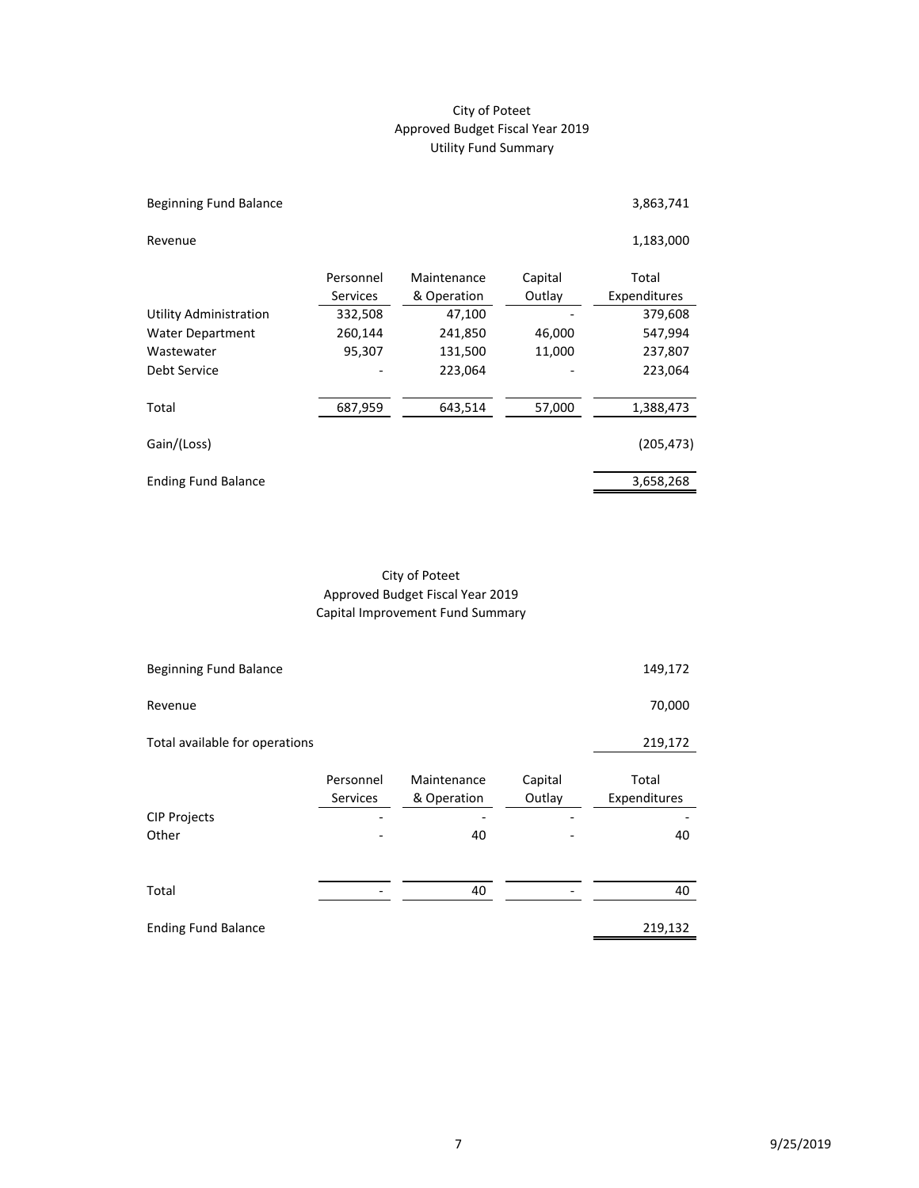City of Poteet
Approved Budget Fiscal Year 2019
Utility Fund Summary

| | Personnel Services | Maintenance & Operation | Capital Outlay | Total Expenditures |
|---|---|---|---|---|
| Beginning Fund Balance | | | | 3,863,741 |
| Revenue | | | | 1,183,000 |
| Utility Administration | 332,508 | 47,100 | - | 379,608 |
| Water Department | 260,144 | 241,850 | 46,000 | 547,994 |
| Wastewater | 95,307 | 131,500 | 11,000 | 237,807 |
| Debt Service | - | 223,064 | - | 223,064 |
| Total | 687,959 | 643,514 | 57,000 | 1,388,473 |
| Gain/(Loss) | | | | (205,473) |
| Ending Fund Balance | | | | 3,658,268 |

City of Poteet
Approved Budget Fiscal Year 2019
Capital Improvement Fund Summary

| | Personnel Services | Maintenance & Operation | Capital Outlay | Total Expenditures |
|---|---|---|---|---|
| Beginning Fund Balance | | | | 149,172 |
| Revenue | | | | 70,000 |
| Total available for operations | | | | 219,172 |
| CIP Projects | - | - | - | - |
| Other | - | 40 | - | 40 |
| Total | - | 40 | - | 40 |
| Ending Fund Balance | | | | 219,132 |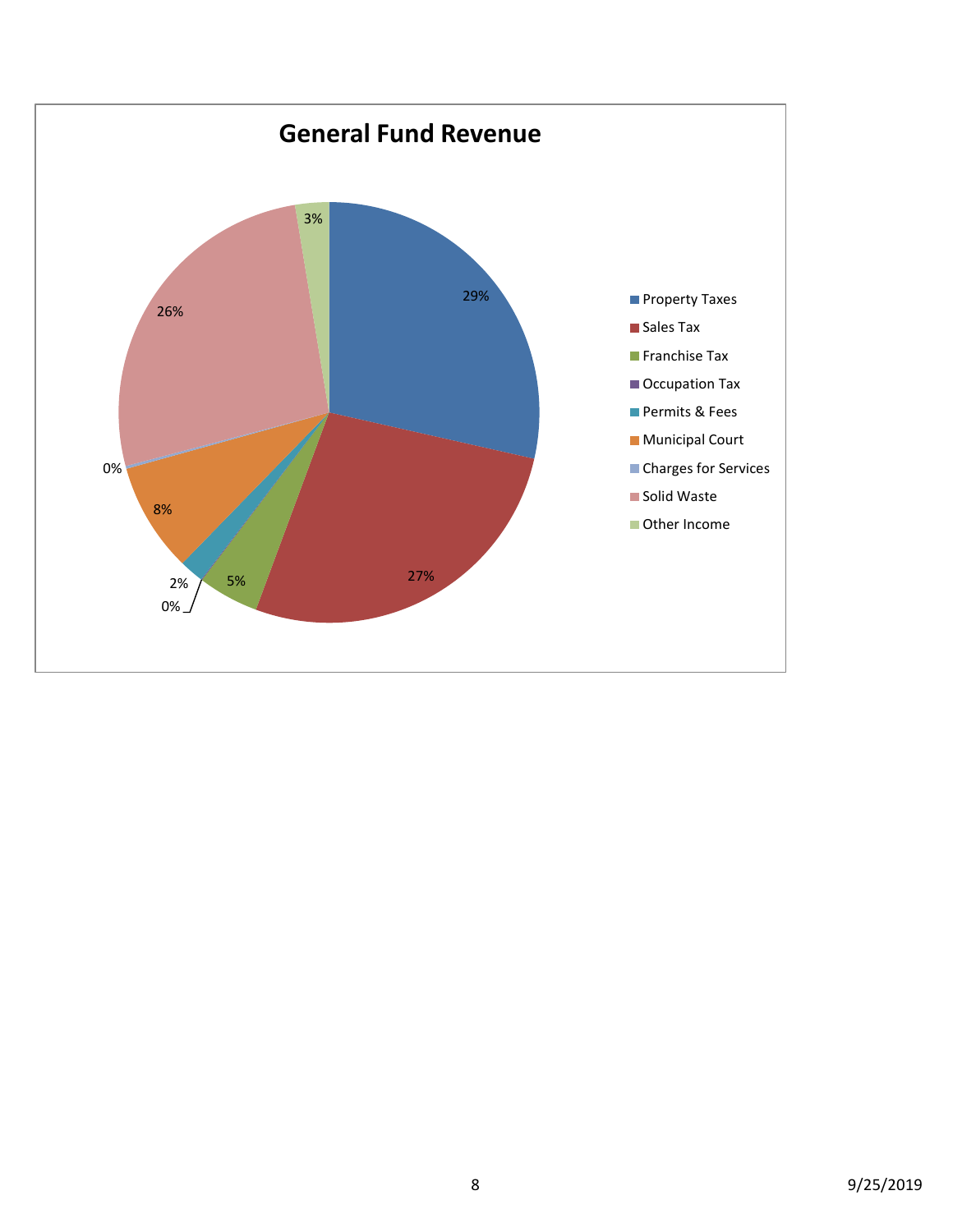# General Fund Revenue

| Category | Percentage |
|---|---|
| Property Taxes | 29% |
| Sales Tax | 27% |
| Franchise Tax | 5% |
| Occupation Tax | 0% |
| Permits & Fees | 2% |
| Municipal Court | 8% |
| Charges for Services | 0% |
| Solid Waste | 26% |
| Other Income | 3% |

9/25/2019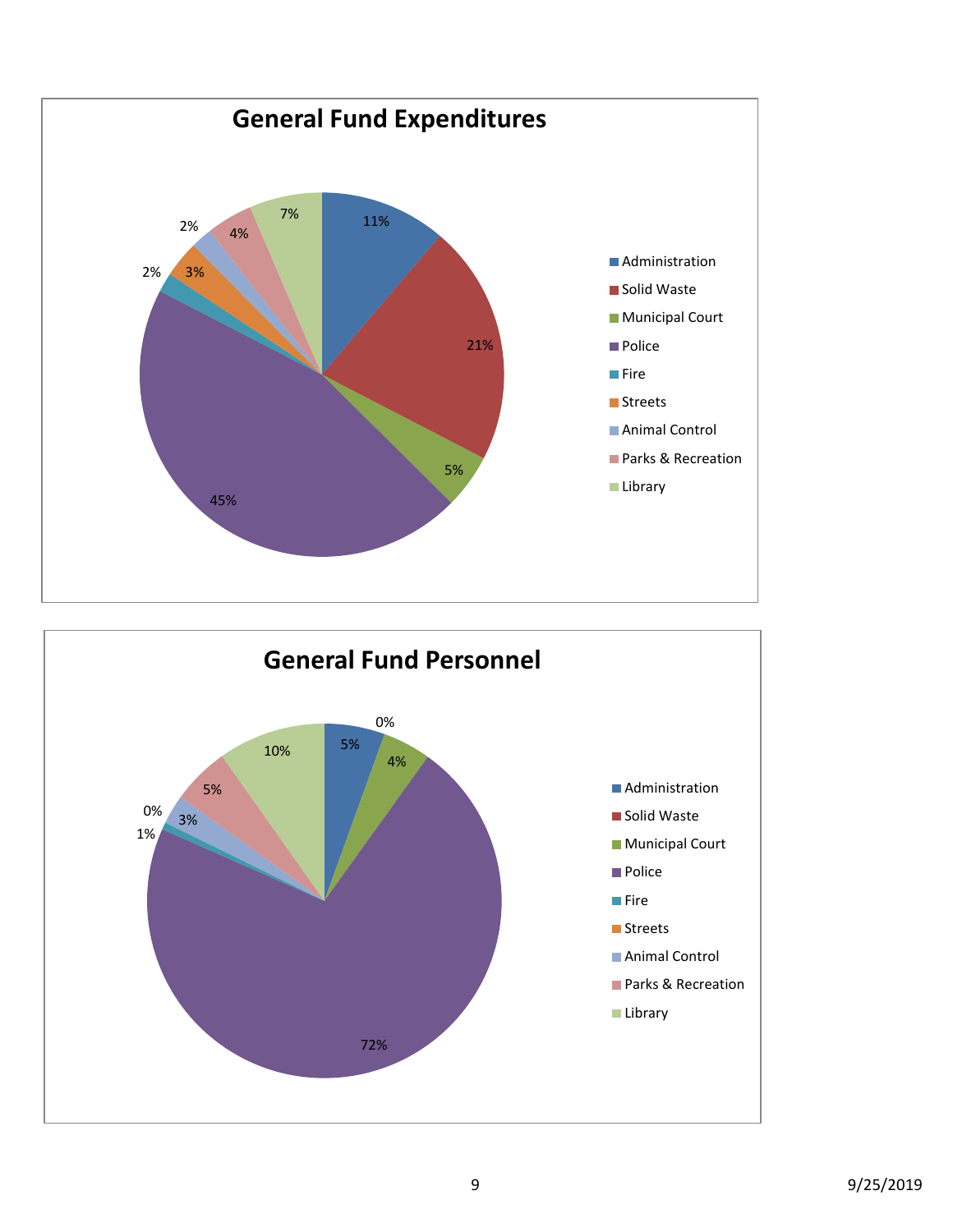## General Fund Expenditures

| Category | Percentage |
|---|---|
| Administration | 11% |
| Solid Waste | 21% |
| Municipal Court | 5% |
| Police | 45% |
| Fire | 2% |
| Streets | 3% |
| Animal Control | 2% |
| Parks & Recreation | 4% |
| Library | 7% |

## General Fund Personnel

| Category | Percentage |
|---|---|
| Administration | 5% |
| Solid Waste | 0% |
| Municipal Court | 4% |
| Police | 72% |
| Fire | 1% |
| Streets | 0% |
| Animal Control | 3% |
| Parks & Recreation | 5% |
| Library | 10% |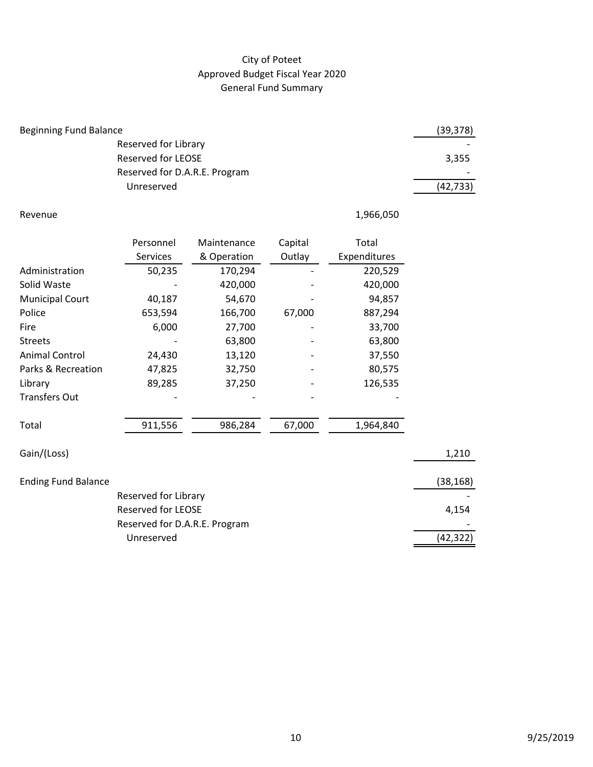# City of Poteet
## Approved Budget Fiscal Year 2020
## General Fund Summary

| | | |
|---|---|---|
| Beginning Fund Balance | | (39,378) |
| | Reserved for Library | - |
| | Reserved for LEOSE | 3,355 |
| | Reserved for D.A.R.E. Program | - |
| | Unreserved | (42,733) |

Revenue 1,966,050

| | Personnel Services | Maintenance & Operation | Capital Outlay | Total Expenditures |
|---|---|---|---|---|
| Administration | 50,235 | 170,294 | - | 220,529 |
| Solid Waste | - | 420,000 | - | 420,000 |
| Municipal Court | 40,187 | 54,670 | - | 94,857 |
| Police | 653,594 | 166,700 | 67,000 | 887,294 |
| Fire | 6,000 | 27,700 | - | 33,700 |
| Streets | - | 63,800 | - | 63,800 |
| Animal Control | 24,430 | 13,120 | - | 37,550 |
| Parks & Recreation | 47,825 | 32,750 | - | 80,575 |
| Library | 89,285 | 37,250 | - | 126,535 |
| Transfers Out | - | - | - | - |
| Total | 911,556 | 986,284 | 67,000 | 1,964,840 |

| | | |
|---|---|---|
| Gain/(Loss) | | 1,210 |
| Ending Fund Balance | | (38,168) |
| | Reserved for Library | - |
| | Reserved for LEOSE | 4,154 |
| | Reserved for D.A.R.E. Program | - |
| | Unreserved | (42,322) |

9/25/2019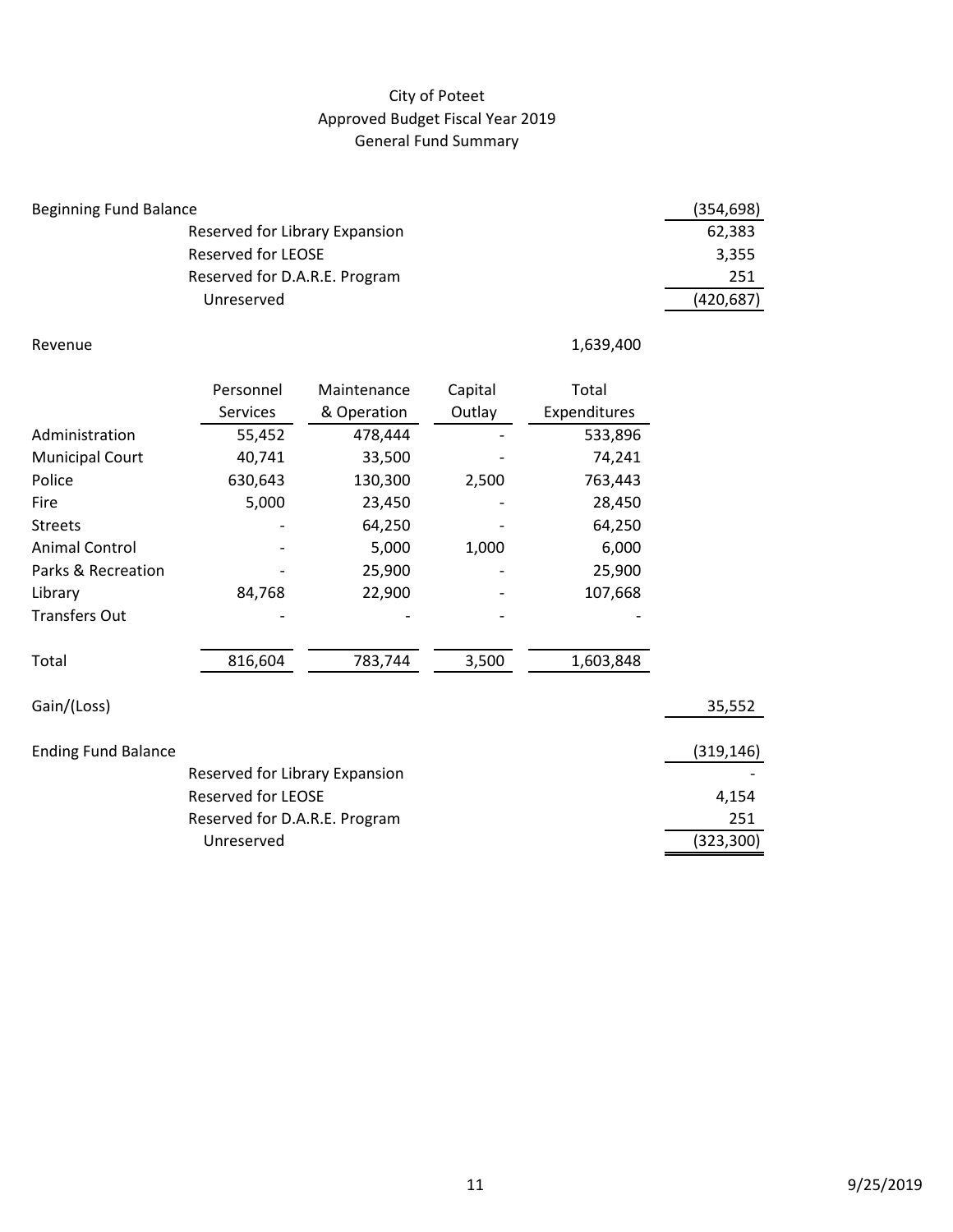# City of Poteet
## Approved Budget Fiscal Year 2019
## General Fund Summary

| | | |
|---|---|---|
| Beginning Fund Balance | | (354,698) |
| | Reserved for Library Expansion | 62,383 |
| | Reserved for LEOSE | 3,355 |
| | Reserved for D.A.R.E. Program | 251 |
| | Unreserved | (420,687) |

Revenue 1,639,400

| | Personnel Services | Maintenance & Operation | Capital Outlay | Total Expenditures |
|---|---|---|---|---|
| Administration | 55,452 | 478,444 | - | 533,896 |
| Municipal Court | 40,741 | 33,500 | - | 74,241 |
| Police | 630,643 | 130,300 | 2,500 | 763,443 |
| Fire | 5,000 | 23,450 | - | 28,450 |
| Streets | - | 64,250 | - | 64,250 |
| Animal Control | - | 5,000 | 1,000 | 6,000 |
| Parks & Recreation | - | 25,900 | - | 25,900 |
| Library | 84,768 | 22,900 | - | 107,668 |
| Transfers Out | - | - | - | - |
| Total | 816,604 | 783,744 | 3,500 | 1,603,848 |

Gain/(Loss) 35,552

| | | |
|---|---|---|
| Ending Fund Balance | | (319,146) |
| | Reserved for Library Expansion | - |
| | Reserved for LEOSE | 4,154 |
| | Reserved for D.A.R.E. Program | 251 |
| | Unreserved | (323,300) |

9/25/2019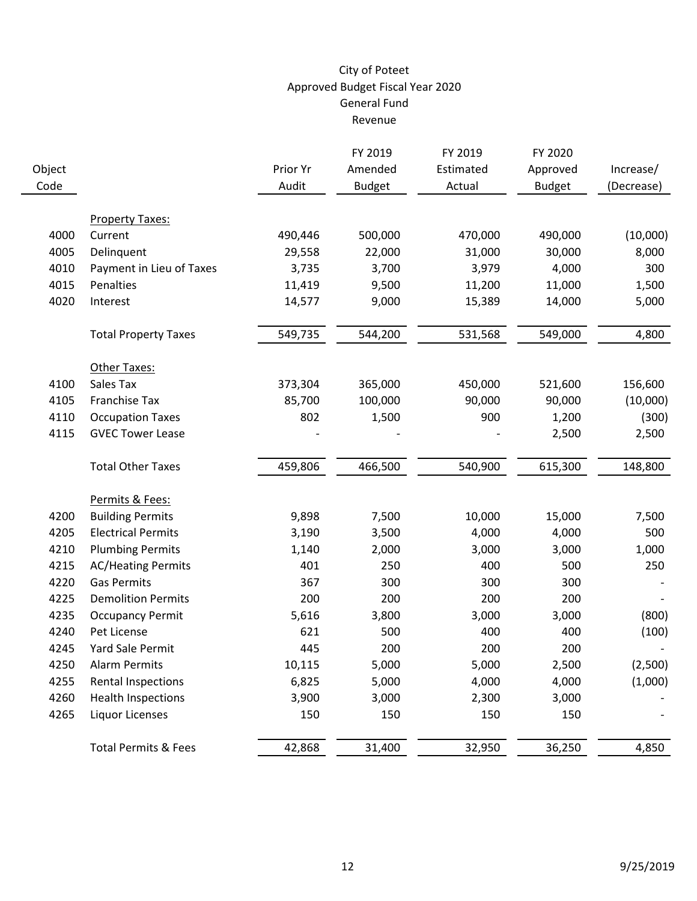# City of Poteet
## Approved Budget Fiscal Year 2020
## General Fund
## Revenue

| Object Code | | Prior Yr Audit | FY 2019 Amended Budget | FY 2019 Estimated Actual | FY 2020 Approved Budget | Increase/ (Decrease) |
|---|---|---|---|---|---|---|
| | Property Taxes: | | | | | |
| 4000 | Current | 490,446 | 500,000 | 470,000 | 490,000 | (10,000) |
| 4005 | Delinquent | 29,558 | 22,000 | 31,000 | 30,000 | 8,000 |
| 4010 | Payment in Lieu of Taxes | 3,735 | 3,700 | 3,979 | 4,000 | 300 |
| 4015 | Penalties | 11,419 | 9,500 | 11,200 | 11,000 | 1,500 |
| 4020 | Interest | 14,577 | 9,000 | 15,389 | 14,000 | 5,000 |
| | Total Property Taxes | 549,735 | 544,200 | 531,568 | 549,000 | 4,800 |
| | Other Taxes: | | | | | |
| 4100 | Sales Tax | 373,304 | 365,000 | 450,000 | 521,600 | 156,600 |
| 4105 | Franchise Tax | 85,700 | 100,000 | 90,000 | 90,000 | (10,000) |
| 4110 | Occupation Taxes | 802 | 1,500 | 900 | 1,200 | (300) |
| 4115 | GVEC Tower Lease | - | - | - | 2,500 | 2,500 |
| | Total Other Taxes | 459,806 | 466,500 | 540,900 | 615,300 | 148,800 |
| | Permits & Fees: | | | | | |
| 4200 | Building Permits | 9,898 | 7,500 | 10,000 | 15,000 | 7,500 |
| 4205 | Electrical Permits | 3,190 | 3,500 | 4,000 | 4,000 | 500 |
| 4210 | Plumbing Permits | 1,140 | 2,000 | 3,000 | 3,000 | 1,000 |
| 4215 | AC/Heating Permits | 401 | 250 | 400 | 500 | 250 |
| 4220 | Gas Permits | 367 | 300 | 300 | 300 | - |
| 4225 | Demolition Permits | 200 | 200 | 200 | 200 | - |
| 4235 | Occupancy Permit | 5,616 | 3,800 | 3,000 | 3,000 | (800) |
| 4240 | Pet License | 621 | 500 | 400 | 400 | (100) |
| 4245 | Yard Sale Permit | 445 | 200 | 200 | 200 | - |
| 4250 | Alarm Permits | 10,115 | 5,000 | 5,000 | 2,500 | (2,500) |
| 4255 | Rental Inspections | 6,825 | 5,000 | 4,000 | 4,000 | (1,000) |
| 4260 | Health Inspections | 3,900 | 3,000 | 2,300 | 3,000 | - |
| 4265 | Liquor Licenses | 150 | 150 | 150 | 150 | - |
| | Total Permits & Fees | 42,868 | 31,400 | 32,950 | 36,250 | 4,850 |

9/25/2019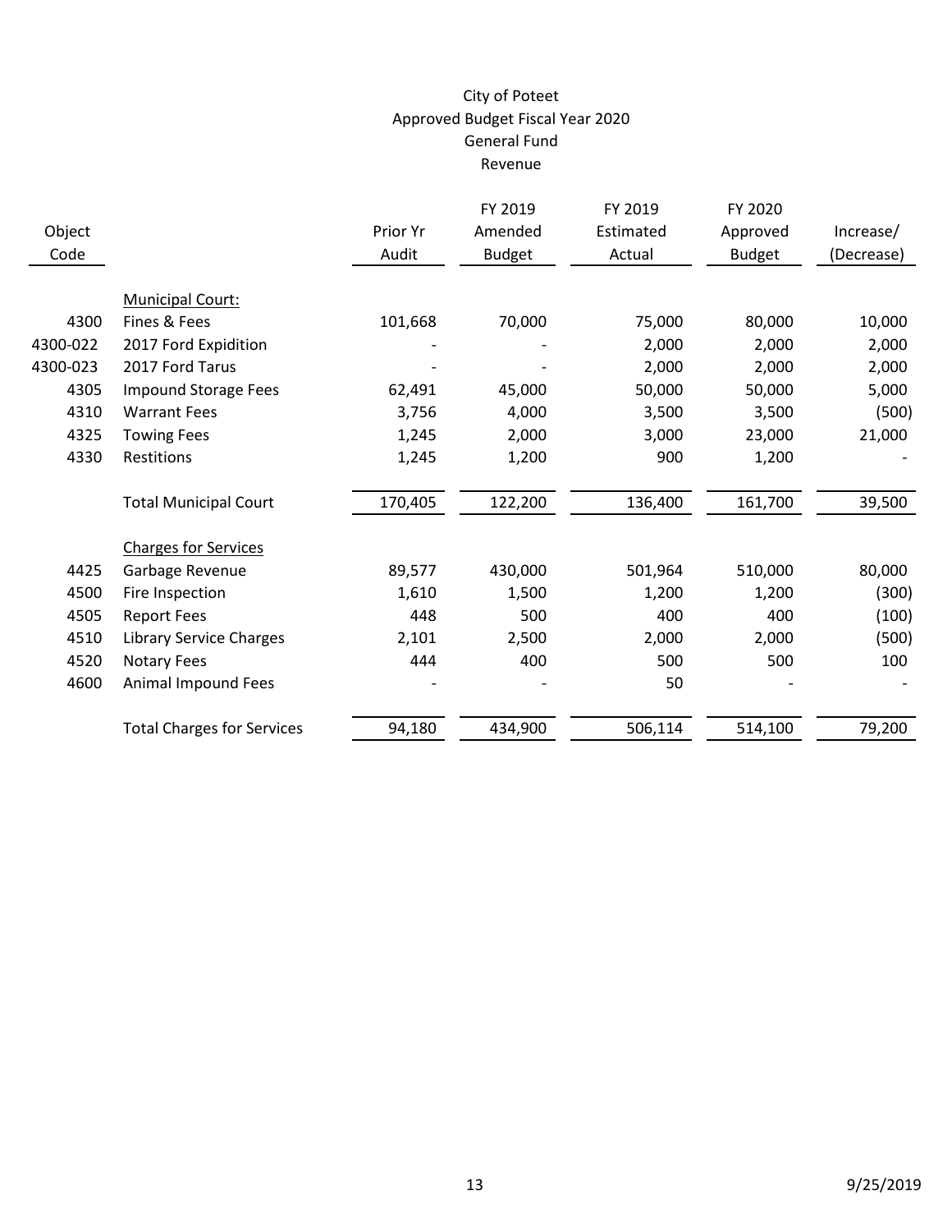# City of Poteet
## Approved Budget Fiscal Year 2020
## General Fund
## Revenue

| Object Code | | Prior Yr Audit | FY 2019 Amended Budget | FY 2019 Estimated Actual | FY 2020 Approved Budget | Increase/ (Decrease) |
|---|---|---|---|---|---|---|
| | Municipal Court: | | | | | |
| 4300 | Fines & Fees | 101,668 | 70,000 | 75,000 | 80,000 | 10,000 |
| 4300-022 | 2017 Ford Expidition | - | - | 2,000 | 2,000 | 2,000 |
| 4300-023 | 2017 Ford Tarus | - | - | 2,000 | 2,000 | 2,000 |
| 4305 | Impound Storage Fees | 62,491 | 45,000 | 50,000 | 50,000 | 5,000 |
| 4310 | Warrant Fees | 3,756 | 4,000 | 3,500 | 3,500 | (500) |
| 4325 | Towing Fees | 1,245 | 2,000 | 3,000 | 23,000 | 21,000 |
| 4330 | Restitions | 1,245 | 1,200 | 900 | 1,200 | - |
| | Total Municipal Court | 170,405 | 122,200 | 136,400 | 161,700 | 39,500 |
| | Charges for Services | | | | | |
| 4425 | Garbage Revenue | 89,577 | 430,000 | 501,964 | 510,000 | 80,000 |
| 4500 | Fire Inspection | 1,610 | 1,500 | 1,200 | 1,200 | (300) |
| 4505 | Report Fees | 448 | 500 | 400 | 400 | (100) |
| 4510 | Library Service Charges | 2,101 | 2,500 | 2,000 | 2,000 | (500) |
| 4520 | Notary Fees | 444 | 400 | 500 | 500 | 100 |
| 4600 | Animal Impound Fees | - | - | 50 | - | - |
| | Total Charges for Services | 94,180 | 434,900 | 506,114 | 514,100 | 79,200 |

9/25/2019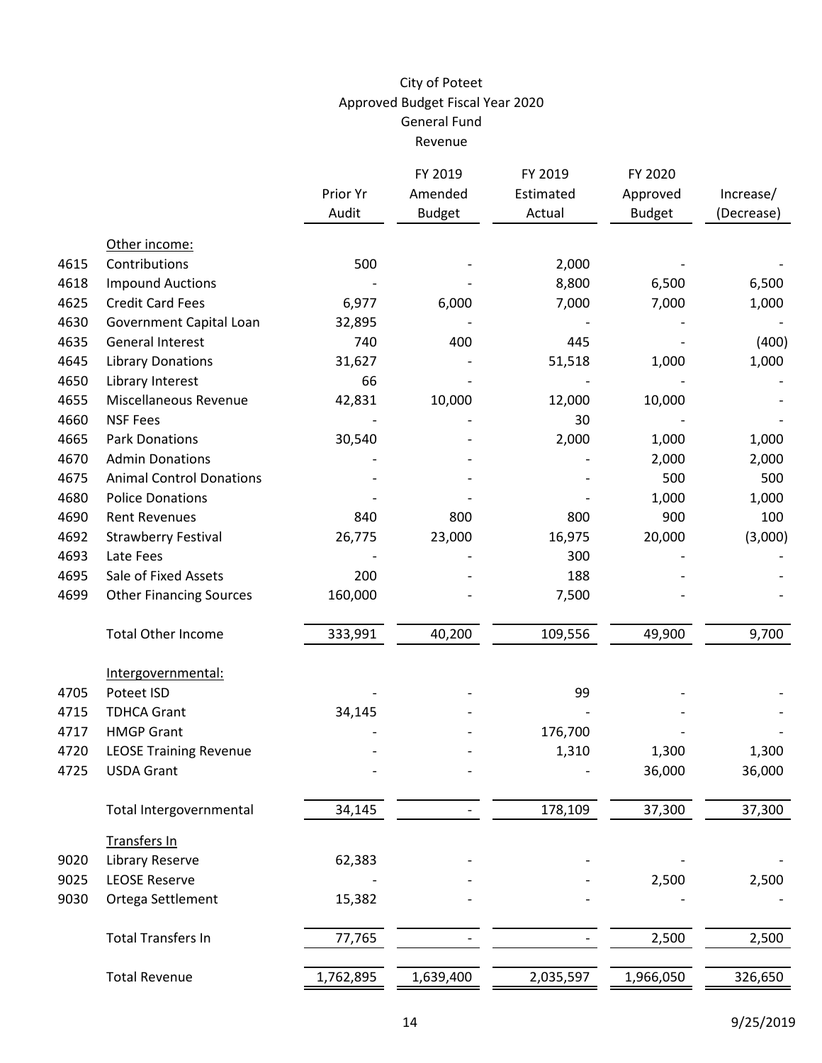City of Poteet
Approved Budget Fiscal Year 2020
General Fund
Revenue

| | | Prior Yr Audit | FY 2019 Amended Budget | FY 2019 Estimated Actual | FY 2020 Approved Budget | Increase/ (Decrease) |
|---|---|---|---|---|---|---|
| | Other income: | | | | | |
| 4615 | Contributions | 500 | - | 2,000 | - | - |
| 4618 | Impound Auctions | - | - | 8,800 | 6,500 | 6,500 |
| 4625 | Credit Card Fees | 6,977 | 6,000 | 7,000 | 7,000 | 1,000 |
| 4630 | Government Capital Loan | 32,895 | - | - | - | - |
| 4635 | General Interest | 740 | 400 | 445 | - | (400) |
| 4645 | Library Donations | 31,627 | - | 51,518 | 1,000 | 1,000 |
| 4650 | Library Interest | 66 | - | - | - | - |
| 4655 | Miscellaneous Revenue | 42,831 | 10,000 | 12,000 | 10,000 | - |
| 4660 | NSF Fees | - | - | 30 | - | - |
| 4665 | Park Donations | 30,540 | - | 2,000 | 1,000 | 1,000 |
| 4670 | Admin Donations | - | - | - | 2,000 | 2,000 |
| 4675 | Animal Control Donations | - | - | - | 500 | 500 |
| 4680 | Police Donations | - | - | - | 1,000 | 1,000 |
| 4690 | Rent Revenues | 840 | 800 | 800 | 900 | 100 |
| 4692 | Strawberry Festival | 26,775 | 23,000 | 16,975 | 20,000 | (3,000) |
| 4693 | Late Fees | - | - | 300 | - | - |
| 4695 | Sale of Fixed Assets | 200 | - | 188 | - | - |
| 4699 | Other Financing Sources | 160,000 | - | 7,500 | - | - |
| | Total Other Income | 333,991 | 40,200 | 109,556 | 49,900 | 9,700 |
| | Intergovernmental: | | | | | |
| 4705 | Poteet ISD | - | - | 99 | - | - |
| 4715 | TDHCA Grant | 34,145 | - | - | - | - |
| 4717 | HMGP Grant | - | - | 176,700 | - | - |
| 4720 | LEOSE Training Revenue | - | - | 1,310 | 1,300 | 1,300 |
| 4725 | USDA Grant | - | - | - | 36,000 | 36,000 |
| | Total Intergovernmental | 34,145 | - | 178,109 | 37,300 | 37,300 |
| | Transfers In | | | | | |
| 9020 | Library Reserve | 62,383 | - | - | - | - |
| 9025 | LEOSE Reserve | - | - | - | 2,500 | 2,500 |
| 9030 | Ortega Settlement | 15,382 | - | - | - | - |
| | Total Transfers In | 77,765 | - | - | 2,500 | 2,500 |
| | Total Revenue | 1,762,895 | 1,639,400 | 2,035,597 | 1,966,050 | 326,650 |

9/25/2019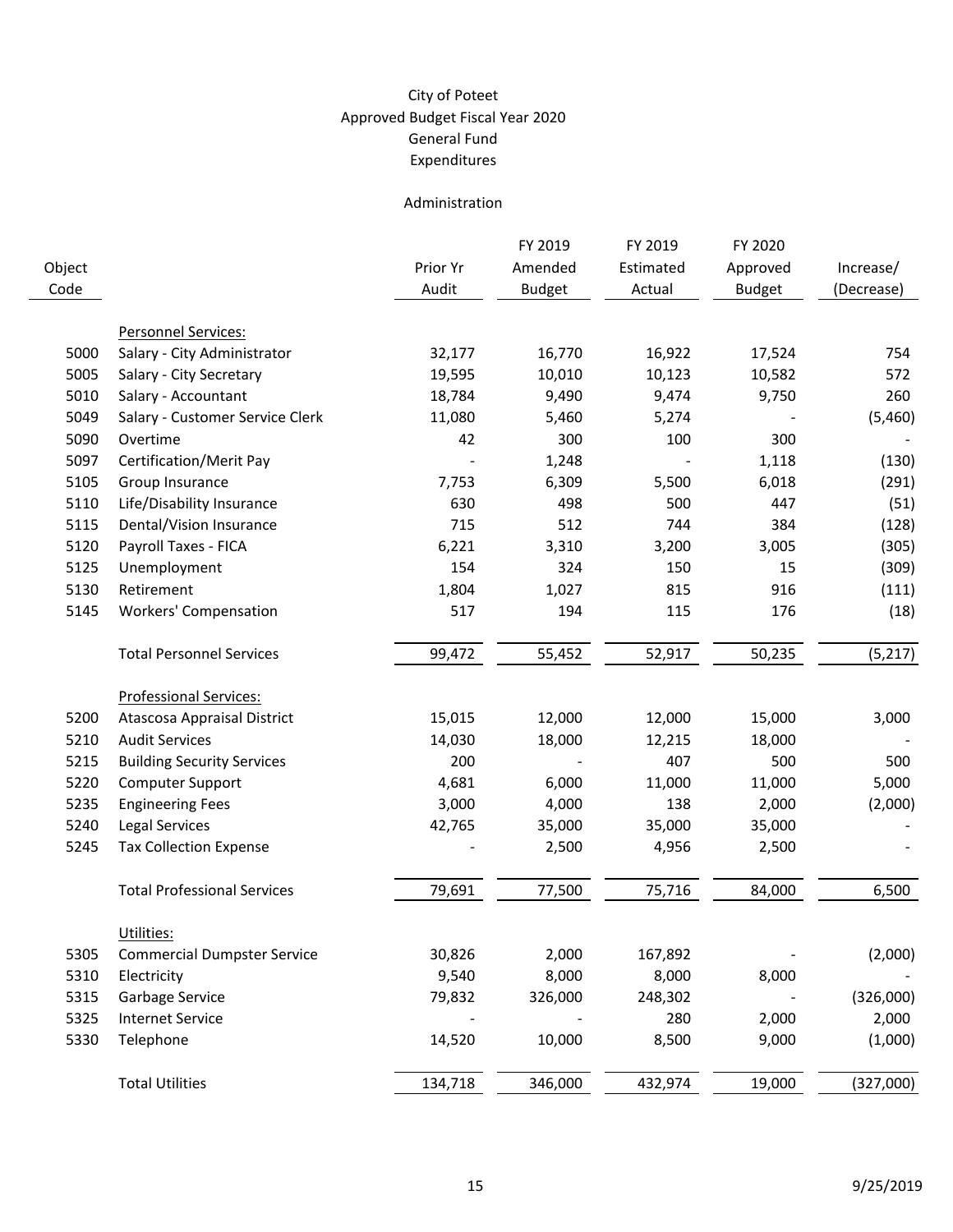# City of Poteet
## Approved Budget Fiscal Year 2020
## General Fund
## Expenditures

### Administration

| Object Code | | Prior Yr Audit | FY 2019 Amended Budget | FY 2019 Estimated Actual | FY 2020 Approved Budget | Increase/ (Decrease) |
|---|---|---|---|---|---|---|
| | Personnel Services: | | | | | |
| 5000 | Salary - City Administrator | 32,177 | 16,770 | 16,922 | 17,524 | 754 |
| 5005 | Salary - City Secretary | 19,595 | 10,010 | 10,123 | 10,582 | 572 |
| 5010 | Salary - Accountant | 18,784 | 9,490 | 9,474 | 9,750 | 260 |
| 5049 | Salary - Customer Service Clerk | 11,080 | 5,460 | 5,274 | - | (5,460) |
| 5090 | Overtime | 42 | 300 | 100 | 300 | - |
| 5097 | Certification/Merit Pay | - | 1,248 | - | 1,118 | (130) |
| 5105 | Group Insurance | 7,753 | 6,309 | 5,500 | 6,018 | (291) |
| 5110 | Life/Disability Insurance | 630 | 498 | 500 | 447 | (51) |
| 5115 | Dental/Vision Insurance | 715 | 512 | 744 | 384 | (128) |
| 5120 | Payroll Taxes - FICA | 6,221 | 3,310 | 3,200 | 3,005 | (305) |
| 5125 | Unemployment | 154 | 324 | 150 | 15 | (309) |
| 5130 | Retirement | 1,804 | 1,027 | 815 | 916 | (111) |
| 5145 | Workers' Compensation | 517 | 194 | 115 | 176 | (18) |
| | Total Personnel Services | 99,472 | 55,452 | 52,917 | 50,235 | (5,217) |
| | Professional Services: | | | | | |
| 5200 | Atascosa Appraisal District | 15,015 | 12,000 | 12,000 | 15,000 | 3,000 |
| 5210 | Audit Services | 14,030 | 18,000 | 12,215 | 18,000 | - |
| 5215 | Building Security Services | 200 | - | 407 | 500 | 500 |
| 5220 | Computer Support | 4,681 | 6,000 | 11,000 | 11,000 | 5,000 |
| 5235 | Engineering Fees | 3,000 | 4,000 | 138 | 2,000 | (2,000) |
| 5240 | Legal Services | 42,765 | 35,000 | 35,000 | 35,000 | - |
| 5245 | Tax Collection Expense | - | 2,500 | 4,956 | 2,500 | - |
| | Total Professional Services | 79,691 | 77,500 | 75,716 | 84,000 | 6,500 |
| | Utilities: | | | | | |
| 5305 | Commercial Dumpster Service | 30,826 | 2,000 | 167,892 | - | (2,000) |
| 5310 | Electricity | 9,540 | 8,000 | 8,000 | 8,000 | - |
| 5315 | Garbage Service | 79,832 | 326,000 | 248,302 | - | (326,000) |
| 5325 | Internet Service | - | - | 280 | 2,000 | 2,000 |
| 5330 | Telephone | 14,520 | 10,000 | 8,500 | 9,000 | (1,000) |
| | Total Utilities | 134,718 | 346,000 | 432,974 | 19,000 | (327,000) |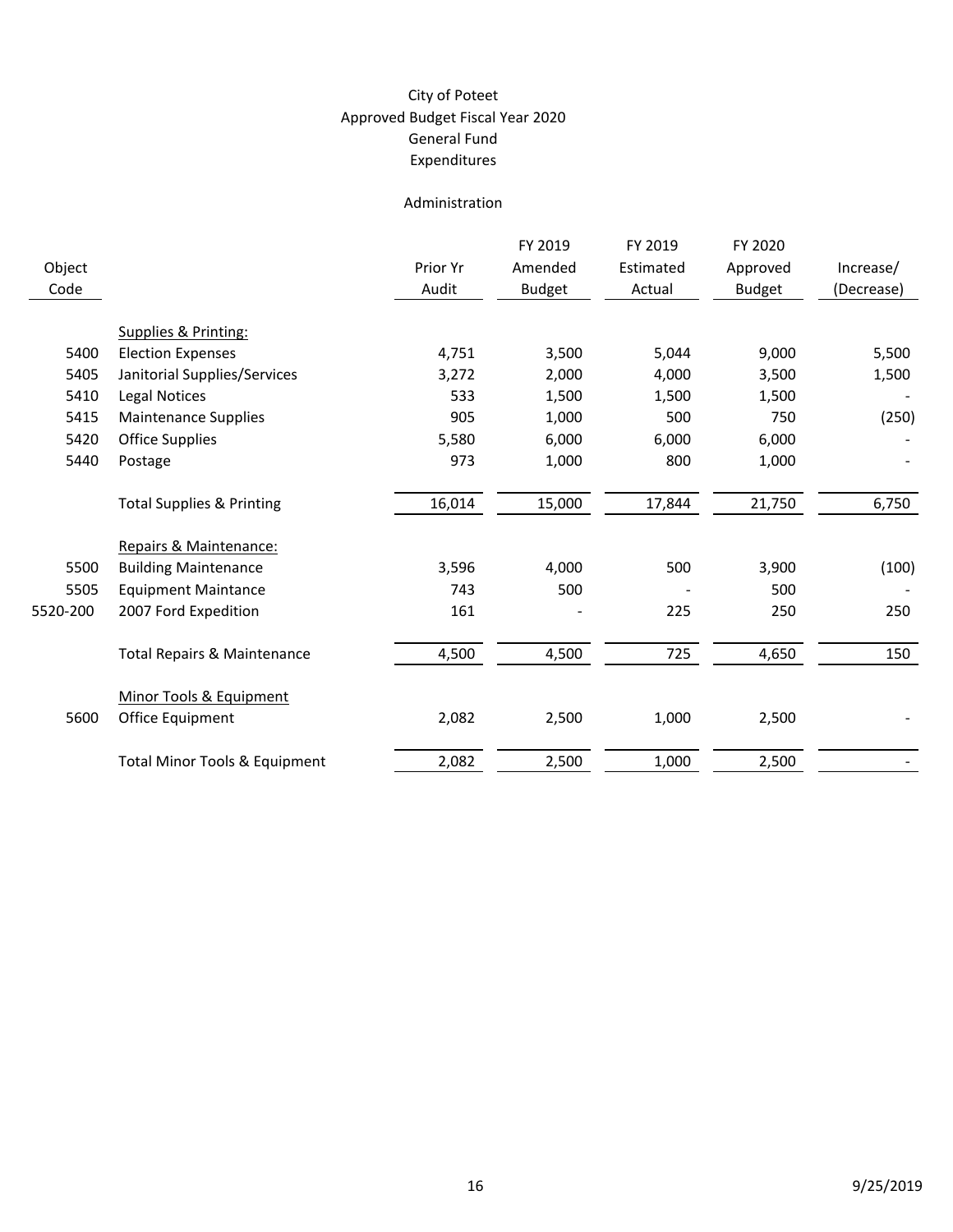# City of Poteet
## Approved Budget Fiscal Year 2020
## General Fund
## Expenditures

### Administration

| Object Code | | Prior Yr Audit | FY 2019 Amended Budget | FY 2019 Estimated Actual | FY 2020 Approved Budget | Increase/ (Decrease) |
|---|---|---|---|---|---|---|
| | Supplies & Printing: | | | | | |
| 5400 | Election Expenses | 4,751 | 3,500 | 5,044 | 9,000 | 5,500 |
| 5405 | Janitorial Supplies/Services | 3,272 | 2,000 | 4,000 | 3,500 | 1,500 |
| 5410 | Legal Notices | 533 | 1,500 | 1,500 | 1,500 | - |
| 5415 | Maintenance Supplies | 905 | 1,000 | 500 | 750 | (250) |
| 5420 | Office Supplies | 5,580 | 6,000 | 6,000 | 6,000 | - |
| 5440 | Postage | 973 | 1,000 | 800 | 1,000 | - |
| | Total Supplies & Printing | 16,014 | 15,000 | 17,844 | 21,750 | 6,750 |
| | Repairs & Maintenance: | | | | | |
| 5500 | Building Maintenance | 3,596 | 4,000 | 500 | 3,900 | (100) |
| 5505 | Equipment Maintance | 743 | 500 | - | 500 | - |
| 5520-200 | 2007 Ford Expedition | 161 | - | 225 | 250 | 250 |
| | Total Repairs & Maintenance | 4,500 | 4,500 | 725 | 4,650 | 150 |
| | Minor Tools & Equipment | | | | | |
| 5600 | Office Equipment | 2,082 | 2,500 | 1,000 | 2,500 | - |
| | Total Minor Tools & Equipment | 2,082 | 2,500 | 1,000 | 2,500 | - |

9/25/2019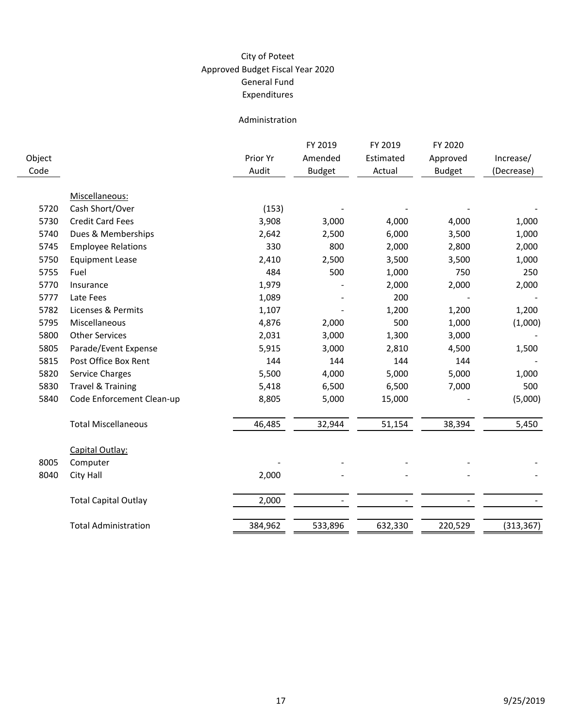# City of Poteet
## Approved Budget Fiscal Year 2020
## General Fund
## Expenditures

### Administration

| Object Code | | Prior Yr Audit | FY 2019 Amended Budget | FY 2019 Estimated Actual | FY 2020 Approved Budget | Increase/ (Decrease) |
|---|---|---|---|---|---|---|
| | Miscellaneous: | | | | | |
| 5720 | Cash Short/Over | (153) | - | - | - | - |
| 5730 | Credit Card Fees | 3,908 | 3,000 | 4,000 | 4,000 | 1,000 |
| 5740 | Dues & Memberships | 2,642 | 2,500 | 6,000 | 3,500 | 1,000 |
| 5745 | Employee Relations | 330 | 800 | 2,000 | 2,800 | 2,000 |
| 5750 | Equipment Lease | 2,410 | 2,500 | 3,500 | 3,500 | 1,000 |
| 5755 | Fuel | 484 | 500 | 1,000 | 750 | 250 |
| 5770 | Insurance | 1,979 | - | 2,000 | 2,000 | 2,000 |
| 5777 | Late Fees | 1,089 | - | 200 | - | - |
| 5782 | Licenses & Permits | 1,107 | - | 1,200 | 1,200 | 1,200 |
| 5795 | Miscellaneous | 4,876 | 2,000 | 500 | 1,000 | (1,000) |
| 5800 | Other Services | 2,031 | 3,000 | 1,300 | 3,000 | - |
| 5805 | Parade/Event Expense | 5,915 | 3,000 | 2,810 | 4,500 | 1,500 |
| 5815 | Post Office Box Rent | 144 | 144 | 144 | 144 | - |
| 5820 | Service Charges | 5,500 | 4,000 | 5,000 | 5,000 | 1,000 |
| 5830 | Travel & Training | 5,418 | 6,500 | 6,500 | 7,000 | 500 |
| 5840 | Code Enforcement Clean-up | 8,805 | 5,000 | 15,000 | - | (5,000) |
| | Total Miscellaneous | 46,485 | 32,944 | 51,154 | 38,394 | 5,450 |
| | Capital Outlay: | | | | | |
| 8005 | Computer | - | - | - | - | - |
| 8040 | City Hall | 2,000 | - | - | - | - |
| | Total Capital Outlay | 2,000 | - | - | - | - |
| | Total Administration | 384,962 | 533,896 | 632,330 | 220,529 | (313,367) |

9/25/2019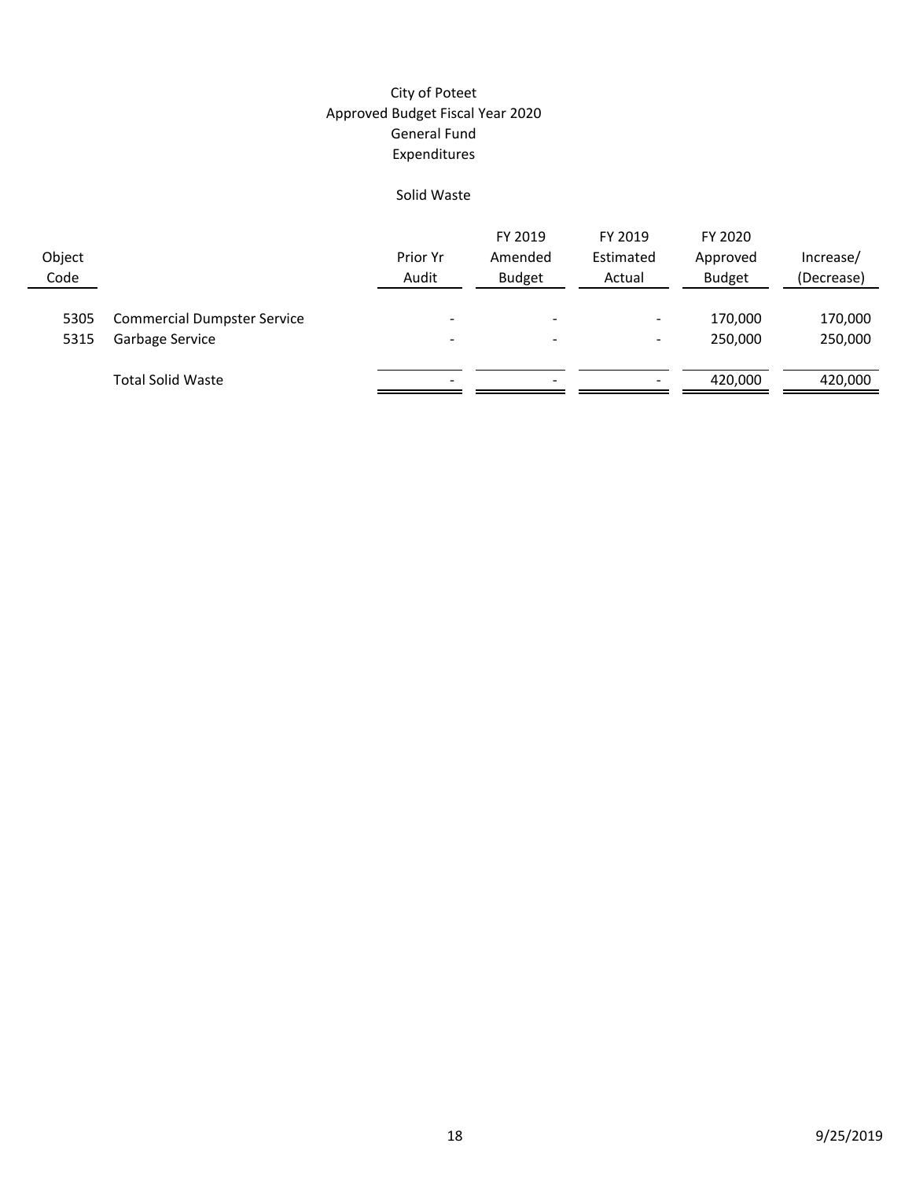City of Poteet
Approved Budget Fiscal Year 2020
General Fund
Expenditures

Solid Waste

| Object Code | | Prior Yr Audit | FY 2019 Amended Budget | FY 2019 Estimated Actual | FY 2020 Approved Budget | Increase/ (Decrease) |
|---|---|---|---|---|---|---|
| 5305 | Commercial Dumpster Service | - | - | - | 170,000 | 170,000 |
| 5315 | Garbage Service | - | - | - | 250,000 | 250,000 |
| | Total Solid Waste | - | - | - | 420,000 | 420,000 |

9/25/2019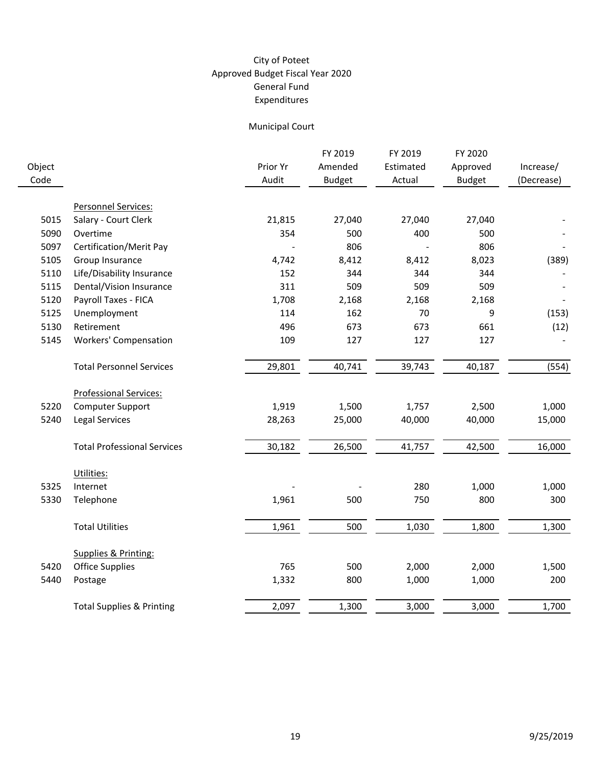City of Poteet
Approved Budget Fiscal Year 2020
General Fund
Expenditures

Municipal Court

| Object Code | | Prior Yr Audit | FY 2019 Amended Budget | FY 2019 Estimated Actual | FY 2020 Approved Budget | Increase/ (Decrease) |
|---|---|---|---|---|---|---|
| | Personnel Services: | | | | | |
| 5015 | Salary - Court Clerk | 21,815 | 27,040 | 27,040 | 27,040 | - |
| 5090 | Overtime | 354 | 500 | 400 | 500 | - |
| 5097 | Certification/Merit Pay | - | 806 | - | 806 | - |
| 5105 | Group Insurance | 4,742 | 8,412 | 8,412 | 8,023 | (389) |
| 5110 | Life/Disability Insurance | 152 | 344 | 344 | 344 | - |
| 5115 | Dental/Vision Insurance | 311 | 509 | 509 | 509 | - |
| 5120 | Payroll Taxes - FICA | 1,708 | 2,168 | 2,168 | 2,168 | - |
| 5125 | Unemployment | 114 | 162 | 70 | 9 | (153) |
| 5130 | Retirement | 496 | 673 | 673 | 661 | (12) |
| 5145 | Workers' Compensation | 109 | 127 | 127 | 127 | - |
| | Total Personnel Services | 29,801 | 40,741 | 39,743 | 40,187 | (554) |
| | Professional Services: | | | | | |
| 5220 | Computer Support | 1,919 | 1,500 | 1,757 | 2,500 | 1,000 |
| 5240 | Legal Services | 28,263 | 25,000 | 40,000 | 40,000 | 15,000 |
| | Total Professional Services | 30,182 | 26,500 | 41,757 | 42,500 | 16,000 |
| | Utilities: | | | | | |
| 5325 | Internet | - | - | 280 | 1,000 | 1,000 |
| 5330 | Telephone | 1,961 | 500 | 750 | 800 | 300 |
| | Total Utilities | 1,961 | 500 | 1,030 | 1,800 | 1,300 |
| | Supplies & Printing: | | | | | |
| 5420 | Office Supplies | 765 | 500 | 2,000 | 2,000 | 1,500 |
| 5440 | Postage | 1,332 | 800 | 1,000 | 1,000 | 200 |
| | Total Supplies & Printing | 2,097 | 1,300 | 3,000 | 3,000 | 1,700 |

9/25/2019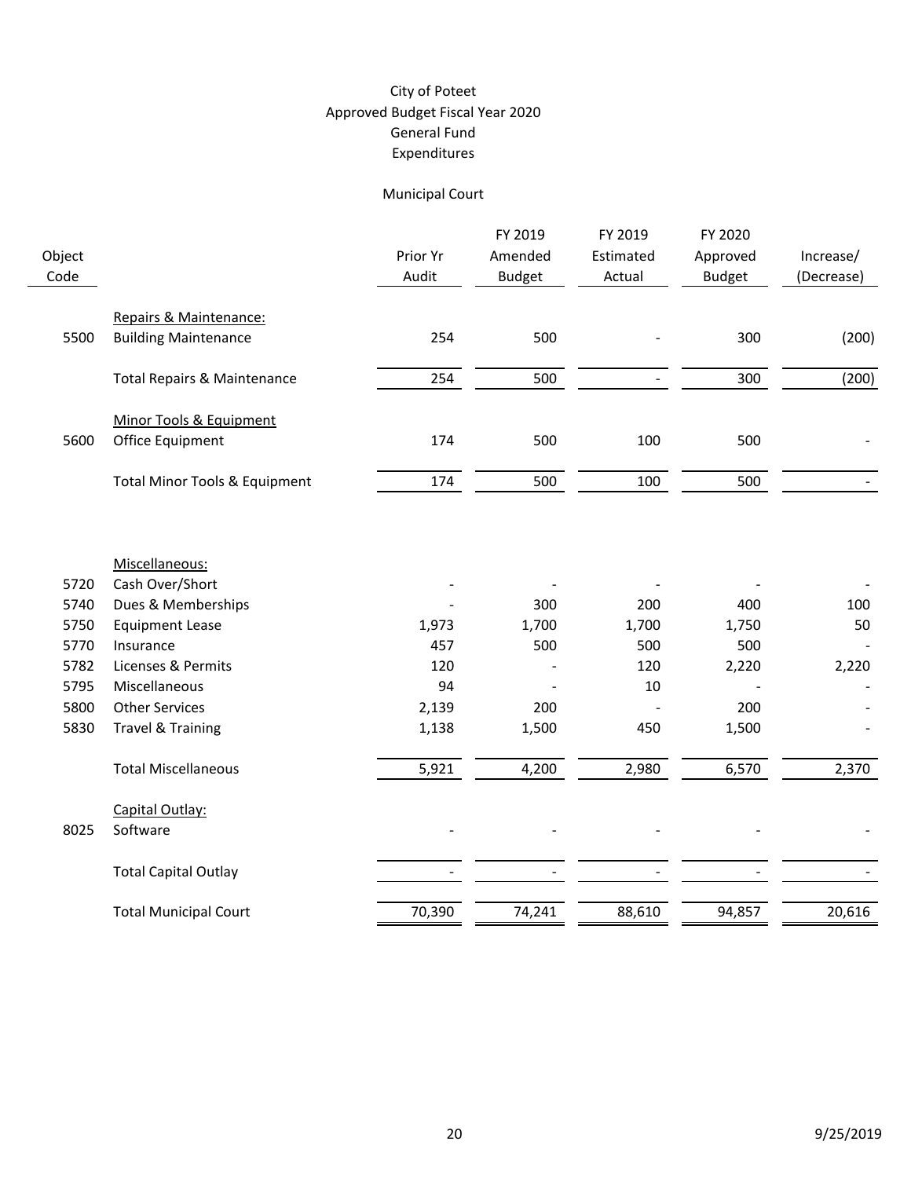City of Poteet
Approved Budget Fiscal Year 2020
General Fund
Expenditures

Municipal Court

| Object Code | | Prior Yr Audit | FY 2019 Amended Budget | FY 2019 Estimated Actual | FY 2020 Approved Budget | Increase/ (Decrease) |
|---|---|---|---|---|---|---|
| | Repairs & Maintenance: | | | | | |
| 5500 | Building Maintenance | 254 | 500 | - | 300 | (200) |
| | Total Repairs & Maintenance | 254 | 500 | - | 300 | (200) |
| | Minor Tools & Equipment | | | | | |
| 5600 | Office Equipment | 174 | 500 | 100 | 500 | - |
| | Total Minor Tools & Equipment | 174 | 500 | 100 | 500 | - |
| | Miscellaneous: | | | | | |
| 5720 | Cash Over/Short | - | - | - | - | - |
| 5740 | Dues & Memberships | - | 300 | 200 | 400 | 100 |
| 5750 | Equipment Lease | 1,973 | 1,700 | 1,700 | 1,750 | 50 |
| 5770 | Insurance | 457 | 500 | 500 | 500 | - |
| 5782 | Licenses & Permits | 120 | - | 120 | 2,220 | 2,220 |
| 5795 | Miscellaneous | 94 | - | 10 | - | - |
| 5800 | Other Services | 2,139 | 200 | - | 200 | - |
| 5830 | Travel & Training | 1,138 | 1,500 | 450 | 1,500 | - |
| | Total Miscellaneous | 5,921 | 4,200 | 2,980 | 6,570 | 2,370 |
| | Capital Outlay: | | | | | |
| 8025 | Software | - | - | - | - | - |
| | Total Capital Outlay | - | - | - | - | - |
| | Total Municipal Court | 70,390 | 74,241 | 88,610 | 94,857 | 20,616 |

9/25/2019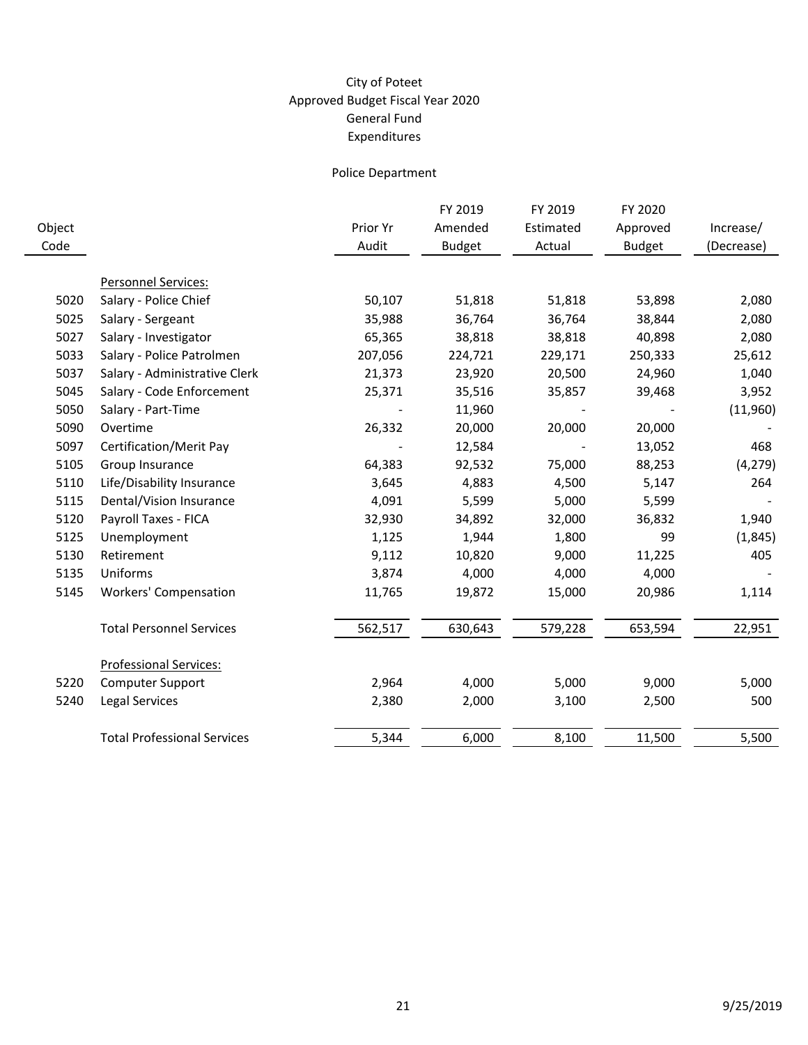# City of Poteet
## Approved Budget Fiscal Year 2020
## General Fund
## Expenditures

### Police Department

| Object Code | | Prior Yr Audit | FY 2019 Amended Budget | FY 2019 Estimated Actual | FY 2020 Approved Budget | Increase/ (Decrease) |
|---|---|---|---|---|---|---|
| | Personnel Services: | | | | | |
| 5020 | Salary - Police Chief | 50,107 | 51,818 | 51,818 | 53,898 | 2,080 |
| 5025 | Salary - Sergeant | 35,988 | 36,764 | 36,764 | 38,844 | 2,080 |
| 5027 | Salary - Investigator | 65,365 | 38,818 | 38,818 | 40,898 | 2,080 |
| 5033 | Salary - Police Patrolmen | 207,056 | 224,721 | 229,171 | 250,333 | 25,612 |
| 5037 | Salary - Administrative Clerk | 21,373 | 23,920 | 20,500 | 24,960 | 1,040 |
| 5045 | Salary - Code Enforcement | 25,371 | 35,516 | 35,857 | 39,468 | 3,952 |
| 5050 | Salary - Part-Time | - | 11,960 | - | - | (11,960) |
| 5090 | Overtime | 26,332 | 20,000 | 20,000 | 20,000 | - |
| 5097 | Certification/Merit Pay | - | 12,584 | - | 13,052 | 468 |
| 5105 | Group Insurance | 64,383 | 92,532 | 75,000 | 88,253 | (4,279) |
| 5110 | Life/Disability Insurance | 3,645 | 4,883 | 4,500 | 5,147 | 264 |
| 5115 | Dental/Vision Insurance | 4,091 | 5,599 | 5,000 | 5,599 | - |
| 5120 | Payroll Taxes - FICA | 32,930 | 34,892 | 32,000 | 36,832 | 1,940 |
| 5125 | Unemployment | 1,125 | 1,944 | 1,800 | 99 | (1,845) |
| 5130 | Retirement | 9,112 | 10,820 | 9,000 | 11,225 | 405 |
| 5135 | Uniforms | 3,874 | 4,000 | 4,000 | 4,000 | - |
| 5145 | Workers' Compensation | 11,765 | 19,872 | 15,000 | 20,986 | 1,114 |
| | Total Personnel Services | 562,517 | 630,643 | 579,228 | 653,594 | 22,951 |
| | Professional Services: | | | | | |
| 5220 | Computer Support | 2,964 | 4,000 | 5,000 | 9,000 | 5,000 |
| 5240 | Legal Services | 2,380 | 2,000 | 3,100 | 2,500 | 500 |
| | Total Professional Services | 5,344 | 6,000 | 8,100 | 11,500 | 5,500 |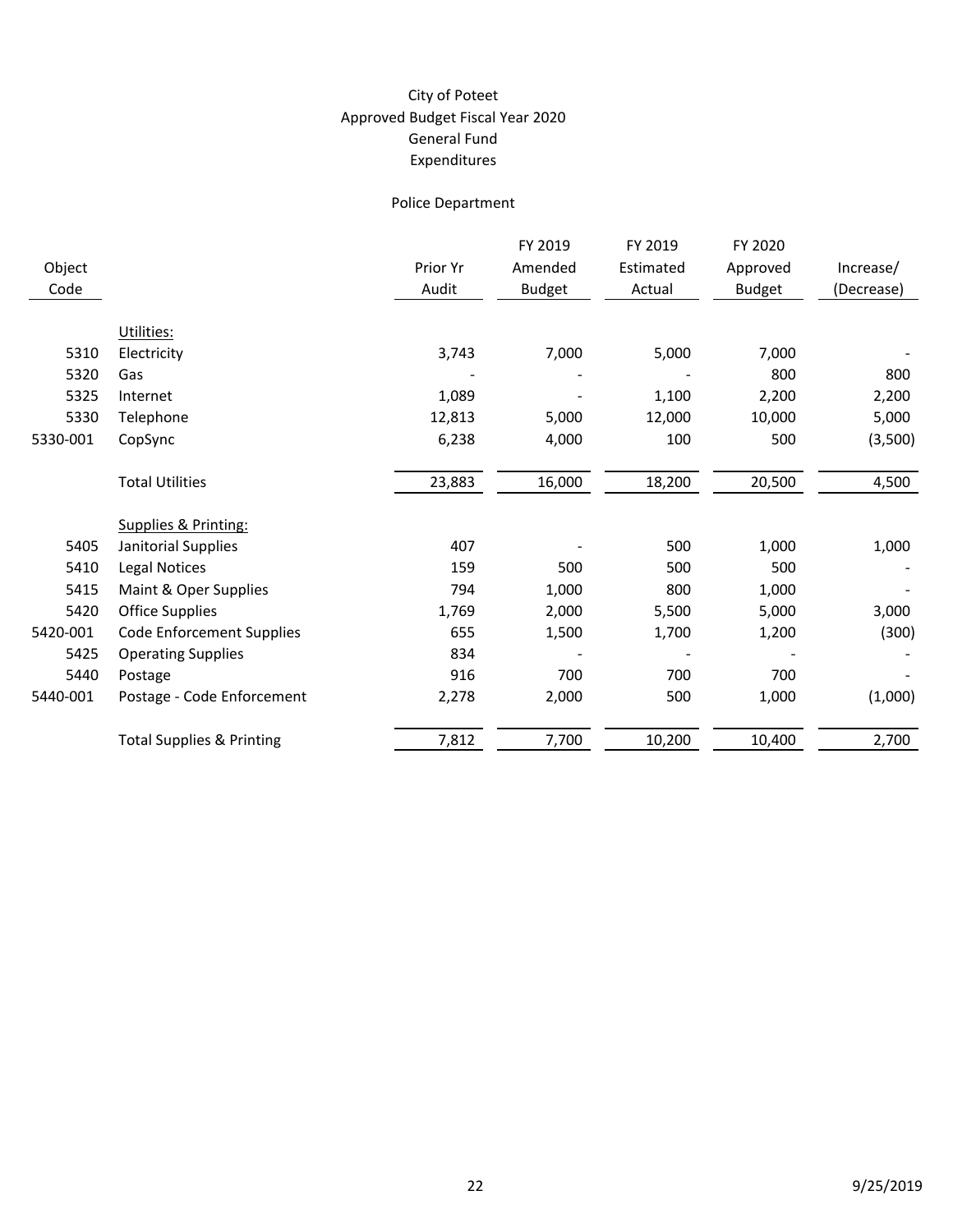# City of Poteet
## Approved Budget Fiscal Year 2020
## General Fund
## Expenditures

### Police Department

| Object Code | | Prior Yr Audit | FY 2019 Amended Budget | FY 2019 Estimated Actual | FY 2020 Approved Budget | Increase/ (Decrease) |
|---|---|---|---|---|---|---|
| | Utilities: | | | | | |
| 5310 | Electricity | 3,743 | 7,000 | 5,000 | 7,000 | - |
| 5320 | Gas | - | - | - | 800 | 800 |
| 5325 | Internet | 1,089 | - | 1,100 | 2,200 | 2,200 |
| 5330 | Telephone | 12,813 | 5,000 | 12,000 | 10,000 | 5,000 |
| 5330-001 | CopSync | 6,238 | 4,000 | 100 | 500 | (3,500) |
| | Total Utilities | 23,883 | 16,000 | 18,200 | 20,500 | 4,500 |
| | Supplies & Printing: | | | | | |
| 5405 | Janitorial Supplies | 407 | - | 500 | 1,000 | 1,000 |
| 5410 | Legal Notices | 159 | 500 | 500 | 500 | - |
| 5415 | Maint & Oper Supplies | 794 | 1,000 | 800 | 1,000 | - |
| 5420 | Office Supplies | 1,769 | 2,000 | 5,500 | 5,000 | 3,000 |
| 5420-001 | Code Enforcement Supplies | 655 | 1,500 | 1,700 | 1,200 | (300) |
| 5425 | Operating Supplies | 834 | - | - | - | - |
| 5440 | Postage | 916 | 700 | 700 | 700 | - |
| 5440-001 | Postage - Code Enforcement | 2,278 | 2,000 | 500 | 1,000 | (1,000) |
| | Total Supplies & Printing | 7,812 | 7,700 | 10,200 | 10,400 | 2,700 |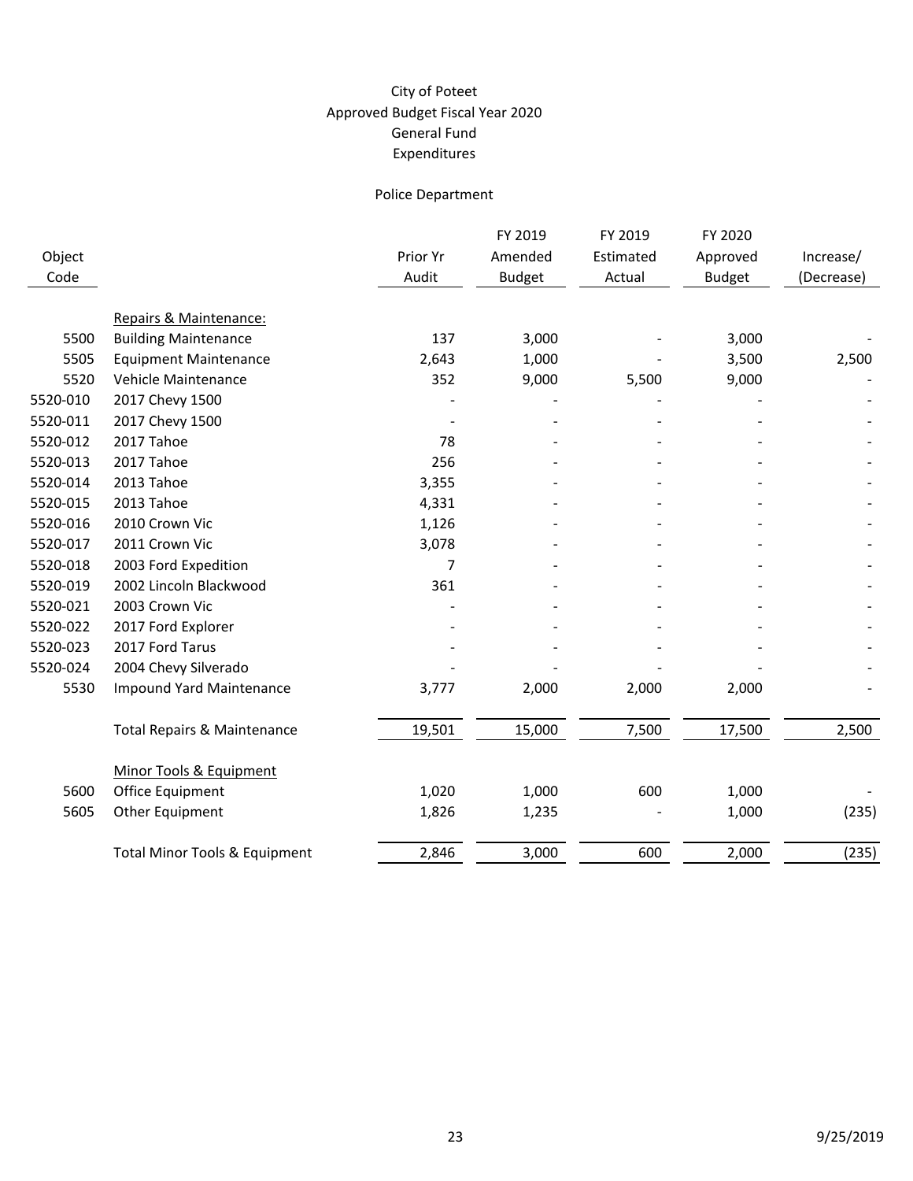City of Poteet
Approved Budget Fiscal Year 2020
General Fund
Expenditures

Police Department

| Object Code | | Prior Yr Audit | FY 2019 Amended Budget | FY 2019 Estimated Actual | FY 2020 Approved Budget | Increase/ (Decrease) |
|---|---|---|---|---|---|---|
| | Repairs & Maintenance: | | | | | |
| 5500 | Building Maintenance | 137 | 3,000 | - | 3,000 | - |
| 5505 | Equipment Maintenance | 2,643 | 1,000 | - | 3,500 | 2,500 |
| 5520 | Vehicle Maintenance | 352 | 9,000 | 5,500 | 9,000 | - |
| 5520-010 | 2017 Chevy 1500 | - | - | - | - | - |
| 5520-011 | 2017 Chevy 1500 | - | - | - | - | - |
| 5520-012 | 2017 Tahoe | 78 | - | - | - | - |
| 5520-013 | 2017 Tahoe | 256 | - | - | - | - |
| 5520-014 | 2013 Tahoe | 3,355 | - | - | - | - |
| 5520-015 | 2013 Tahoe | 4,331 | - | - | - | - |
| 5520-016 | 2010 Crown Vic | 1,126 | - | - | - | - |
| 5520-017 | 2011 Crown Vic | 3,078 | - | - | - | - |
| 5520-018 | 2003 Ford Expedition | 7 | - | - | - | - |
| 5520-019 | 2002 Lincoln Blackwood | 361 | - | - | - | - |
| 5520-021 | 2003 Crown Vic | - | - | - | - | - |
| 5520-022 | 2017 Ford Explorer | - | - | - | - | - |
| 5520-023 | 2017 Ford Tarus | - | - | - | - | - |
| 5520-024 | 2004 Chevy Silverado | - | - | - | - | - |
| 5530 | Impound Yard Maintenance | 3,777 | 2,000 | 2,000 | 2,000 | - |
| | Total Repairs & Maintenance | 19,501 | 15,000 | 7,500 | 17,500 | 2,500 |
| | Minor Tools & Equipment | | | | | |
| 5600 | Office Equipment | 1,020 | 1,000 | 600 | 1,000 | - |
| 5605 | Other Equipment | 1,826 | 1,235 | - | 1,000 | (235) |
| | Total Minor Tools & Equipment | 2,846 | 3,000 | 600 | 2,000 | (235) |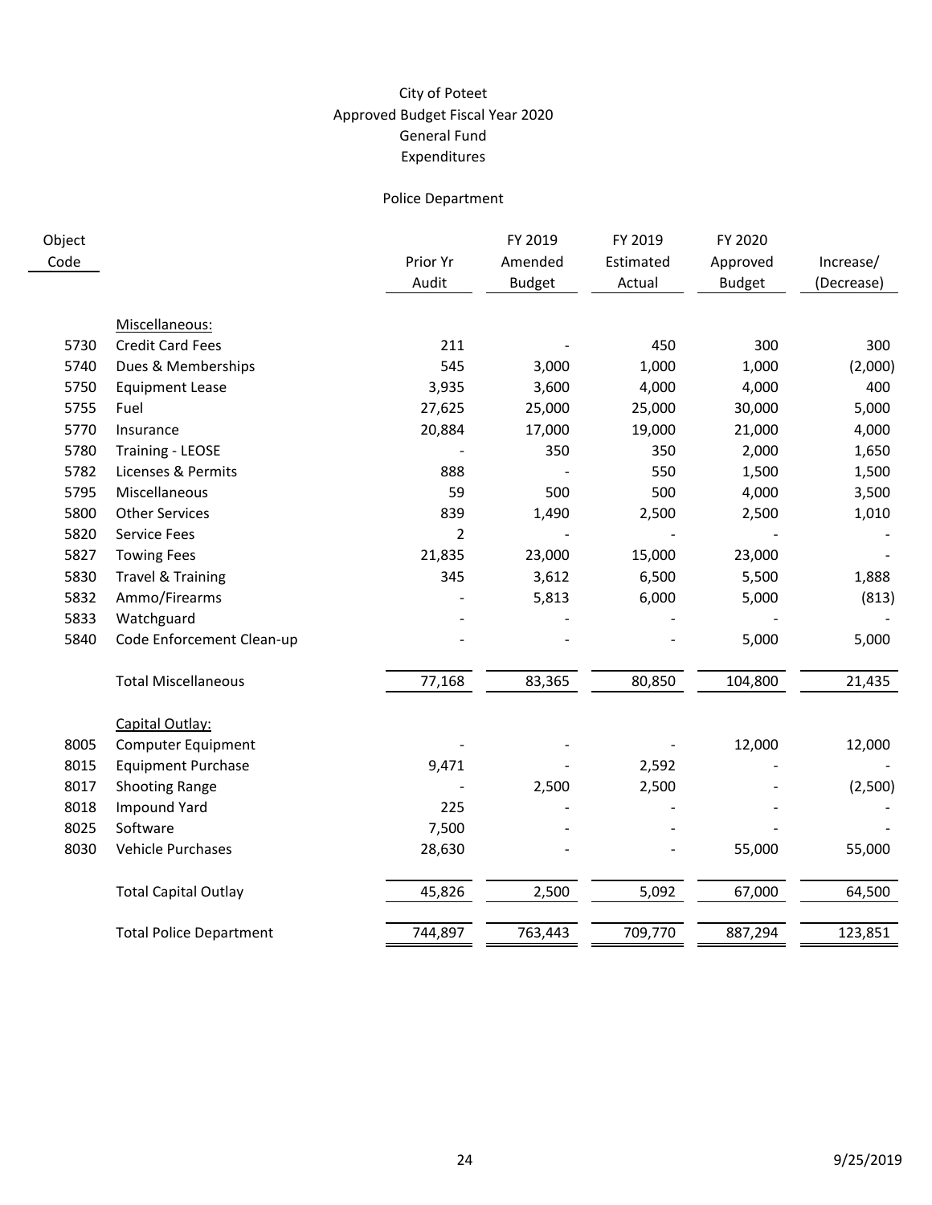City of Poteet
Approved Budget Fiscal Year 2020
General Fund
Expenditures

Police Department

| Object Code | | Prior Yr Audit | FY 2019 Amended Budget | FY 2019 Estimated Actual | FY 2020 Approved Budget | Increase/ (Decrease) |
|---|---|---|---|---|---|---|
| | Miscellaneous: | | | | | |
| 5730 | Credit Card Fees | 211 | - | 450 | 300 | 300 |
| 5740 | Dues & Memberships | 545 | 3,000 | 1,000 | 1,000 | (2,000) |
| 5750 | Equipment Lease | 3,935 | 3,600 | 4,000 | 4,000 | 400 |
| 5755 | Fuel | 27,625 | 25,000 | 25,000 | 30,000 | 5,000 |
| 5770 | Insurance | 20,884 | 17,000 | 19,000 | 21,000 | 4,000 |
| 5780 | Training - LEOSE | - | 350 | 350 | 2,000 | 1,650 |
| 5782 | Licenses & Permits | 888 | - | 550 | 1,500 | 1,500 |
| 5795 | Miscellaneous | 59 | 500 | 500 | 4,000 | 3,500 |
| 5800 | Other Services | 839 | 1,490 | 2,500 | 2,500 | 1,010 |
| 5820 | Service Fees | 2 | - | - | - | - |
| 5827 | Towing Fees | 21,835 | 23,000 | 15,000 | 23,000 | - |
| 5830 | Travel & Training | 345 | 3,612 | 6,500 | 5,500 | 1,888 |
| 5832 | Ammo/Firearms | - | 5,813 | 6,000 | 5,000 | (813) |
| 5833 | Watchguard | - | - | - | - | - |
| 5840 | Code Enforcement Clean-up | - | - | - | 5,000 | 5,000 |
| | Total Miscellaneous | 77,168 | 83,365 | 80,850 | 104,800 | 21,435 |
| | Capital Outlay: | | | | | |
| 8005 | Computer Equipment | - | - | - | 12,000 | 12,000 |
| 8015 | Equipment Purchase | 9,471 | - | 2,592 | - | - |
| 8017 | Shooting Range | - | 2,500 | 2,500 | - | (2,500) |
| 8018 | Impound Yard | 225 | - | - | - | - |
| 8025 | Software | 7,500 | - | - | - | - |
| 8030 | Vehicle Purchases | 28,630 | - | - | 55,000 | 55,000 |
| | Total Capital Outlay | 45,826 | 2,500 | 5,092 | 67,000 | 64,500 |
| | Total Police Department | 744,897 | 763,443 | 709,770 | 887,294 | 123,851 |

9/25/2019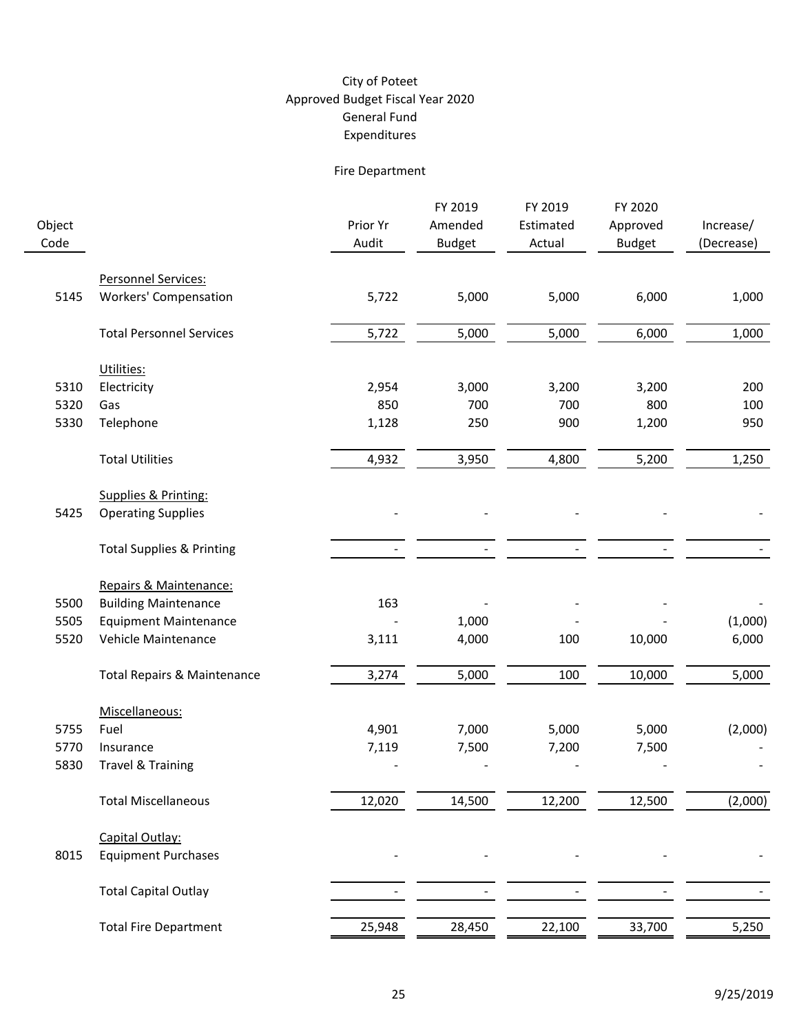City of Poteet
Approved Budget Fiscal Year 2020
General Fund
Expenditures

Fire Department

| Object Code | | Prior Yr Audit | FY 2019 Amended Budget | FY 2019 Estimated Actual | FY 2020 Approved Budget | Increase/ (Decrease) |
|---|---|---|---|---|---|---|
| | Personnel Services: | | | | | |
| 5145 | Workers' Compensation | 5,722 | 5,000 | 5,000 | 6,000 | 1,000 |
| | Total Personnel Services | 5,722 | 5,000 | 5,000 | 6,000 | 1,000 |
| | Utilities: | | | | | |
| 5310 | Electricity | 2,954 | 3,000 | 3,200 | 3,200 | 200 |
| 5320 | Gas | 850 | 700 | 700 | 800 | 100 |
| 5330 | Telephone | 1,128 | 250 | 900 | 1,200 | 950 |
| | Total Utilities | 4,932 | 3,950 | 4,800 | 5,200 | 1,250 |
| | Supplies & Printing: | | | | | |
| 5425 | Operating Supplies | - | - | - | - | - |
| | Total Supplies & Printing | - | - | - | - | - |
| | Repairs & Maintenance: | | | | | |
| 5500 | Building Maintenance | 163 | - | - | - | - |
| 5505 | Equipment Maintenance | - | 1,000 | - | - | (1,000) |
| 5520 | Vehicle Maintenance | 3,111 | 4,000 | 100 | 10,000 | 6,000 |
| | Total Repairs & Maintenance | 3,274 | 5,000 | 100 | 10,000 | 5,000 |
| | Miscellaneous: | | | | | |
| 5755 | Fuel | 4,901 | 7,000 | 5,000 | 5,000 | (2,000) |
| 5770 | Insurance | 7,119 | 7,500 | 7,200 | 7,500 | - |
| 5830 | Travel & Training | - | - | - | - | - |
| | Total Miscellaneous | 12,020 | 14,500 | 12,200 | 12,500 | (2,000) |
| | Capital Outlay: | | | | | |
| 8015 | Equipment Purchases | - | - | - | - | - |
| | Total Capital Outlay | - | - | - | - | - |
| | Total Fire Department | 25,948 | 28,450 | 22,100 | 33,700 | 5,250 |

9/25/2019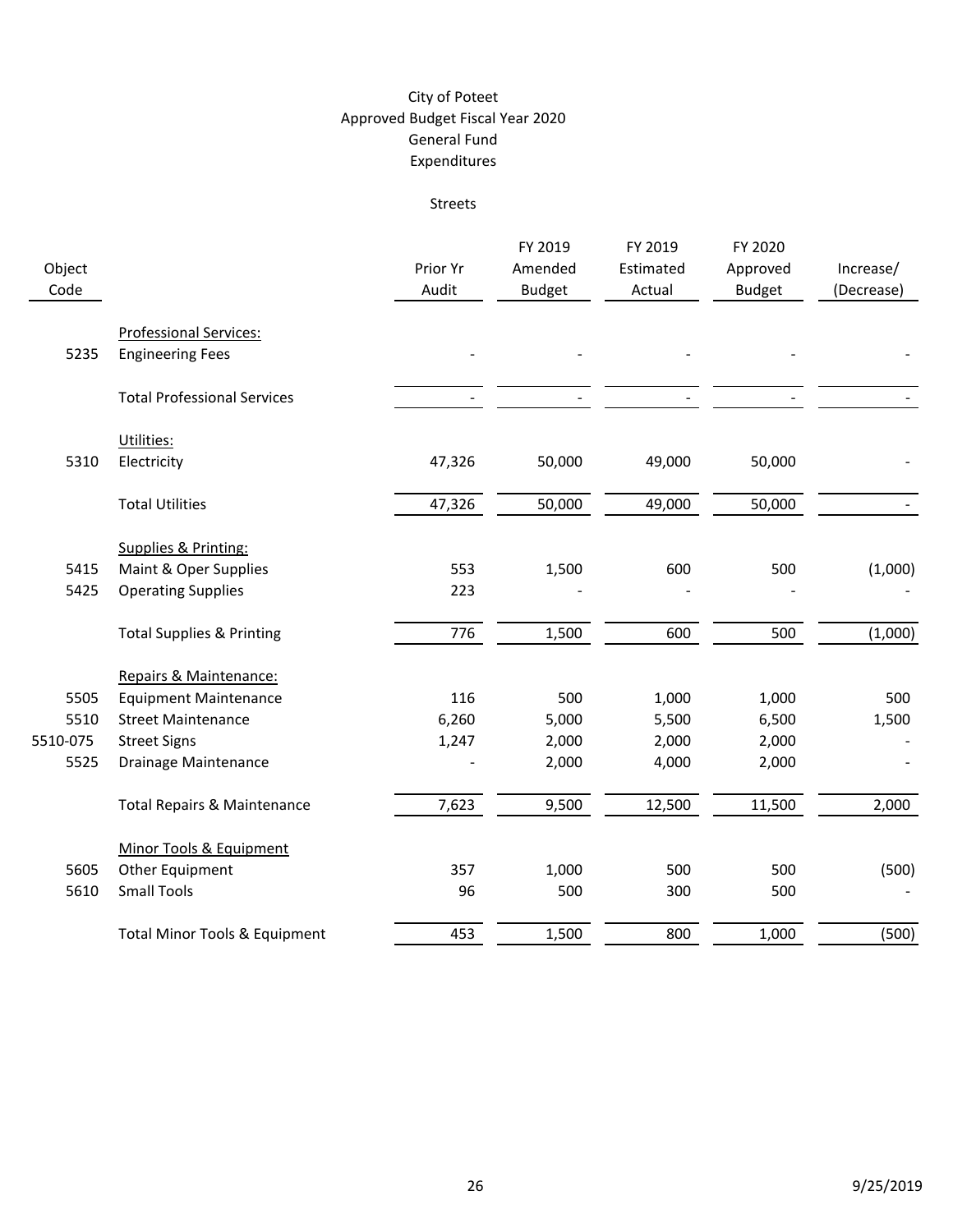# City of Poteet
## Approved Budget Fiscal Year 2020
## General Fund
## Expenditures

### Streets

| Object Code | | Prior Yr Audit | FY 2019 Amended Budget | FY 2019 Estimated Actual | FY 2020 Approved Budget | Increase/ (Decrease) |
|---|---|---|---|---|---|---|
| | Professional Services: | | | | | |
| 5235 | Engineering Fees | - | - | - | - | - |
| | Total Professional Services | - | - | - | - | - |
| | Utilities: | | | | | |
| 5310 | Electricity | 47,326 | 50,000 | 49,000 | 50,000 | - |
| | Total Utilities | 47,326 | 50,000 | 49,000 | 50,000 | - |
| | Supplies & Printing: | | | | | |
| 5415 | Maint & Oper Supplies | 553 | 1,500 | 600 | 500 | (1,000) |
| 5425 | Operating Supplies | 223 | - | - | - | - |
| | Total Supplies & Printing | 776 | 1,500 | 600 | 500 | (1,000) |
| | Repairs & Maintenance: | | | | | |
| 5505 | Equipment Maintenance | 116 | 500 | 1,000 | 1,000 | 500 |
| 5510 | Street Maintenance | 6,260 | 5,000 | 5,500 | 6,500 | 1,500 |
| 5510-075 | Street Signs | 1,247 | 2,000 | 2,000 | 2,000 | - |
| 5525 | Drainage Maintenance | - | 2,000 | 4,000 | 2,000 | - |
| | Total Repairs & Maintenance | 7,623 | 9,500 | 12,500 | 11,500 | 2,000 |
| | Minor Tools & Equipment | | | | | |
| 5605 | Other Equipment | 357 | 1,000 | 500 | 500 | (500) |
| 5610 | Small Tools | 96 | 500 | 300 | 500 | - |
| | Total Minor Tools & Equipment | 453 | 1,500 | 800 | 1,000 | (500) |

9/25/2019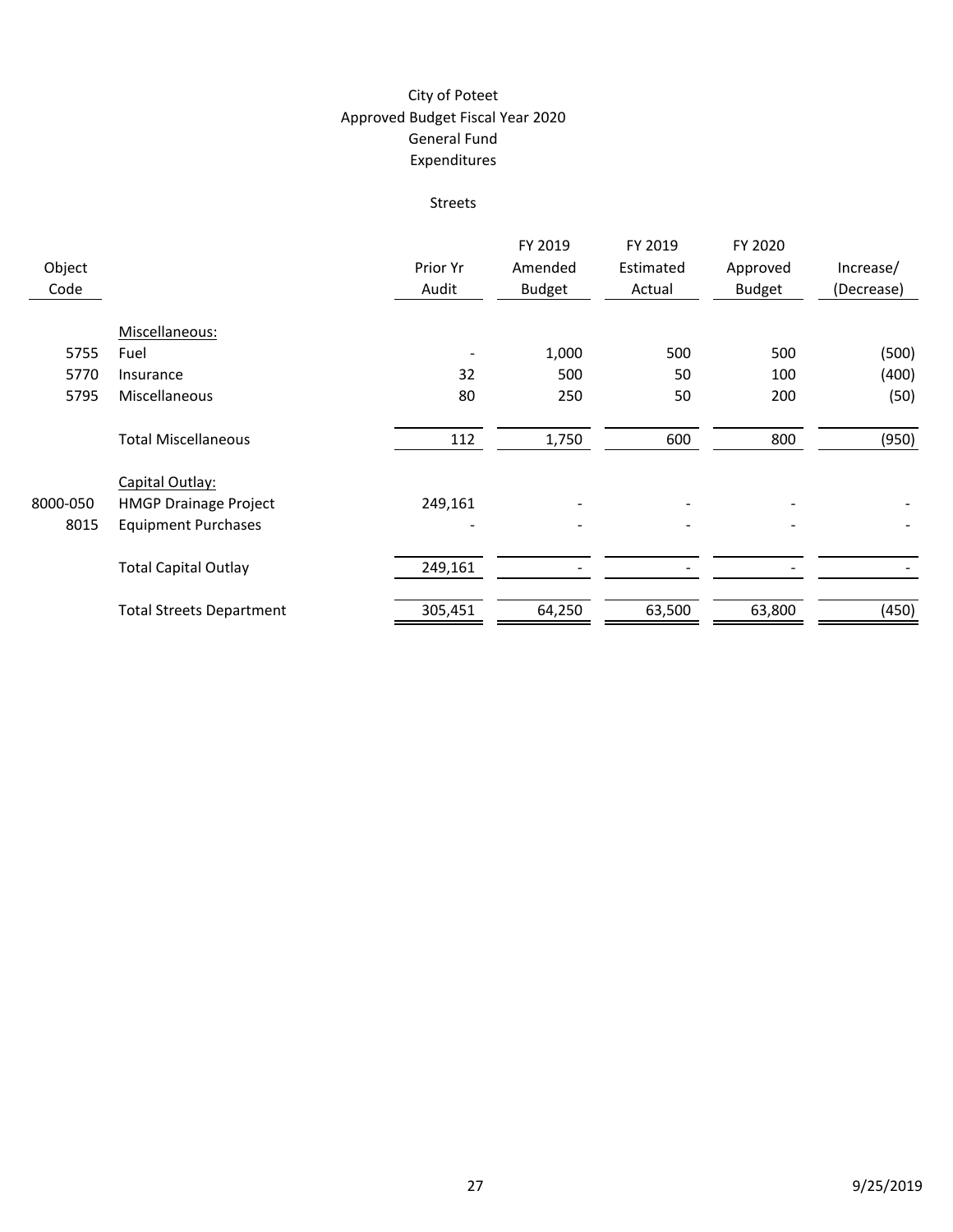City of Poteet
Approved Budget Fiscal Year 2020
General Fund
Expenditures

Streets

| Object Code | | Prior Yr Audit | FY 2019 Amended Budget | FY 2019 Estimated Actual | FY 2020 Approved Budget | Increase/ (Decrease) |
|---|---|---|---|---|---|---|
| | Miscellaneous: | | | | | |
| 5755 | Fuel | - | 1,000 | 500 | 500 | (500) |
| 5770 | Insurance | 32 | 500 | 50 | 100 | (400) |
| 5795 | Miscellaneous | 80 | 250 | 50 | 200 | (50) |
| | Total Miscellaneous | 112 | 1,750 | 600 | 800 | (950) |
| | Capital Outlay: | | | | | |
| 8000-050 | HMGP Drainage Project | 249,161 | - | - | - | - |
| 8015 | Equipment Purchases | - | - | - | - | - |
| | Total Capital Outlay | 249,161 | - | - | - | - |
| | Total Streets Department | 305,451 | 64,250 | 63,500 | 63,800 | (450) |

9/25/2019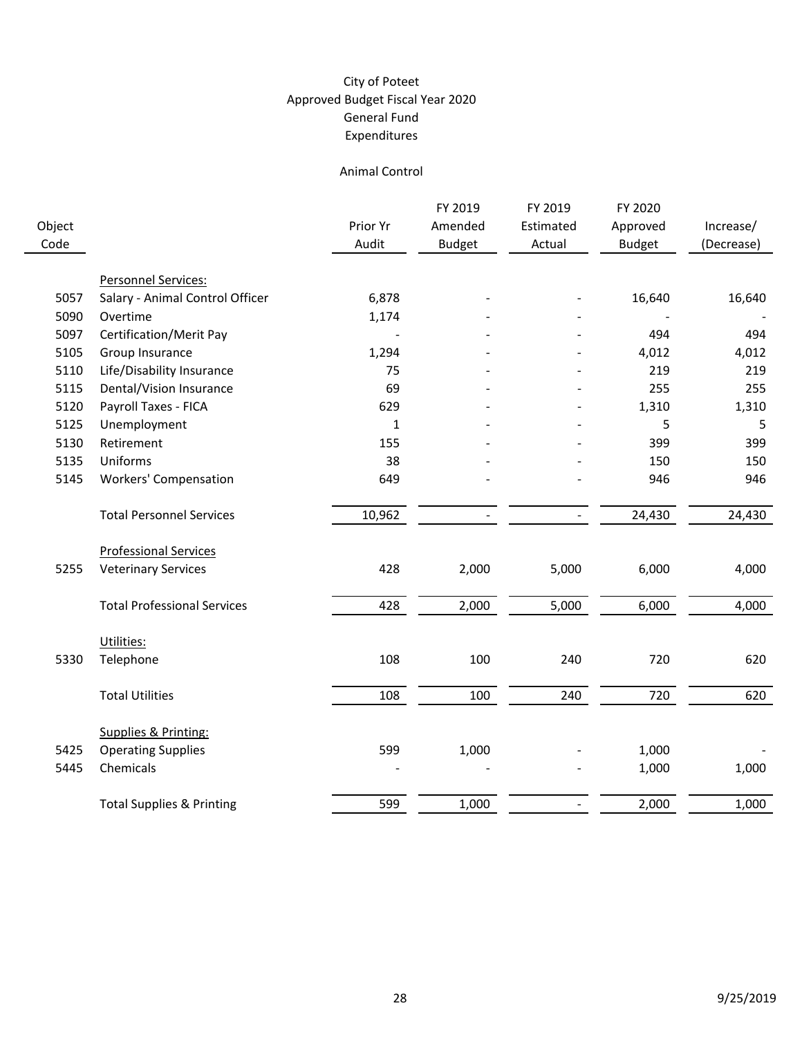# City of Poteet
## Approved Budget Fiscal Year 2020
## General Fund
## Expenditures

### Animal Control

| Object Code | | Prior Yr Audit | FY 2019 Amended Budget | FY 2019 Estimated Actual | FY 2020 Approved Budget | Increase/ (Decrease) |
|---|---|---|---|---|---|---|
| | Personnel Services: | | | | | |
| 5057 | Salary - Animal Control Officer | 6,878 | - | - | 16,640 | 16,640 |
| 5090 | Overtime | 1,174 | - | - | - | - |
| 5097 | Certification/Merit Pay | - | - | - | 494 | 494 |
| 5105 | Group Insurance | 1,294 | - | - | 4,012 | 4,012 |
| 5110 | Life/Disability Insurance | 75 | - | - | 219 | 219 |
| 5115 | Dental/Vision Insurance | 69 | - | - | 255 | 255 |
| 5120 | Payroll Taxes - FICA | 629 | - | - | 1,310 | 1,310 |
| 5125 | Unemployment | 1 | - | - | 5 | 5 |
| 5130 | Retirement | 155 | - | - | 399 | 399 |
| 5135 | Uniforms | 38 | - | - | 150 | 150 |
| 5145 | Workers' Compensation | 649 | - | - | 946 | 946 |
| | Total Personnel Services | 10,962 | - | - | 24,430 | 24,430 |
| | Professional Services | | | | | |
| 5255 | Veterinary Services | 428 | 2,000 | 5,000 | 6,000 | 4,000 |
| | Total Professional Services | 428 | 2,000 | 5,000 | 6,000 | 4,000 |
| | Utilities: | | | | | |
| 5330 | Telephone | 108 | 100 | 240 | 720 | 620 |
| | Total Utilities | 108 | 100 | 240 | 720 | 620 |
| | Supplies & Printing: | | | | | |
| 5425 | Operating Supplies | 599 | 1,000 | - | 1,000 | - |
| 5445 | Chemicals | - | - | - | 1,000 | 1,000 |
| | Total Supplies & Printing | 599 | 1,000 | - | 2,000 | 1,000 |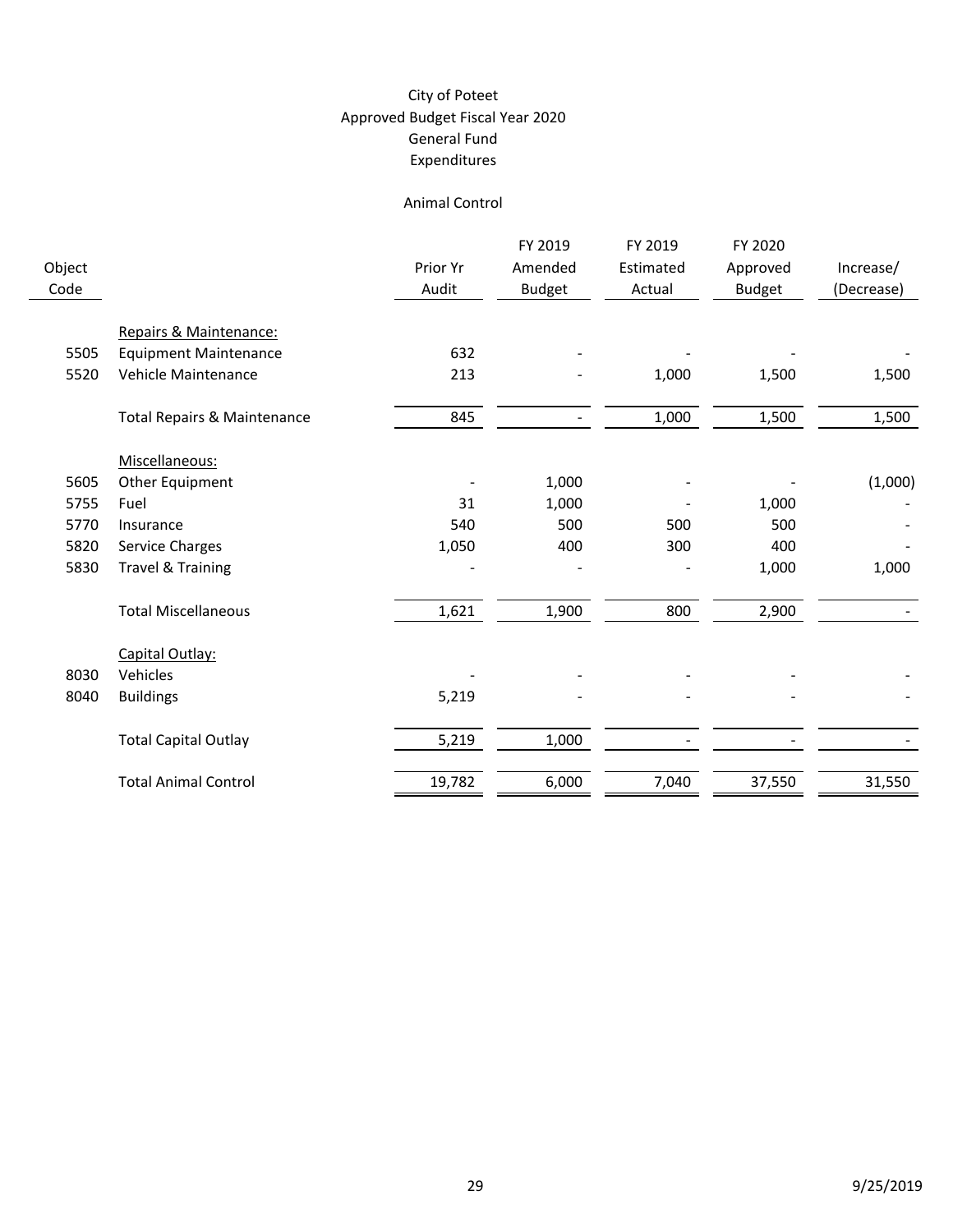# City of Poteet
## Approved Budget Fiscal Year 2020
## General Fund
## Expenditures

### Animal Control

| Object Code | | Prior Yr Audit | FY 2019 Amended Budget | FY 2019 Estimated Actual | FY 2020 Approved Budget | Increase/ (Decrease) |
|---|---|---|---|---|---|---|
| | Repairs & Maintenance: | | | | | |
| 5505 | Equipment Maintenance | 632 | - | - | - | - |
| 5520 | Vehicle Maintenance | 213 | - | 1,000 | 1,500 | 1,500 |
| | Total Repairs & Maintenance | 845 | - | 1,000 | 1,500 | 1,500 |
| | Miscellaneous: | | | | | |
| 5605 | Other Equipment | - | 1,000 | - | - | (1,000) |
| 5755 | Fuel | 31 | 1,000 | - | 1,000 | - |
| 5770 | Insurance | 540 | 500 | 500 | 500 | - |
| 5820 | Service Charges | 1,050 | 400 | 300 | 400 | - |
| 5830 | Travel & Training | - | - | - | 1,000 | 1,000 |
| | Total Miscellaneous | 1,621 | 1,900 | 800 | 2,900 | - |
| | Capital Outlay: | | | | | |
| 8030 | Vehicles | - | - | - | - | - |
| 8040 | Buildings | 5,219 | - | - | - | - |
| | Total Capital Outlay | 5,219 | 1,000 | - | - | - |
| | Total Animal Control | 19,782 | 6,000 | 7,040 | 37,550 | 31,550 |

9/25/2019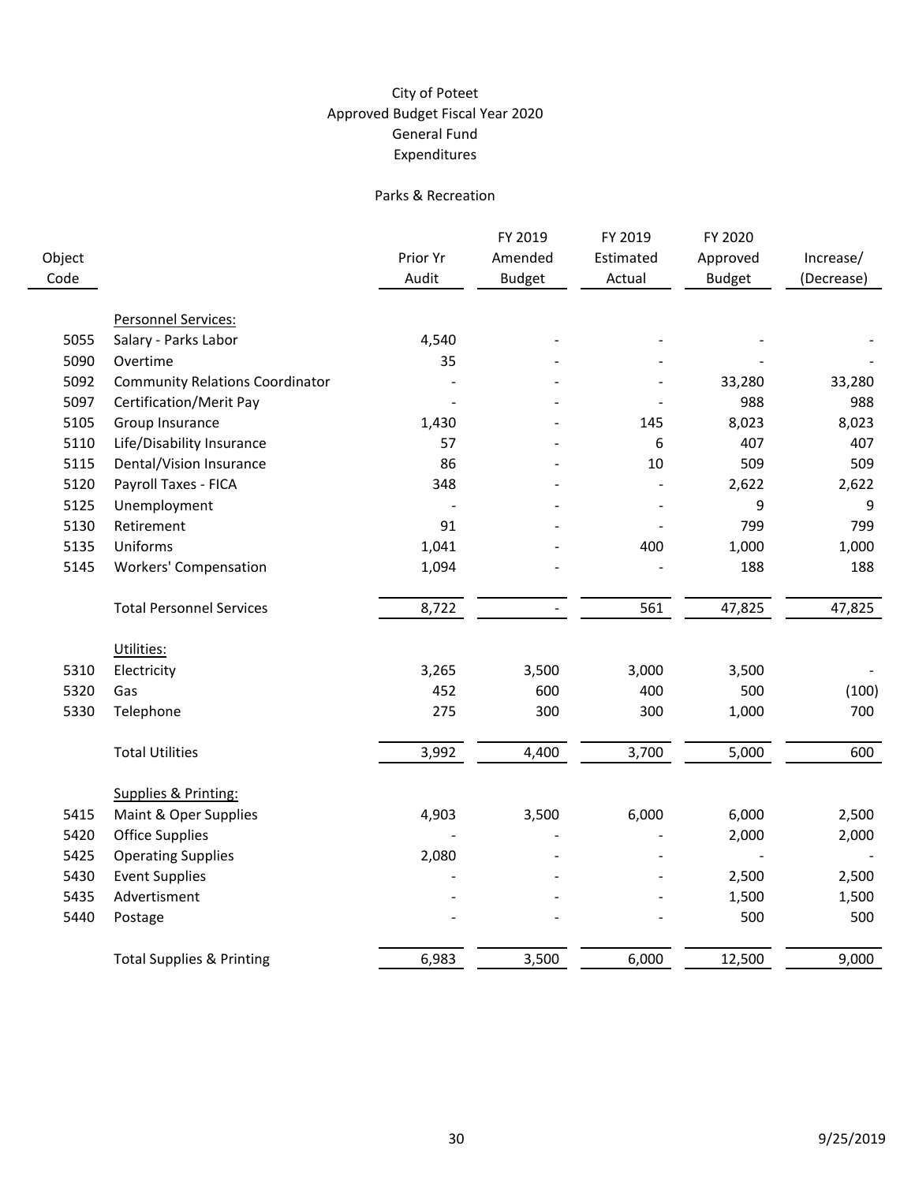# City of Poteet
## Approved Budget Fiscal Year 2020
## General Fund
## Expenditures

### Parks & Recreation

| Object Code | | Prior Yr Audit | FY 2019 Amended Budget | FY 2019 Estimated Actual | FY 2020 Approved Budget | Increase/ (Decrease) |
|---|---|---|---|---|---|---|
| | Personnel Services: | | | | | |
| 5055 | Salary - Parks Labor | 4,540 | - | - | - | - |
| 5090 | Overtime | 35 | - | - | - | - |
| 5092 | Community Relations Coordinator | - | - | - | 33,280 | 33,280 |
| 5097 | Certification/Merit Pay | - | - | - | 988 | 988 |
| 5105 | Group Insurance | 1,430 | - | 145 | 8,023 | 8,023 |
| 5110 | Life/Disability Insurance | 57 | - | 6 | 407 | 407 |
| 5115 | Dental/Vision Insurance | 86 | - | 10 | 509 | 509 |
| 5120 | Payroll Taxes - FICA | 348 | - | - | 2,622 | 2,622 |
| 5125 | Unemployment | - | - | - | 9 | 9 |
| 5130 | Retirement | 91 | - | - | 799 | 799 |
| 5135 | Uniforms | 1,041 | - | 400 | 1,000 | 1,000 |
| 5145 | Workers' Compensation | 1,094 | - | - | 188 | 188 |
| | Total Personnel Services | 8,722 | - | 561 | 47,825 | 47,825 |
| | Utilities: | | | | | |
| 5310 | Electricity | 3,265 | 3,500 | 3,000 | 3,500 | - |
| 5320 | Gas | 452 | 600 | 400 | 500 | (100) |
| 5330 | Telephone | 275 | 300 | 300 | 1,000 | 700 |
| | Total Utilities | 3,992 | 4,400 | 3,700 | 5,000 | 600 |
| | Supplies & Printing: | | | | | |
| 5415 | Maint & Oper Supplies | 4,903 | 3,500 | 6,000 | 6,000 | 2,500 |
| 5420 | Office Supplies | - | - | - | 2,000 | 2,000 |
| 5425 | Operating Supplies | 2,080 | - | - | - | - |
| 5430 | Event Supplies | - | - | - | 2,500 | 2,500 |
| 5435 | Advertisment | - | - | - | 1,500 | 1,500 |
| 5440 | Postage | - | - | - | 500 | 500 |
| | Total Supplies & Printing | 6,983 | 3,500 | 6,000 | 12,500 | 9,000 |

9/25/2019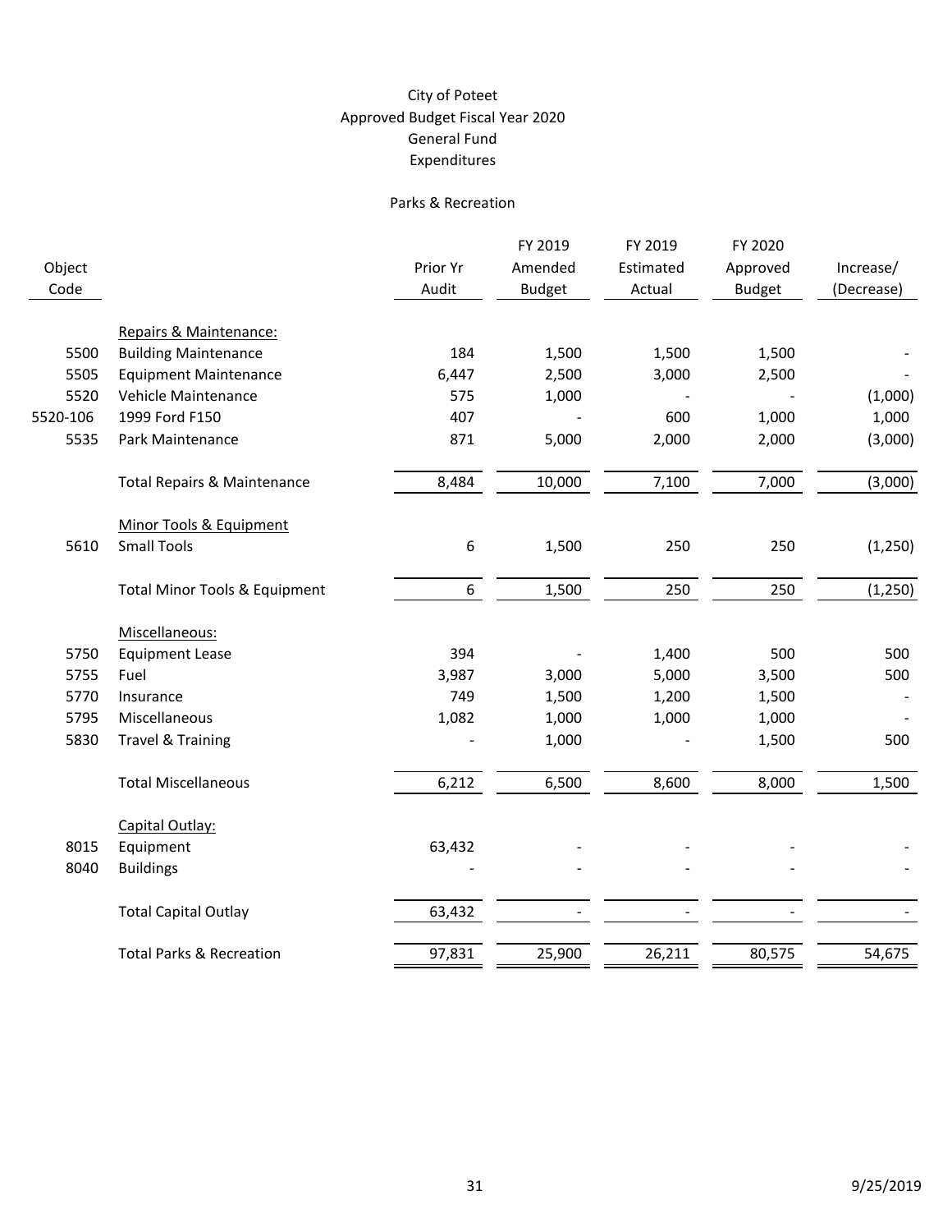City of Poteet
Approved Budget Fiscal Year 2020
General Fund
Expenditures

Parks & Recreation

| Object Code | | Prior Yr Audit | FY 2019 Amended Budget | FY 2019 Estimated Actual | FY 2020 Approved Budget | Increase/ (Decrease) |
|---|---|---|---|---|---|---|
| | Repairs & Maintenance: | | | | | |
| 5500 | Building Maintenance | 184 | 1,500 | 1,500 | 1,500 | - |
| 5505 | Equipment Maintenance | 6,447 | 2,500 | 3,000 | 2,500 | - |
| 5520 | Vehicle Maintenance | 575 | 1,000 | - | - | (1,000) |
| 5520-106 | 1999 Ford F150 | 407 | - | 600 | 1,000 | 1,000 |
| 5535 | Park Maintenance | 871 | 5,000 | 2,000 | 2,000 | (3,000) |
| | Total Repairs & Maintenance | 8,484 | 10,000 | 7,100 | 7,000 | (3,000) |
| | Minor Tools & Equipment | | | | | |
| 5610 | Small Tools | 6 | 1,500 | 250 | 250 | (1,250) |
| | Total Minor Tools & Equipment | 6 | 1,500 | 250 | 250 | (1,250) |
| | Miscellaneous: | | | | | |
| 5750 | Equipment Lease | 394 | - | 1,400 | 500 | 500 |
| 5755 | Fuel | 3,987 | 3,000 | 5,000 | 3,500 | 500 |
| 5770 | Insurance | 749 | 1,500 | 1,200 | 1,500 | - |
| 5795 | Miscellaneous | 1,082 | 1,000 | 1,000 | 1,000 | - |
| 5830 | Travel & Training | - | 1,000 | - | 1,500 | 500 |
| | Total Miscellaneous | 6,212 | 6,500 | 8,600 | 8,000 | 1,500 |
| | Capital Outlay: | | | | | |
| 8015 | Equipment | 63,432 | - | - | - | - |
| 8040 | Buildings | - | - | - | - | - |
| | Total Capital Outlay | 63,432 | - | - | - | - |
| | Total Parks & Recreation | 97,831 | 25,900 | 26,211 | 80,575 | 54,675 |

9/25/2019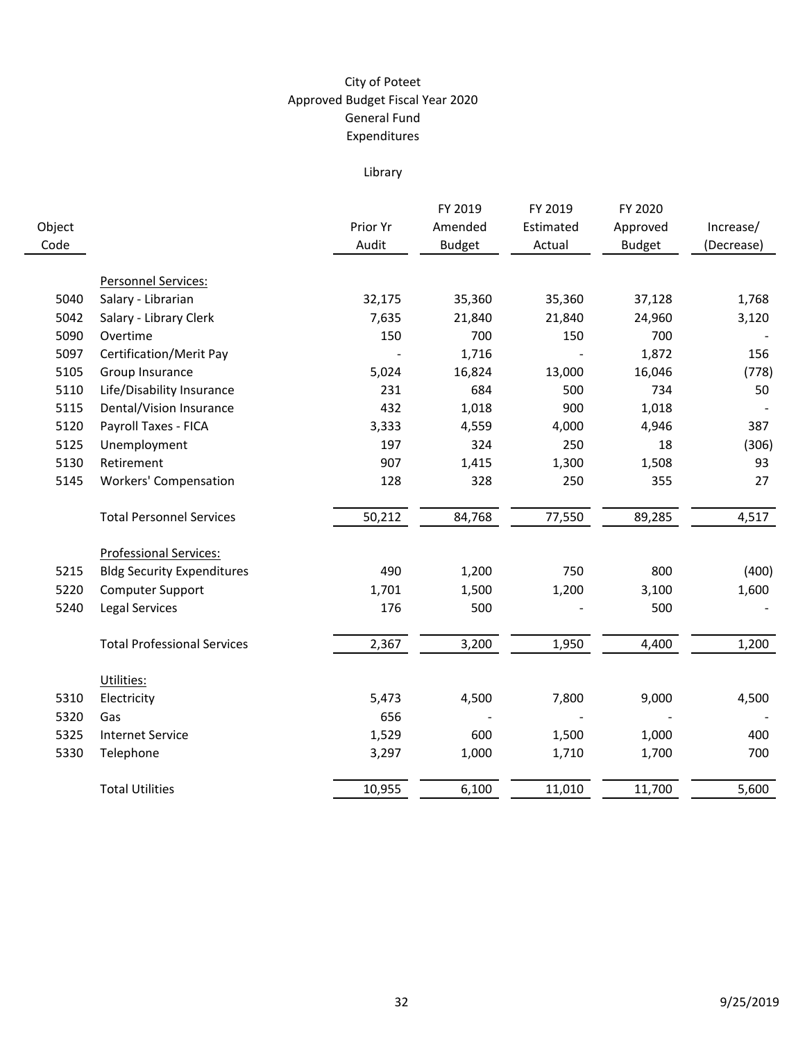# City of Poteet

## Approved Budget Fiscal Year 2020

## General Fund

## Expenditures

### Library

| Object Code | | Prior Yr Audit | FY 2019 Amended Budget | FY 2019 Estimated Actual | FY 2020 Approved Budget | Increase/ (Decrease) |
|---|---|---|---|---|---|---|
| | Personnel Services: | | | | | |
| 5040 | Salary - Librarian | 32,175 | 35,360 | 35,360 | 37,128 | 1,768 |
| 5042 | Salary - Library Clerk | 7,635 | 21,840 | 21,840 | 24,960 | 3,120 |
| 5090 | Overtime | 150 | 700 | 150 | 700 | - |
| 5097 | Certification/Merit Pay | - | 1,716 | - | 1,872 | 156 |
| 5105 | Group Insurance | 5,024 | 16,824 | 13,000 | 16,046 | (778) |
| 5110 | Life/Disability Insurance | 231 | 684 | 500 | 734 | 50 |
| 5115 | Dental/Vision Insurance | 432 | 1,018 | 900 | 1,018 | - |
| 5120 | Payroll Taxes - FICA | 3,333 | 4,559 | 4,000 | 4,946 | 387 |
| 5125 | Unemployment | 197 | 324 | 250 | 18 | (306) |
| 5130 | Retirement | 907 | 1,415 | 1,300 | 1,508 | 93 |
| 5145 | Workers' Compensation | 128 | 328 | 250 | 355 | 27 |
| | Total Personnel Services | 50,212 | 84,768 | 77,550 | 89,285 | 4,517 |
| | Professional Services: | | | | | |
| 5215 | Bldg Security Expenditures | 490 | 1,200 | 750 | 800 | (400) |
| 5220 | Computer Support | 1,701 | 1,500 | 1,200 | 3,100 | 1,600 |
| 5240 | Legal Services | 176 | 500 | - | 500 | - |
| | Total Professional Services | 2,367 | 3,200 | 1,950 | 4,400 | 1,200 |
| | Utilities: | | | | | |
| 5310 | Electricity | 5,473 | 4,500 | 7,800 | 9,000 | 4,500 |
| 5320 | Gas | 656 | - | - | - | - |
| 5325 | Internet Service | 1,529 | 600 | 1,500 | 1,000 | 400 |
| 5330 | Telephone | 3,297 | 1,000 | 1,710 | 1,700 | 700 |
| | Total Utilities | 10,955 | 6,100 | 11,010 | 11,700 | 5,600 |

9/25/2019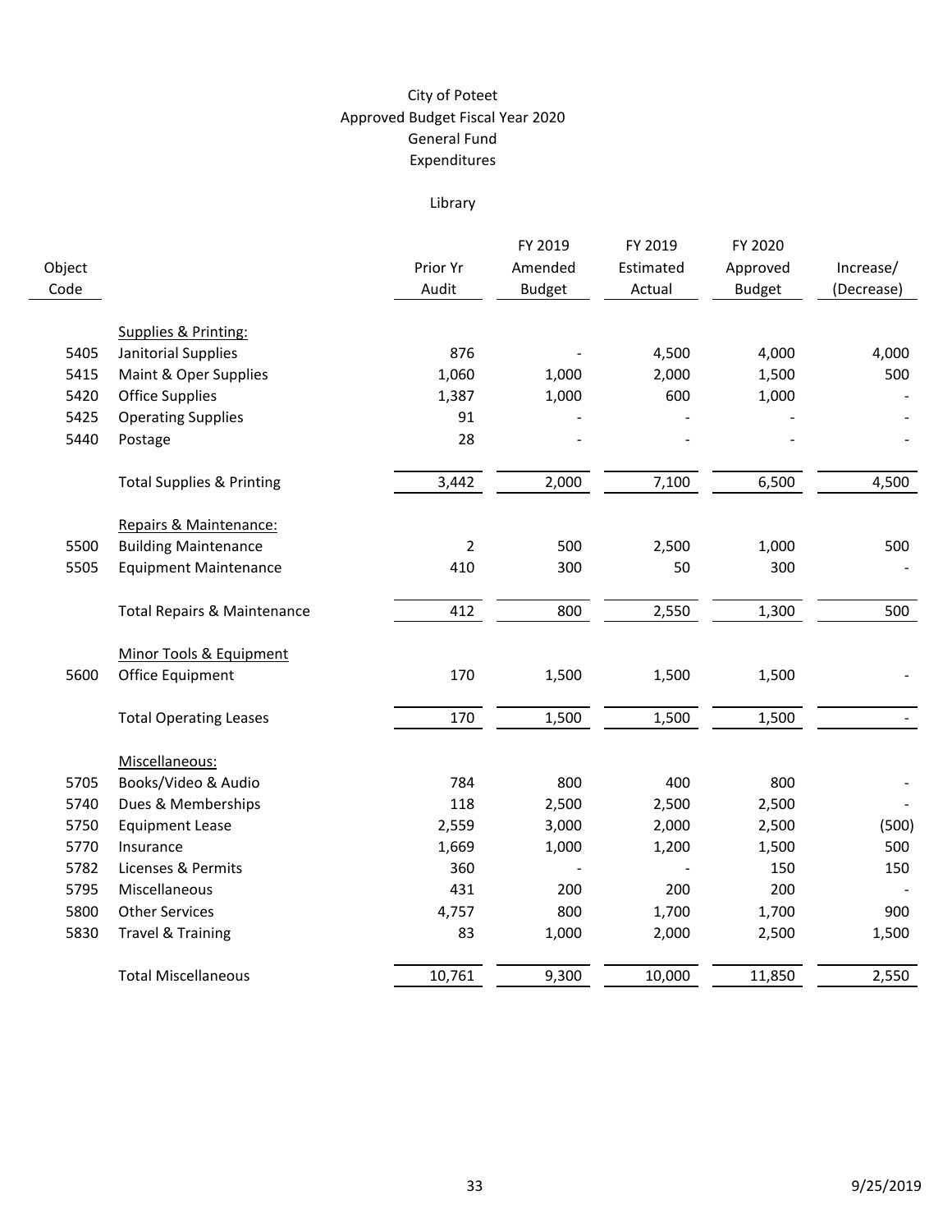# City of Poteet
## Approved Budget Fiscal Year 2020
## General Fund
## Expenditures

### Library

| Object Code | | Prior Yr Audit | FY 2019 Amended Budget | FY 2019 Estimated Actual | FY 2020 Approved Budget | Increase/ (Decrease) |
|---|---|---|---|---|---|---|
| | Supplies & Printing: | | | | | |
| 5405 | Janitorial Supplies | 876 | - | 4,500 | 4,000 | 4,000 |
| 5415 | Maint & Oper Supplies | 1,060 | 1,000 | 2,000 | 1,500 | 500 |
| 5420 | Office Supplies | 1,387 | 1,000 | 600 | 1,000 | - |
| 5425 | Operating Supplies | 91 | - | - | - | - |
| 5440 | Postage | 28 | - | - | - | - |
| | Total Supplies & Printing | 3,442 | 2,000 | 7,100 | 6,500 | 4,500 |
| | Repairs & Maintenance: | | | | | |
| 5500 | Building Maintenance | 2 | 500 | 2,500 | 1,000 | 500 |
| 5505 | Equipment Maintenance | 410 | 300 | 50 | 300 | - |
| | Total Repairs & Maintenance | 412 | 800 | 2,550 | 1,300 | 500 |
| | Minor Tools & Equipment | | | | | |
| 5600 | Office Equipment | 170 | 1,500 | 1,500 | 1,500 | - |
| | Total Operating Leases | 170 | 1,500 | 1,500 | 1,500 | - |
| | Miscellaneous: | | | | | |
| 5705 | Books/Video & Audio | 784 | 800 | 400 | 800 | - |
| 5740 | Dues & Memberships | 118 | 2,500 | 2,500 | 2,500 | - |
| 5750 | Equipment Lease | 2,559 | 3,000 | 2,000 | 2,500 | (500) |
| 5770 | Insurance | 1,669 | 1,000 | 1,200 | 1,500 | 500 |
| 5782 | Licenses & Permits | 360 | - | - | 150 | 150 |
| 5795 | Miscellaneous | 431 | 200 | 200 | 200 | - |
| 5800 | Other Services | 4,757 | 800 | 1,700 | 1,700 | 900 |
| 5830 | Travel & Training | 83 | 1,000 | 2,000 | 2,500 | 1,500 |
| | Total Miscellaneous | 10,761 | 9,300 | 10,000 | 11,850 | 2,550 |

9/25/2019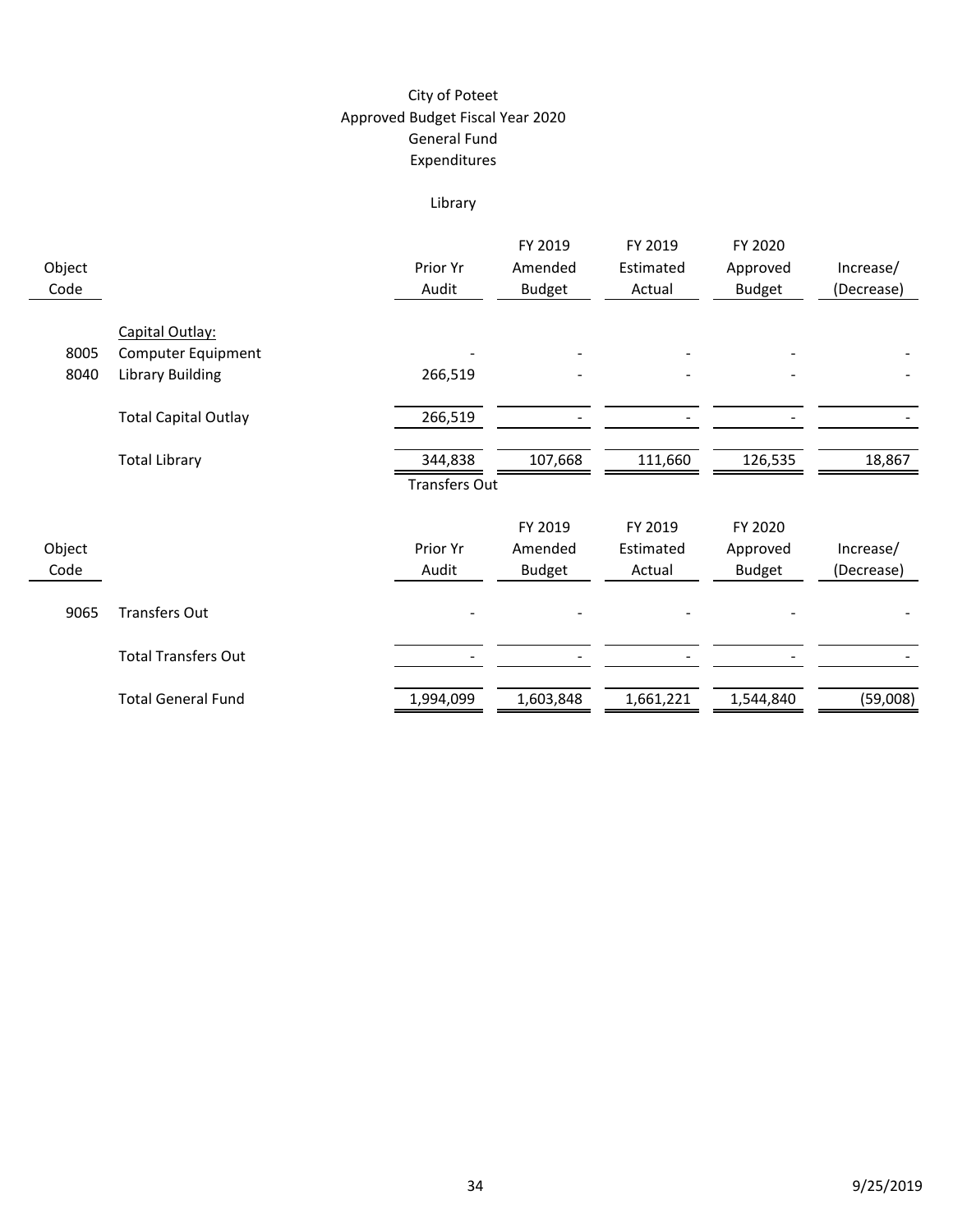City of Poteet
Approved Budget Fiscal Year 2020
General Fund
Expenditures

Library

| Object Code | | Prior Yr Audit | FY 2019 Amended Budget | FY 2019 Estimated Actual | FY 2020 Approved Budget | Increase/ (Decrease) |
|---|---|---|---|---|---|---|
| | Capital Outlay: | | | | | |
| 8005 | Computer Equipment | - | - | - | - | - |
| 8040 | Library Building | 266,519 | - | - | - | - |
| | Total Capital Outlay | 266,519 | - | - | - | - |
| | Total Library | 344,838 | 107,668 | 111,660 | 126,535 | 18,867 |

Transfers Out

| Object Code | | Prior Yr Audit | FY 2019 Amended Budget | FY 2019 Estimated Actual | FY 2020 Approved Budget | Increase/ (Decrease) |
|---|---|---|---|---|---|---|
| 9065 | Transfers Out | - | - | - | - | - |
| | Total Transfers Out | - | - | - | - | - |
| | Total General Fund | 1,994,099 | 1,603,848 | 1,661,221 | 1,544,840 | (59,008) |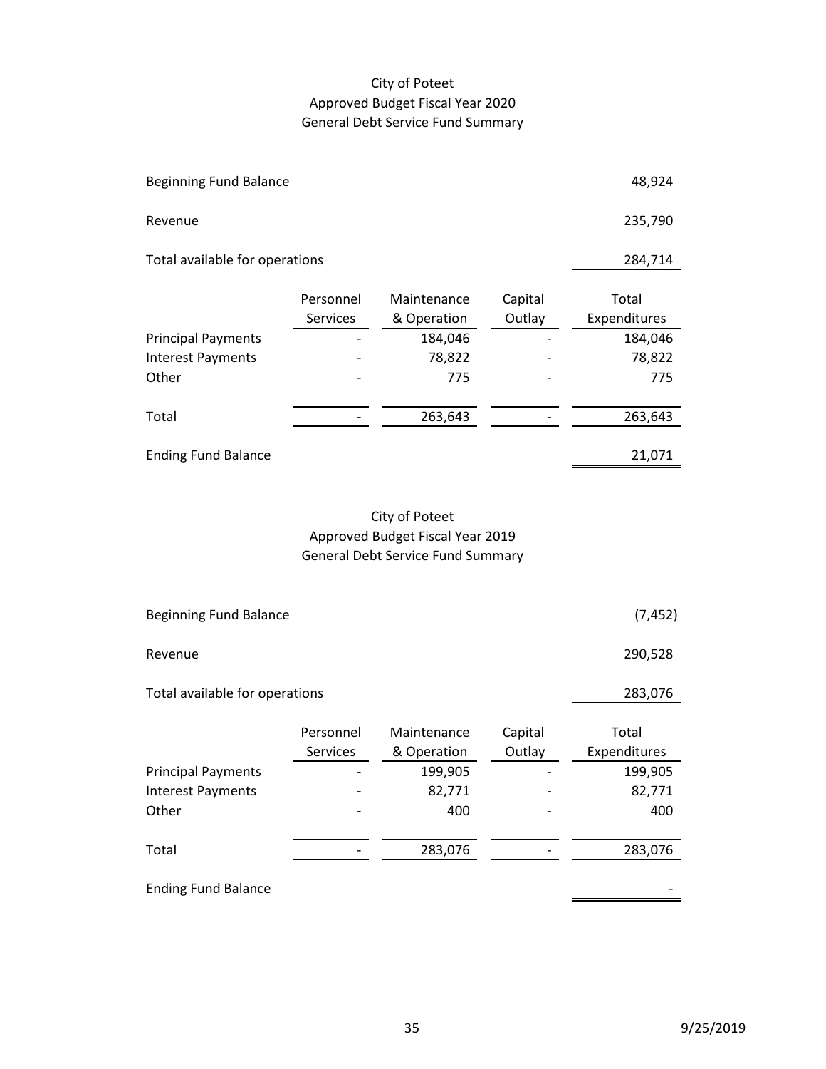# City of Poteet
## Approved Budget Fiscal Year 2020
## General Debt Service Fund Summary

| | | | | |
|---|---|---|---|---|
| Beginning Fund Balance | | | | 48,924 |
| Revenue | | | | 235,790 |
| Total available for operations | | | | 284,714 |

| | Personnel Services | Maintenance & Operation | Capital Outlay | Total Expenditures |
|---|---|---|---|---|
| Principal Payments | - | 184,046 | - | 184,046 |
| Interest Payments | - | 78,822 | - | 78,822 |
| Other | - | 775 | - | 775 |
| Total | - | 263,643 | - | 263,643 |

| | |
|---|---|
| Ending Fund Balance | 21,071 |

# City of Poteet
## Approved Budget Fiscal Year 2019
## General Debt Service Fund Summary

| | | | | |
|---|---|---|---|---|
| Beginning Fund Balance | | | | (7,452) |
| Revenue | | | | 290,528 |
| Total available for operations | | | | 283,076 |

| | Personnel Services | Maintenance & Operation | Capital Outlay | Total Expenditures |
|---|---|---|---|---|
| Principal Payments | - | 199,905 | - | 199,905 |
| Interest Payments | - | 82,771 | - | 82,771 |
| Other | - | 400 | - | 400 |
| Total | - | 283,076 | - | 283,076 |

| | |
|---|---|
| Ending Fund Balance | - |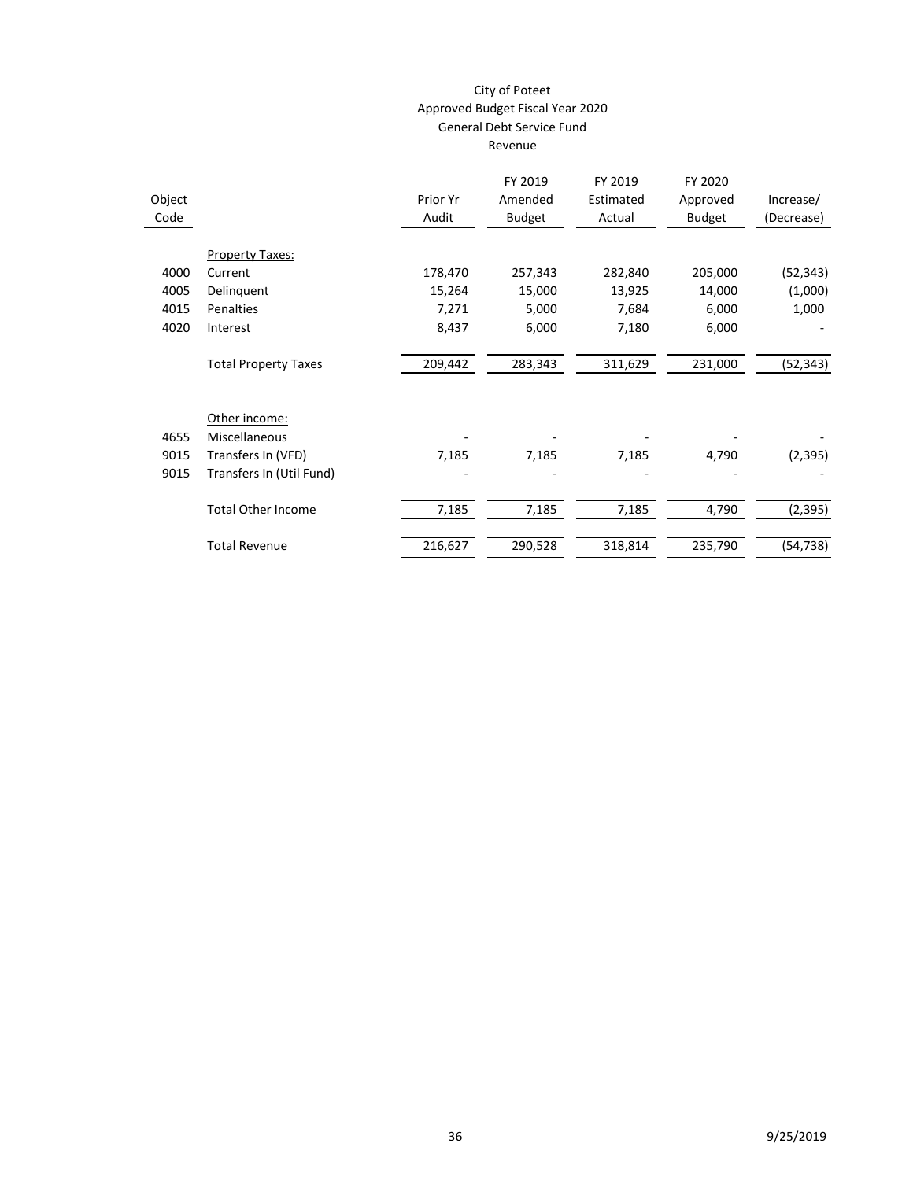# City of Poteet
## Approved Budget Fiscal Year 2020
## General Debt Service Fund
## Revenue

| Object Code | | Prior Yr Audit | FY 2019 Amended Budget | FY 2019 Estimated Actual | FY 2020 Approved Budget | Increase/ (Decrease) |
|---|---|---|---|---|---|---|
| | Property Taxes: | | | | | |
| 4000 | Current | 178,470 | 257,343 | 282,840 | 205,000 | (52,343) |
| 4005 | Delinquent | 15,264 | 15,000 | 13,925 | 14,000 | (1,000) |
| 4015 | Penalties | 7,271 | 5,000 | 7,684 | 6,000 | 1,000 |
| 4020 | Interest | 8,437 | 6,000 | 7,180 | 6,000 | - |
| | Total Property Taxes | 209,442 | 283,343 | 311,629 | 231,000 | (52,343) |
| | Other income: | | | | | |
| 4655 | Miscellaneous | - | - | - | - | - |
| 9015 | Transfers In (VFD) | 7,185 | 7,185 | 7,185 | 4,790 | (2,395) |
| 9015 | Transfers In (Util Fund) | - | - | - | - | - |
| | Total Other Income | 7,185 | 7,185 | 7,185 | 4,790 | (2,395) |
| | Total Revenue | 216,627 | 290,528 | 318,814 | 235,790 | (54,738) |

9/25/2019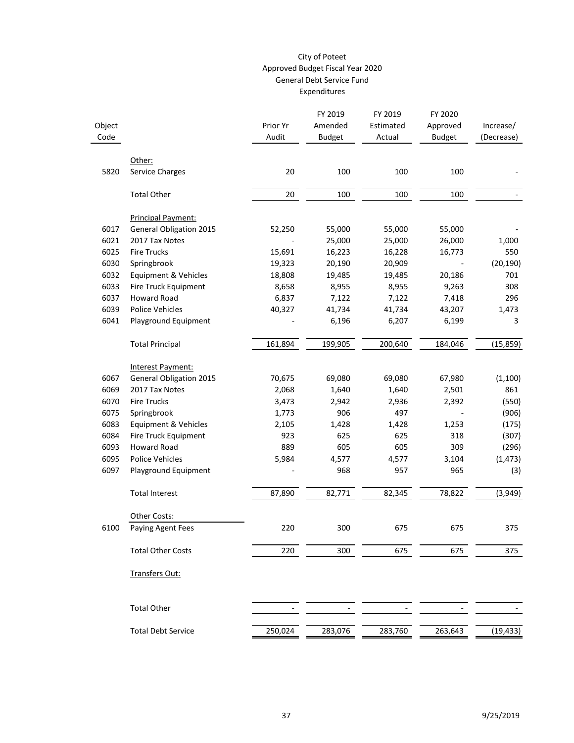# City of Poteet
## Approved Budget Fiscal Year 2020
## General Debt Service Fund
## Expenditures

| Object Code | | Prior Yr Audit | FY 2019 Amended Budget | FY 2019 Estimated Actual | FY 2020 Approved Budget | Increase/ (Decrease) |
|---|---|---|---|---|---|---|
| | Other: | | | | | |
| 5820 | Service Charges | 20 | 100 | 100 | 100 | - |
| | Total Other | 20 | 100 | 100 | 100 | - |
| | Principal Payment: | | | | | |
| 6017 | General Obligation 2015 | 52,250 | 55,000 | 55,000 | 55,000 | - |
| 6021 | 2017 Tax Notes | - | 25,000 | 25,000 | 26,000 | 1,000 |
| 6025 | Fire Trucks | 15,691 | 16,223 | 16,228 | 16,773 | 550 |
| 6030 | Springbrook | 19,323 | 20,190 | 20,909 | - | (20,190) |
| 6032 | Equipment & Vehicles | 18,808 | 19,485 | 19,485 | 20,186 | 701 |
| 6033 | Fire Truck Equipment | 8,658 | 8,955 | 8,955 | 9,263 | 308 |
| 6037 | Howard Road | 6,837 | 7,122 | 7,122 | 7,418 | 296 |
| 6039 | Police Vehicles | 40,327 | 41,734 | 41,734 | 43,207 | 1,473 |
| 6041 | Playground Equipment | - | 6,196 | 6,207 | 6,199 | 3 |
| | Total Principal | 161,894 | 199,905 | 200,640 | 184,046 | (15,859) |
| | Interest Payment: | | | | | |
| 6067 | General Obligation 2015 | 70,675 | 69,080 | 69,080 | 67,980 | (1,100) |
| 6069 | 2017 Tax Notes | 2,068 | 1,640 | 1,640 | 2,501 | 861 |
| 6070 | Fire Trucks | 3,473 | 2,942 | 2,936 | 2,392 | (550) |
| 6075 | Springbrook | 1,773 | 906 | 497 | - | (906) |
| 6083 | Equipment & Vehicles | 2,105 | 1,428 | 1,428 | 1,253 | (175) |
| 6084 | Fire Truck Equipment | 923 | 625 | 625 | 318 | (307) |
| 6093 | Howard Road | 889 | 605 | 605 | 309 | (296) |
| 6095 | Police Vehicles | 5,984 | 4,577 | 4,577 | 3,104 | (1,473) |
| 6097 | Playground Equipment | - | 968 | 957 | 965 | (3) |
| | Total Interest | 87,890 | 82,771 | 82,345 | 78,822 | (3,949) |
| | Other Costs: | | | | | |
| 6100 | Paying Agent Fees | 220 | 300 | 675 | 675 | 375 |
| | Total Other Costs | 220 | 300 | 675 | 675 | 375 |
| | Transfers Out: | | | | | |
| | Total Other | - | - | - | - | - |
| | Total Debt Service | 250,024 | 283,076 | 283,760 | 263,643 | (19,433) |

9/25/2019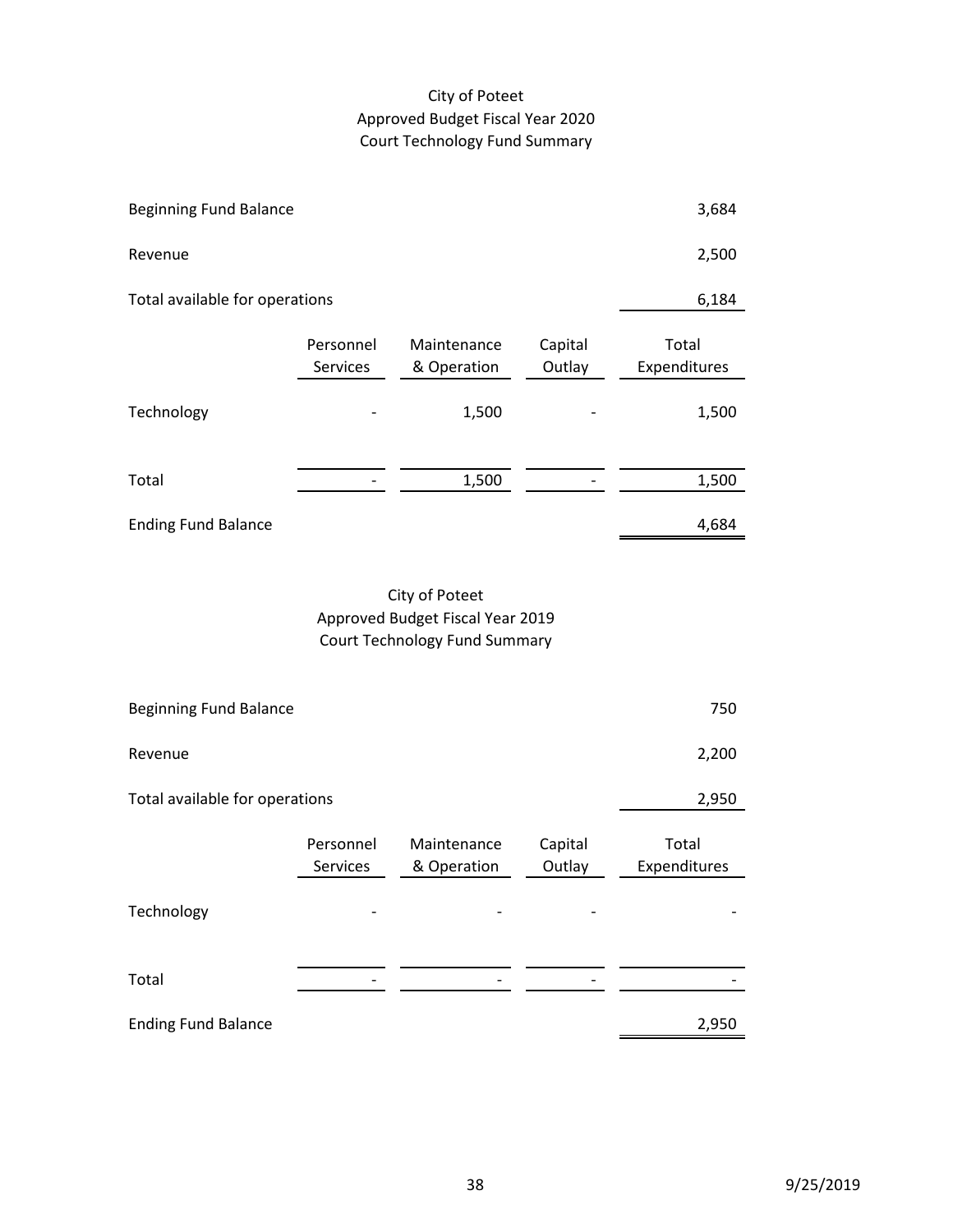# City of Poteet
## Approved Budget Fiscal Year 2020
### Court Technology Fund Summary

| | | | | |
|---|---|---|---|---|
| Beginning Fund Balance | | | | 3,684 |
| Revenue | | | | 2,500 |
| Total available for operations | | | | 6,184 |
| | Personnel Services | Maintenance & Operation | Capital Outlay | Total Expenditures |
| Technology | - | 1,500 | - | 1,500 |
| Total | - | 1,500 | - | 1,500 |
| Ending Fund Balance | | | | 4,684 |

# City of Poteet
## Approved Budget Fiscal Year 2019
### Court Technology Fund Summary

| | | | | |
|---|---|---|---|---|
| Beginning Fund Balance | | | | 750 |
| Revenue | | | | 2,200 |
| Total available for operations | | | | 2,950 |
| | Personnel Services | Maintenance & Operation | Capital Outlay | Total Expenditures |
| Technology | - | - | - | - |
| Total | - | - | - | - |
| Ending Fund Balance | | | | 2,950 |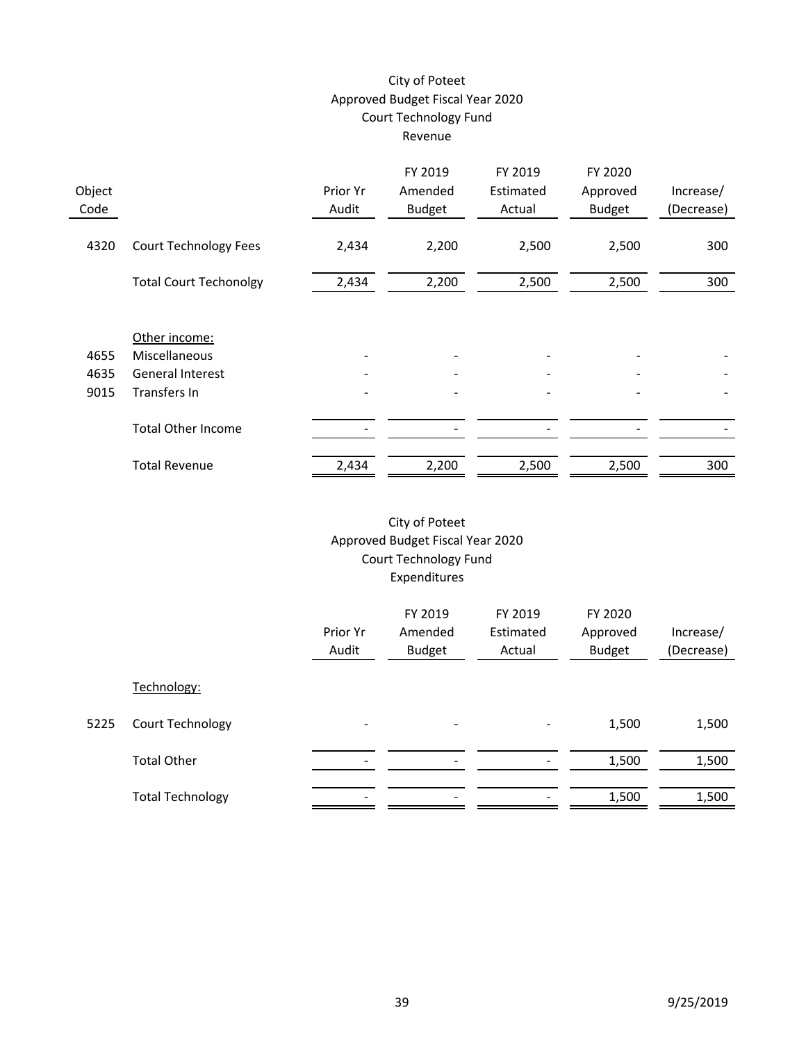City of Poteet
Approved Budget Fiscal Year 2020
Court Technology Fund
Revenue

| Object Code | | Prior Yr Audit | FY 2019 Amended Budget | FY 2019 Estimated Actual | FY 2020 Approved Budget | Increase/ (Decrease) |
|---|---|---|---|---|---|---|
| 4320 | Court Technology Fees | 2,434 | 2,200 | 2,500 | 2,500 | 300 |
| | Total Court Techonolgy | 2,434 | 2,200 | 2,500 | 2,500 | 300 |
| | Other income: | | | | | |
| 4655 | Miscellaneous | - | - | - | - | - |
| 4635 | General Interest | - | - | - | - | - |
| 9015 | Transfers In | - | - | - | - | - |
| | Total Other Income | - | - | - | - | - |
| | Total Revenue | 2,434 | 2,200 | 2,500 | 2,500 | 300 |

City of Poteet
Approved Budget Fiscal Year 2020
Court Technology Fund
Expenditures

| | | Prior Yr Audit | FY 2019 Amended Budget | FY 2019 Estimated Actual | FY 2020 Approved Budget | Increase/ (Decrease) |
|---|---|---|---|---|---|---|
| | Technology: | | | | | |
| 5225 | Court Technology | - | - | - | 1,500 | 1,500 |
| | Total Other | - | - | - | 1,500 | 1,500 |
| | Total Technology | - | - | - | 1,500 | 1,500 |

9/25/2019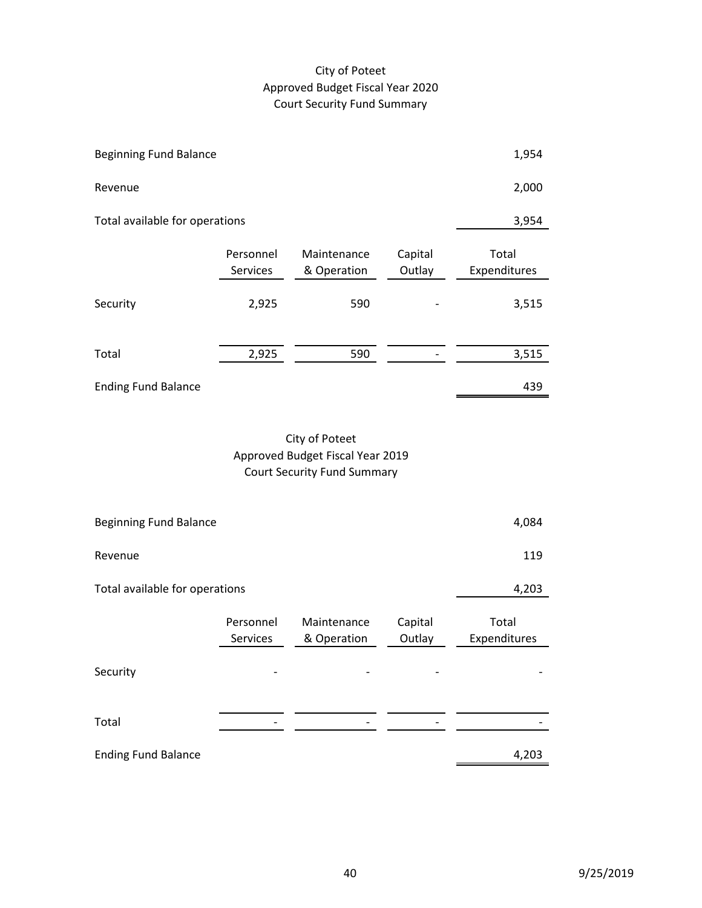City of Poteet
Approved Budget Fiscal Year 2020
Court Security Fund Summary

| | | | | |
|---|---|---|---|---|
| Beginning Fund Balance | | | | 1,954 |
| Revenue | | | | 2,000 |
| Total available for operations | | | | 3,954 |
| | Personnel Services | Maintenance & Operation | Capital Outlay | Total Expenditures |
| Security | 2,925 | 590 | - | 3,515 |
| Total | 2,925 | 590 | - | 3,515 |
| Ending Fund Balance | | | | 439 |

City of Poteet
Approved Budget Fiscal Year 2019
Court Security Fund Summary

| | | | | |
|---|---|---|---|---|
| Beginning Fund Balance | | | | 4,084 |
| Revenue | | | | 119 |
| Total available for operations | | | | 4,203 |
| | Personnel Services | Maintenance & Operation | Capital Outlay | Total Expenditures |
| Security | - | - | - | - |
| Total | - | - | - | - |
| Ending Fund Balance | | | | 4,203 |

9/25/2019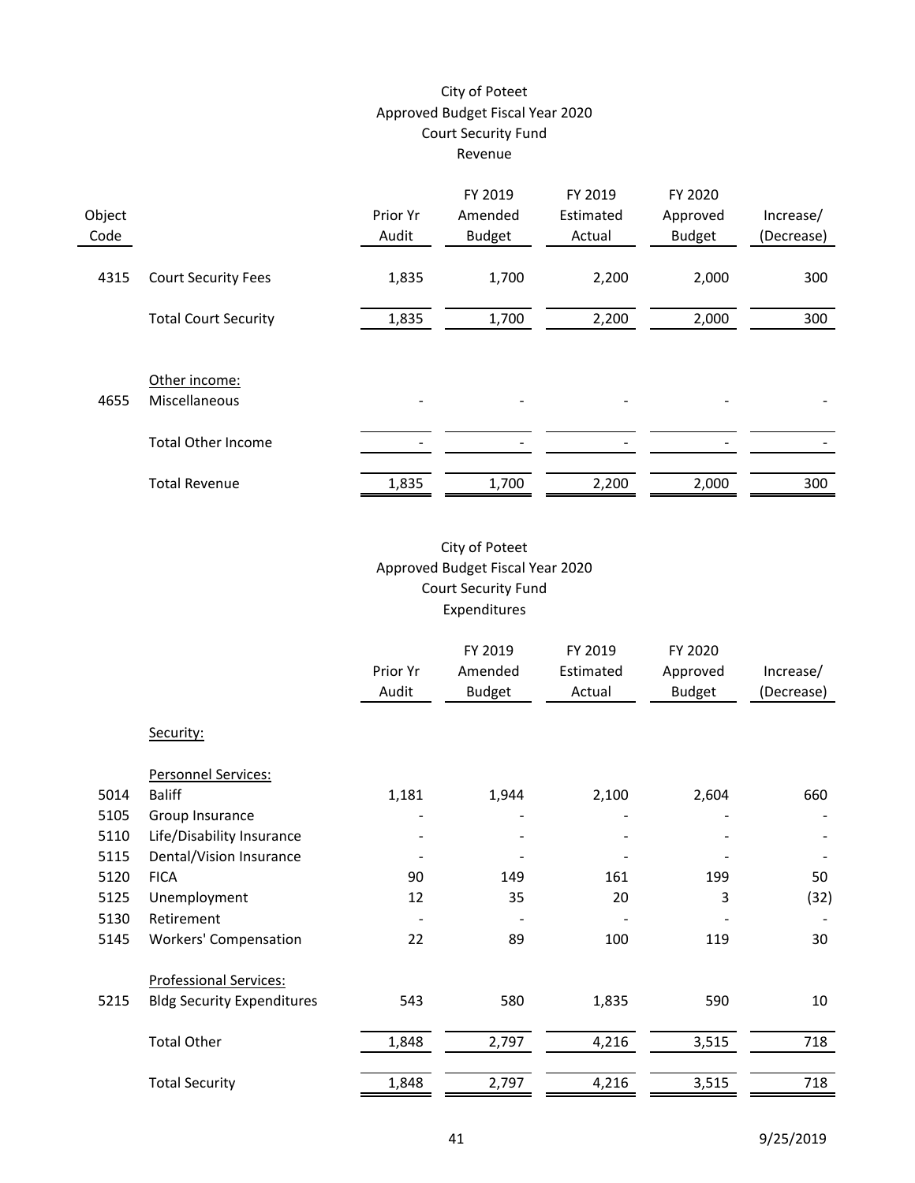# City of Poteet
## Approved Budget Fiscal Year 2020
## Court Security Fund
## Revenue

| Object Code | | Prior Yr Audit | FY 2019 Amended Budget | FY 2019 Estimated Actual | FY 2020 Approved Budget | Increase/ (Decrease) |
|---|---|---|---|---|---|---|
| 4315 | Court Security Fees | 1,835 | 1,700 | 2,200 | 2,000 | 300 |
| | Total Court Security | 1,835 | 1,700 | 2,200 | 2,000 | 300 |
| | Other income: | | | | | |
| 4655 | Miscellaneous | - | - | - | - | - |
| | Total Other Income | - | - | - | - | - |
| | Total Revenue | 1,835 | 1,700 | 2,200 | 2,000 | 300 |

# City of Poteet
## Approved Budget Fiscal Year 2020
## Court Security Fund
## Expenditures

| | | Prior Yr Audit | FY 2019 Amended Budget | FY 2019 Estimated Actual | FY 2020 Approved Budget | Increase/ (Decrease) |
|---|---|---|---|---|---|---|
| | Security: | | | | | |
| | Personnel Services: | | | | | |
| 5014 | Baliff | 1,181 | 1,944 | 2,100 | 2,604 | 660 |
| 5105 | Group Insurance | - | - | - | - | - |
| 5110 | Life/Disability Insurance | - | - | - | - | - |
| 5115 | Dental/Vision Insurance | - | - | - | - | - |
| 5120 | FICA | 90 | 149 | 161 | 199 | 50 |
| 5125 | Unemployment | 12 | 35 | 20 | 3 | (32) |
| 5130 | Retirement | - | - | - | - | - |
| 5145 | Workers' Compensation | 22 | 89 | 100 | 119 | 30 |
| | Professional Services: | | | | | |
| 5215 | Bldg Security Expenditures | 543 | 580 | 1,835 | 590 | 10 |
| | Total Other | 1,848 | 2,797 | 4,216 | 3,515 | 718 |
| | Total Security | 1,848 | 2,797 | 4,216 | 3,515 | 718 |

9/25/2019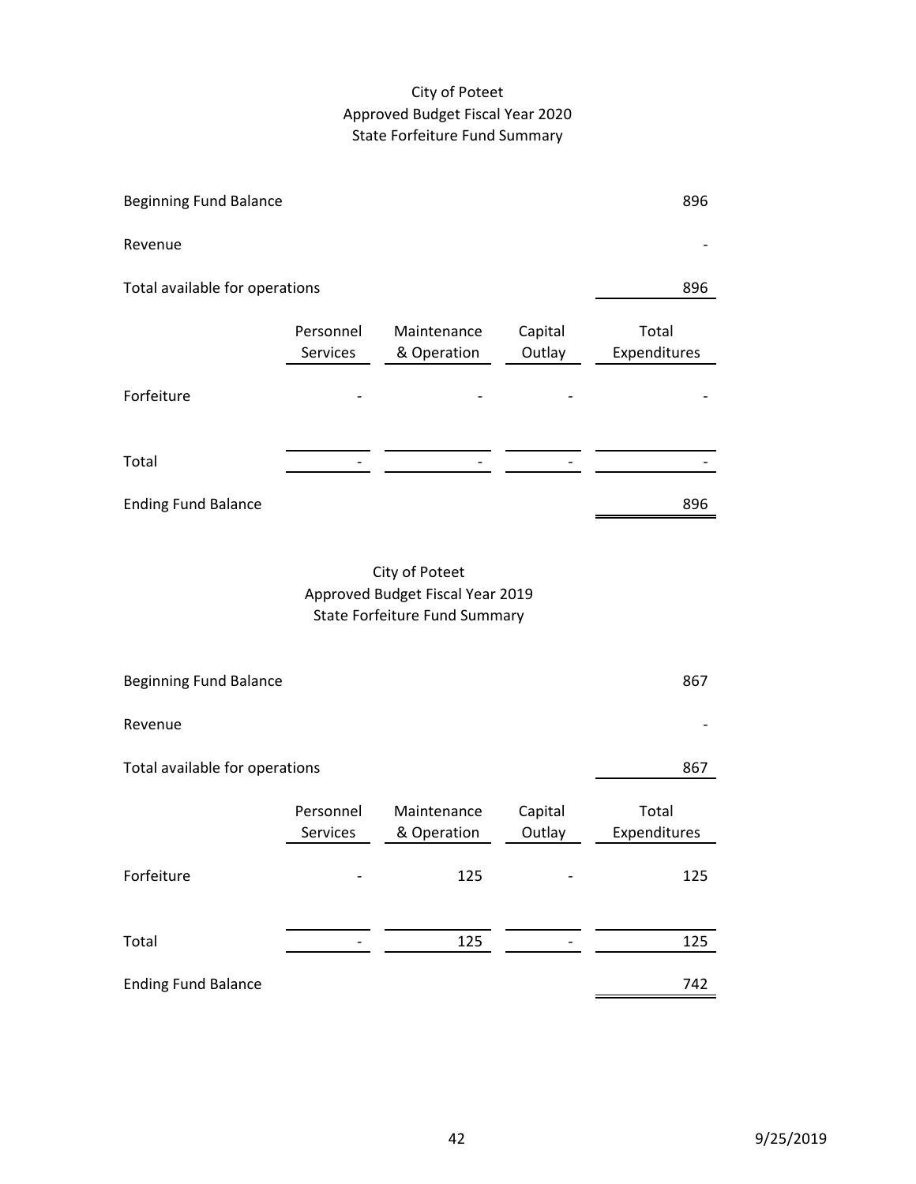City of Poteet
Approved Budget Fiscal Year 2020
State Forfeiture Fund Summary

| | | | | |
|---|---|---|---|---|
| Beginning Fund Balance | | | | 896 |
| Revenue | | | | - |
| Total available for operations | | | | 896 |
| | Personnel Services | Maintenance & Operation | Capital Outlay | Total Expenditures |
| Forfeiture | - | - | - | - |
| Total | - | - | - | - |
| Ending Fund Balance | | | | 896 |

City of Poteet
Approved Budget Fiscal Year 2019
State Forfeiture Fund Summary

| | | | | |
|---|---|---|---|---|
| Beginning Fund Balance | | | | 867 |
| Revenue | | | | - |
| Total available for operations | | | | 867 |
| | Personnel Services | Maintenance & Operation | Capital Outlay | Total Expenditures |
| Forfeiture | - | 125 | - | 125 |
| Total | - | 125 | - | 125 |
| Ending Fund Balance | | | | 742 |

9/25/2019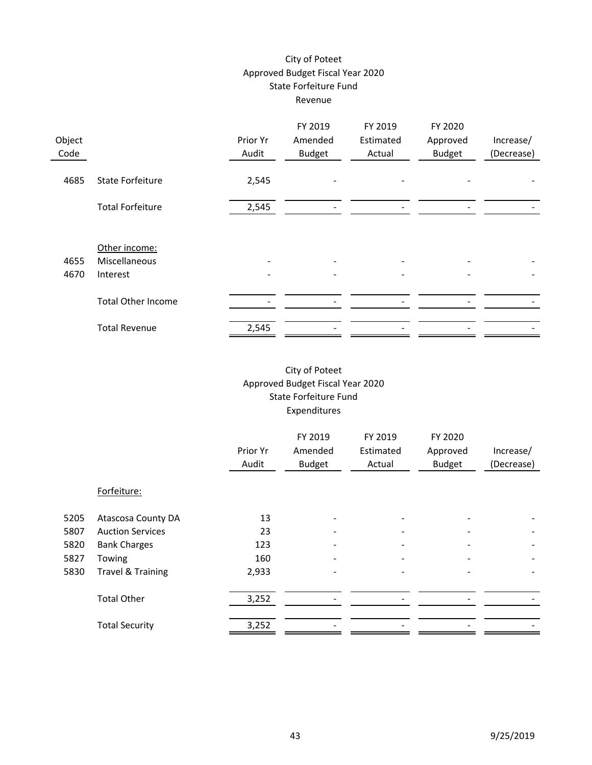# City of Poteet
## Approved Budget Fiscal Year 2020
## State Forfeiture Fund
### Revenue

| Object Code | | Prior Yr Audit | FY 2019 Amended Budget | FY 2019 Estimated Actual | FY 2020 Approved Budget | Increase/ (Decrease) |
|---|---|---|---|---|---|---|
| 4685 | State Forfeiture | 2,545 | - | - | - | - |
| | Total Forfeiture | 2,545 | - | - | - | - |
| | Other income: | | | | | |
| 4655 | Miscellaneous | - | - | - | - | - |
| 4670 | Interest | - | - | - | - | - |
| | Total Other Income | - | - | - | - | - |
| | Total Revenue | 2,545 | - | - | - | - |

# City of Poteet
## Approved Budget Fiscal Year 2020
## State Forfeiture Fund
### Expenditures

| | | Prior Yr Audit | FY 2019 Amended Budget | FY 2019 Estimated Actual | FY 2020 Approved Budget | Increase/ (Decrease) |
|---|---|---|---|---|---|---|
| | Forfeiture: | | | | | |
| 5205 | Atascosa County DA | 13 | - | - | - | - |
| 5807 | Auction Services | 23 | - | - | - | - |
| 5820 | Bank Charges | 123 | - | - | - | - |
| 5827 | Towing | 160 | - | - | - | - |
| 5830 | Travel & Training | 2,933 | - | - | - | - |
| | Total Other | 3,252 | - | - | - | - |
| | Total Security | 3,252 | - | - | - | - |

9/25/2019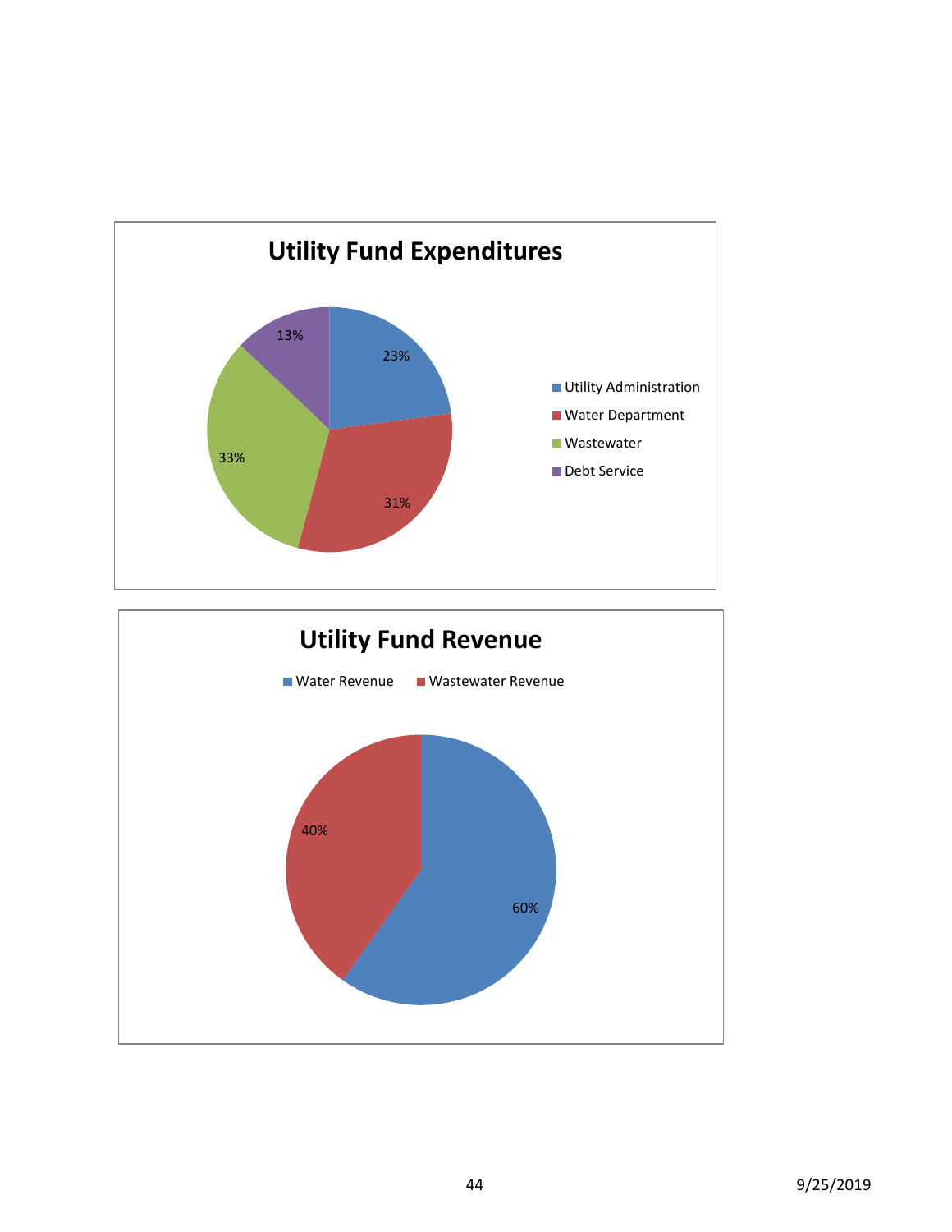## Utility Fund Expenditures

- Utility Administration: 23%
- Water Department: 31%
- Wastewater: 33%
- Debt Service: 13%

## Utility Fund Revenue

- Water Revenue: 60%
- Wastewater Revenue: 40%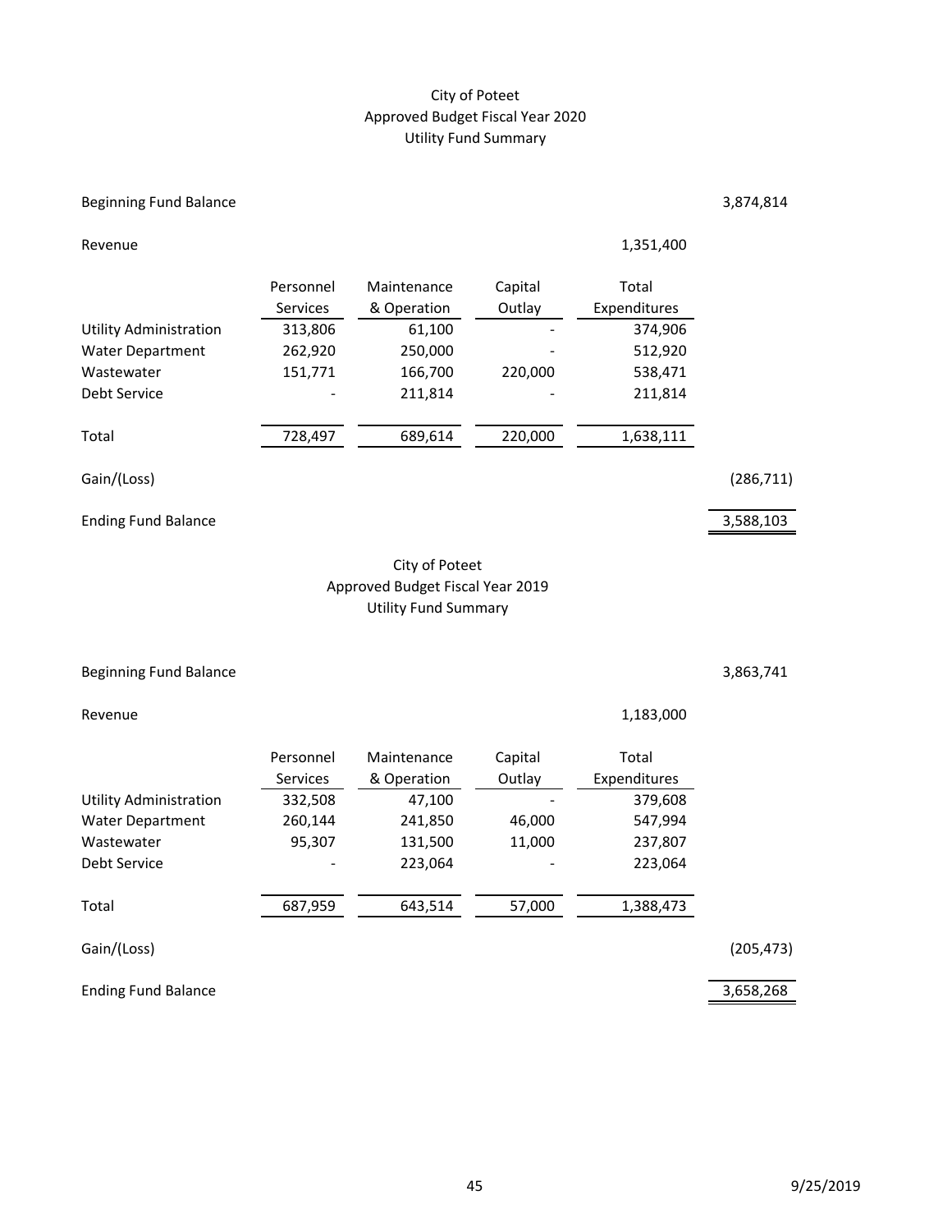# City of Poteet
## Approved Budget Fiscal Year 2020
### Utility Fund Summary

| | Personnel Services | Maintenance & Operation | Capital Outlay | Total Expenditures | |
|---|---|---|---|---|---|
| Beginning Fund Balance | | | | | 3,874,814 |
| Revenue | | | | 1,351,400 | |
| Utility Administration | 313,806 | 61,100 | - | 374,906 | |
| Water Department | 262,920 | 250,000 | - | 512,920 | |
| Wastewater | 151,771 | 166,700 | 220,000 | 538,471 | |
| Debt Service | - | 211,814 | - | 211,814 | |
| Total | 728,497 | 689,614 | 220,000 | 1,638,111 | |
| Gain/(Loss) | | | | | (286,711) |
| Ending Fund Balance | | | | | 3,588,103 |

# City of Poteet
## Approved Budget Fiscal Year 2019
### Utility Fund Summary

| | Personnel Services | Maintenance & Operation | Capital Outlay | Total Expenditures | |
|---|---|---|---|---|---|
| Beginning Fund Balance | | | | | 3,863,741 |
| Revenue | | | | 1,183,000 | |
| Utility Administration | 332,508 | 47,100 | - | 379,608 | |
| Water Department | 260,144 | 241,850 | 46,000 | 547,994 | |
| Wastewater | 95,307 | 131,500 | 11,000 | 237,807 | |
| Debt Service | - | 223,064 | - | 223,064 | |
| Total | 687,959 | 643,514 | 57,000 | 1,388,473 | |
| Gain/(Loss) | | | | | (205,473) |
| Ending Fund Balance | | | | | 3,658,268 |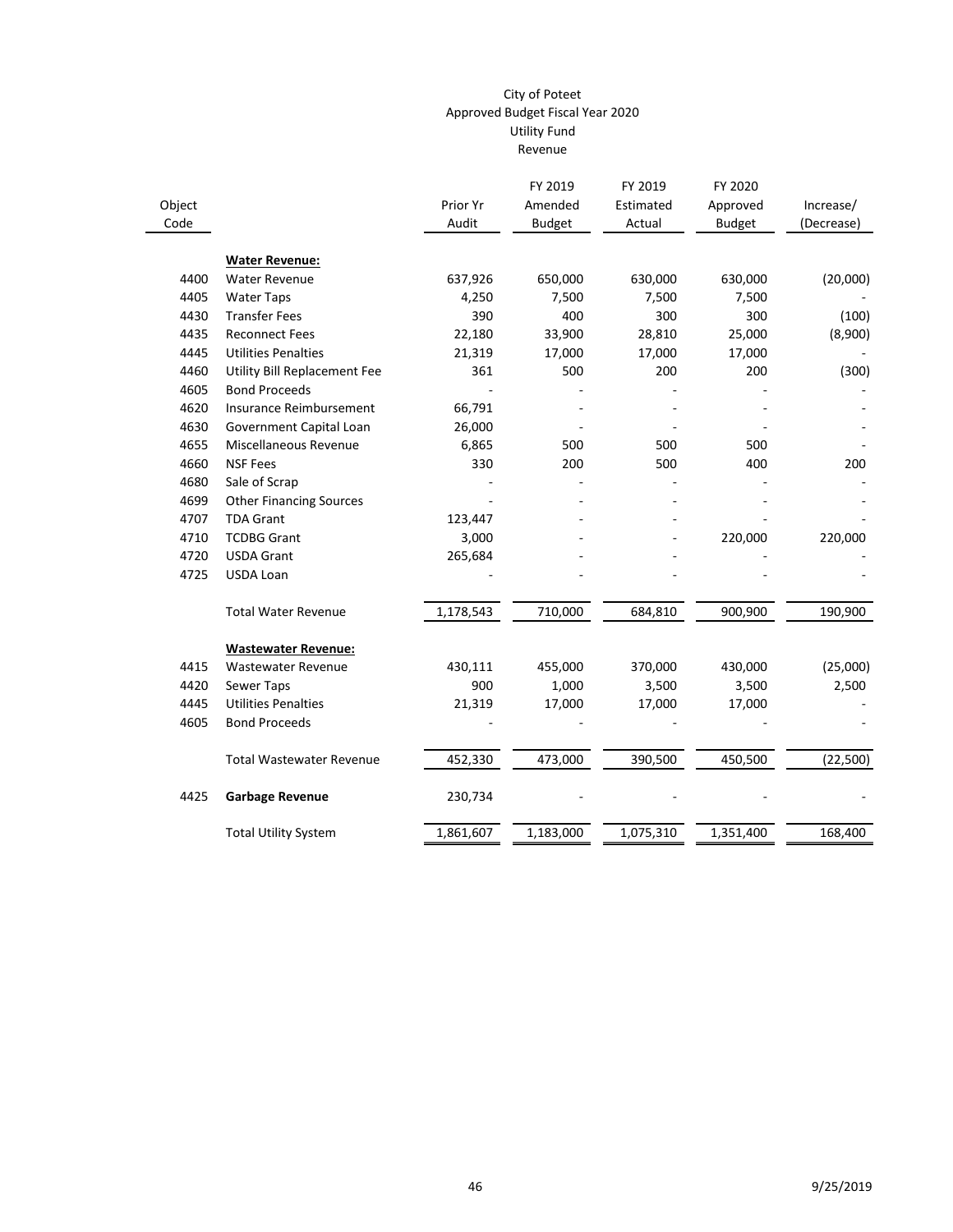# City of Poteet
## Approved Budget Fiscal Year 2020
## Utility Fund
## Revenue

| Object Code | | Prior Yr Audit | FY 2019 Amended Budget | FY 2019 Estimated Actual | FY 2020 Approved Budget | Increase/ (Decrease) |
|---|---|---|---|---|---|---|
| | **Water Revenue:** | | | | | |
| 4400 | Water Revenue | 637,926 | 650,000 | 630,000 | 630,000 | (20,000) |
| 4405 | Water Taps | 4,250 | 7,500 | 7,500 | 7,500 | - |
| 4430 | Transfer Fees | 390 | 400 | 300 | 300 | (100) |
| 4435 | Reconnect Fees | 22,180 | 33,900 | 28,810 | 25,000 | (8,900) |
| 4445 | Utilities Penalties | 21,319 | 17,000 | 17,000 | 17,000 | - |
| 4460 | Utility Bill Replacement Fee | 361 | 500 | 200 | 200 | (300) |
| 4605 | Bond Proceeds | - | - | - | - | - |
| 4620 | Insurance Reimbursement | 66,791 | - | - | - | - |
| 4630 | Government Capital Loan | 26,000 | - | - | - | - |
| 4655 | Miscellaneous Revenue | 6,865 | 500 | 500 | 500 | - |
| 4660 | NSF Fees | 330 | 200 | 500 | 400 | 200 |
| 4680 | Sale of Scrap | - | - | - | - | - |
| 4699 | Other Financing Sources | - | - | - | - | - |
| 4707 | TDA Grant | 123,447 | - | - | - | - |
| 4710 | TCDBG Grant | 3,000 | - | - | 220,000 | 220,000 |
| 4720 | USDA Grant | 265,684 | - | - | - | - |
| 4725 | USDA Loan | - | - | - | - | - |
| | Total Water Revenue | 1,178,543 | 710,000 | 684,810 | 900,900 | 190,900 |
| | **Wastewater Revenue:** | | | | | |
| 4415 | Wastewater Revenue | 430,111 | 455,000 | 370,000 | 430,000 | (25,000) |
| 4420 | Sewer Taps | 900 | 1,000 | 3,500 | 3,500 | 2,500 |
| 4445 | Utilities Penalties | 21,319 | 17,000 | 17,000 | 17,000 | - |
| 4605 | Bond Proceeds | - | - | - | - | - |
| | Total Wastewater Revenue | 452,330 | 473,000 | 390,500 | 450,500 | (22,500) |
| 4425 | **Garbage Revenue** | 230,734 | - | - | - | - |
| | Total Utility System | 1,861,607 | 1,183,000 | 1,075,310 | 1,351,400 | 168,400 |

9/25/2019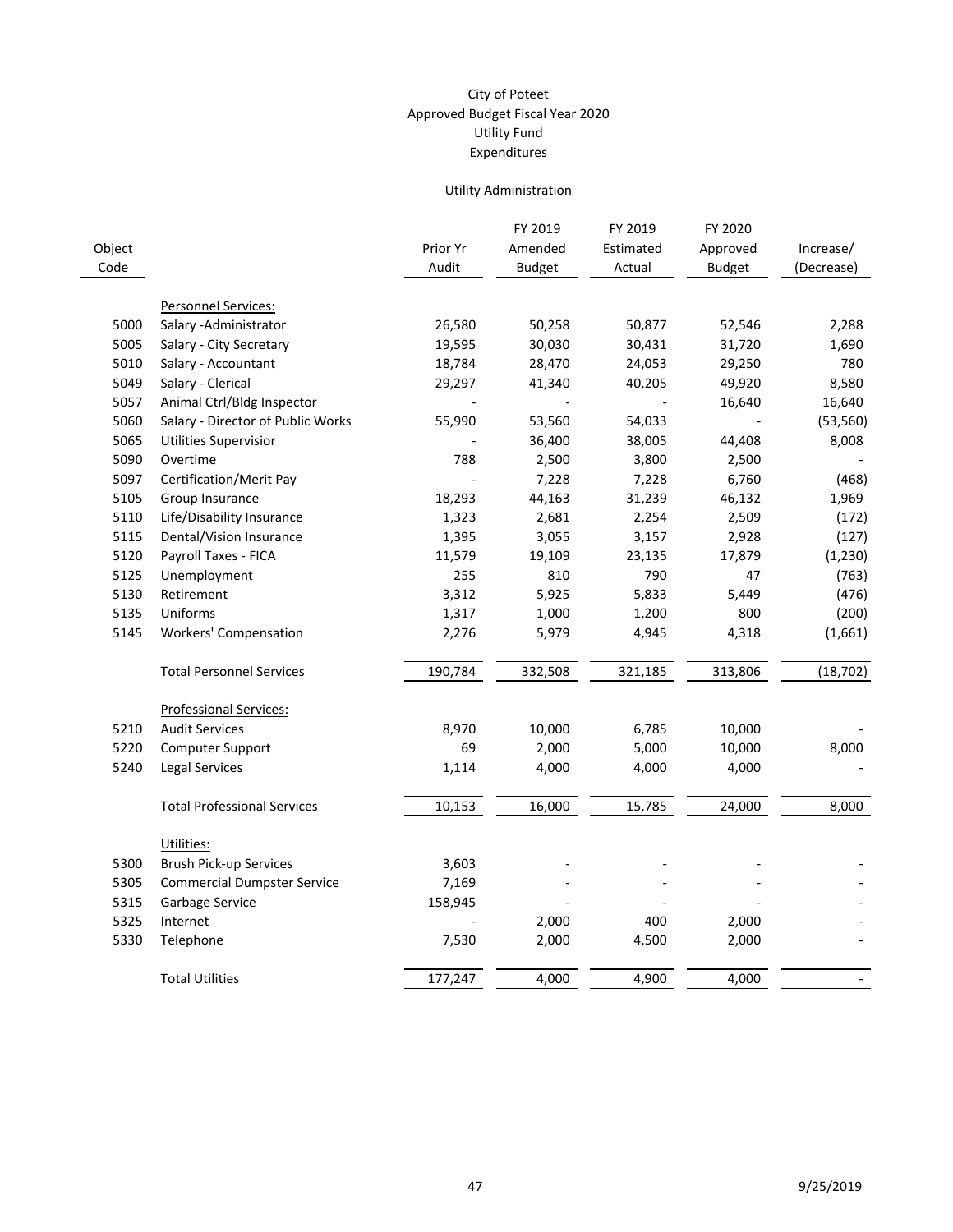# City of Poteet
## Approved Budget Fiscal Year 2020
## Utility Fund
## Expenditures

### Utility Administration

| Object Code | | Prior Yr Audit | FY 2019 Amended Budget | FY 2019 Estimated Actual | FY 2020 Approved Budget | Increase/ (Decrease) |
|---|---|---|---|---|---|---|
| | Personnel Services: | | | | | |
| 5000 | Salary -Administrator | 26,580 | 50,258 | 50,877 | 52,546 | 2,288 |
| 5005 | Salary - City Secretary | 19,595 | 30,030 | 30,431 | 31,720 | 1,690 |
| 5010 | Salary - Accountant | 18,784 | 28,470 | 24,053 | 29,250 | 780 |
| 5049 | Salary - Clerical | 29,297 | 41,340 | 40,205 | 49,920 | 8,580 |
| 5057 | Animal Ctrl/Bldg Inspector | - | - | - | 16,640 | 16,640 |
| 5060 | Salary - Director of Public Works | 55,990 | 53,560 | 54,033 | - | (53,560) |
| 5065 | Utilities Supervisior | - | 36,400 | 38,005 | 44,408 | 8,008 |
| 5090 | Overtime | 788 | 2,500 | 3,800 | 2,500 | - |
| 5097 | Certification/Merit Pay | - | 7,228 | 7,228 | 6,760 | (468) |
| 5105 | Group Insurance | 18,293 | 44,163 | 31,239 | 46,132 | 1,969 |
| 5110 | Life/Disability Insurance | 1,323 | 2,681 | 2,254 | 2,509 | (172) |
| 5115 | Dental/Vision Insurance | 1,395 | 3,055 | 3,157 | 2,928 | (127) |
| 5120 | Payroll Taxes - FICA | 11,579 | 19,109 | 23,135 | 17,879 | (1,230) |
| 5125 | Unemployment | 255 | 810 | 790 | 47 | (763) |
| 5130 | Retirement | 3,312 | 5,925 | 5,833 | 5,449 | (476) |
| 5135 | Uniforms | 1,317 | 1,000 | 1,200 | 800 | (200) |
| 5145 | Workers' Compensation | 2,276 | 5,979 | 4,945 | 4,318 | (1,661) |
| | Total Personnel Services | 190,784 | 332,508 | 321,185 | 313,806 | (18,702) |
| | Professional Services: | | | | | |
| 5210 | Audit Services | 8,970 | 10,000 | 6,785 | 10,000 | - |
| 5220 | Computer Support | 69 | 2,000 | 5,000 | 10,000 | 8,000 |
| 5240 | Legal Services | 1,114 | 4,000 | 4,000 | 4,000 | - |
| | Total Professional Services | 10,153 | 16,000 | 15,785 | 24,000 | 8,000 |
| | Utilities: | | | | | |
| 5300 | Brush Pick-up Services | 3,603 | - | - | - | - |
| 5305 | Commercial Dumpster Service | 7,169 | - | - | - | - |
| 5315 | Garbage Service | 158,945 | - | - | - | - |
| 5325 | Internet | - | 2,000 | 400 | 2,000 | - |
| 5330 | Telephone | 7,530 | 2,000 | 4,500 | 2,000 | - |
| | Total Utilities | 177,247 | 4,000 | 4,900 | 4,000 | - |

9/25/2019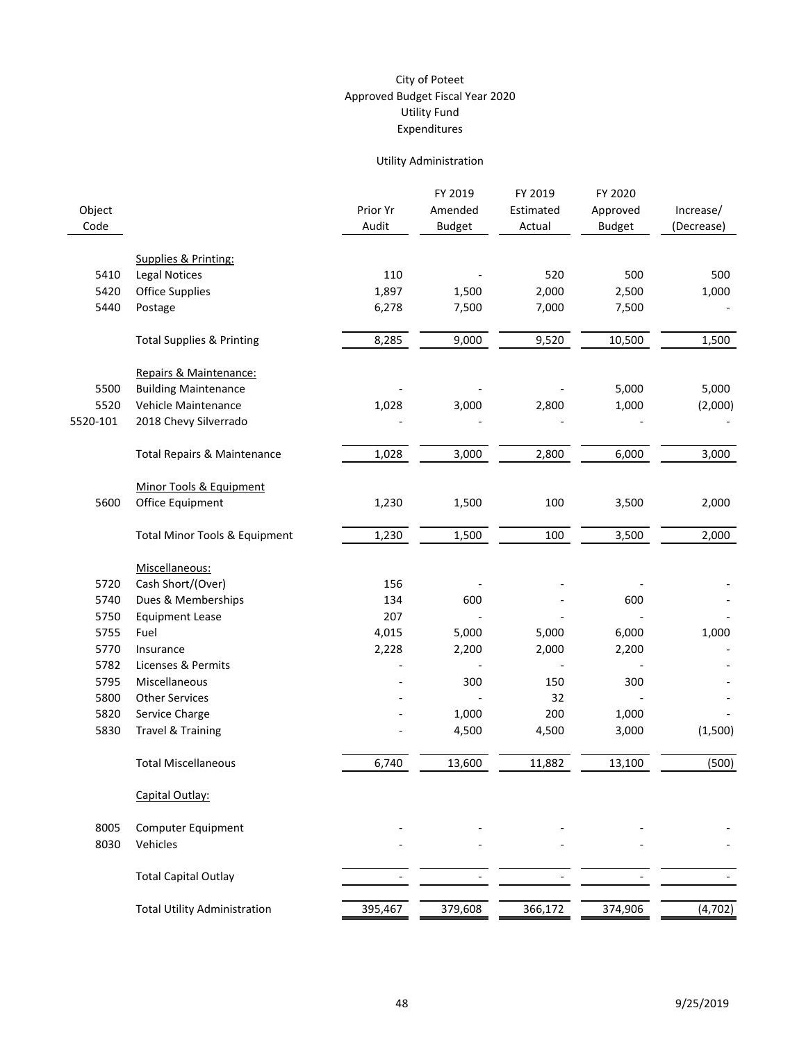City of Poteet
Approved Budget Fiscal Year 2020
Utility Fund
Expenditures

Utility Administration

| Object Code | | Prior Yr Audit | FY 2019 Amended Budget | FY 2019 Estimated Actual | FY 2020 Approved Budget | Increase/ (Decrease) |
|---|---|---|---|---|---|---|
| | Supplies & Printing: | | | | | |
| 5410 | Legal Notices | 110 | - | 520 | 500 | 500 |
| 5420 | Office Supplies | 1,897 | 1,500 | 2,000 | 2,500 | 1,000 |
| 5440 | Postage | 6,278 | 7,500 | 7,000 | 7,500 | - |
| | Total Supplies & Printing | 8,285 | 9,000 | 9,520 | 10,500 | 1,500 |
| | Repairs & Maintenance: | | | | | |
| 5500 | Building Maintenance | - | - | - | 5,000 | 5,000 |
| 5520 | Vehicle Maintenance | 1,028 | 3,000 | 2,800 | 1,000 | (2,000) |
| 5520-101 | 2018 Chevy Silverrado | - | - | - | - | - |
| | Total Repairs & Maintenance | 1,028 | 3,000 | 2,800 | 6,000 | 3,000 |
| | Minor Tools & Equipment | | | | | |
| 5600 | Office Equipment | 1,230 | 1,500 | 100 | 3,500 | 2,000 |
| | Total Minor Tools & Equipment | 1,230 | 1,500 | 100 | 3,500 | 2,000 |
| | Miscellaneous: | | | | | |
| 5720 | Cash Short/(Over) | 156 | - | - | - | - |
| 5740 | Dues & Memberships | 134 | 600 | - | 600 | - |
| 5750 | Equipment Lease | 207 | - | - | - | - |
| 5755 | Fuel | 4,015 | 5,000 | 5,000 | 6,000 | 1,000 |
| 5770 | Insurance | 2,228 | 2,200 | 2,000 | 2,200 | - |
| 5782 | Licenses & Permits | - | - | - | - | - |
| 5795 | Miscellaneous | - | 300 | 150 | 300 | - |
| 5800 | Other Services | - | - | 32 | - | - |
| 5820 | Service Charge | - | 1,000 | 200 | 1,000 | - |
| 5830 | Travel & Training | - | 4,500 | 4,500 | 3,000 | (1,500) |
| | Total Miscellaneous | 6,740 | 13,600 | 11,882 | 13,100 | (500) |
| | Capital Outlay: | | | | | |
| 8005 | Computer Equipment | - | - | - | - | - |
| 8030 | Vehicles | - | - | - | - | - |
| | Total Capital Outlay | - | - | - | - | - |
| | Total Utility Administration | 395,467 | 379,608 | 366,172 | 374,906 | (4,702) |

9/25/2019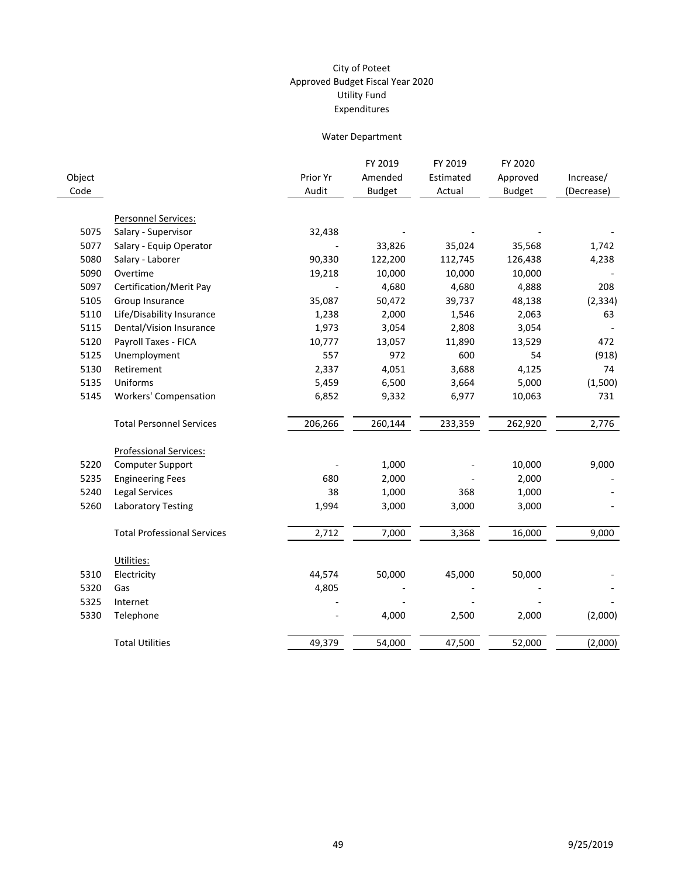City of Poteet
Approved Budget Fiscal Year 2020
Utility Fund
Expenditures

Water Department

| Object Code | | Prior Yr Audit | FY 2019 Amended Budget | FY 2019 Estimated Actual | FY 2020 Approved Budget | Increase/ (Decrease) |
|---|---|---|---|---|---|---|
| | Personnel Services: | | | | | |
| 5075 | Salary - Supervisor | 32,438 | - | - | - | - |
| 5077 | Salary - Equip Operator | - | 33,826 | 35,024 | 35,568 | 1,742 |
| 5080 | Salary - Laborer | 90,330 | 122,200 | 112,745 | 126,438 | 4,238 |
| 5090 | Overtime | 19,218 | 10,000 | 10,000 | 10,000 | - |
| 5097 | Certification/Merit Pay | - | 4,680 | 4,680 | 4,888 | 208 |
| 5105 | Group Insurance | 35,087 | 50,472 | 39,737 | 48,138 | (2,334) |
| 5110 | Life/Disability Insurance | 1,238 | 2,000 | 1,546 | 2,063 | 63 |
| 5115 | Dental/Vision Insurance | 1,973 | 3,054 | 2,808 | 3,054 | - |
| 5120 | Payroll Taxes - FICA | 10,777 | 13,057 | 11,890 | 13,529 | 472 |
| 5125 | Unemployment | 557 | 972 | 600 | 54 | (918) |
| 5130 | Retirement | 2,337 | 4,051 | 3,688 | 4,125 | 74 |
| 5135 | Uniforms | 5,459 | 6,500 | 3,664 | 5,000 | (1,500) |
| 5145 | Workers' Compensation | 6,852 | 9,332 | 6,977 | 10,063 | 731 |
| | Total Personnel Services | 206,266 | 260,144 | 233,359 | 262,920 | 2,776 |
| | Professional Services: | | | | | |
| 5220 | Computer Support | - | 1,000 | - | 10,000 | 9,000 |
| 5235 | Engineering Fees | 680 | 2,000 | - | 2,000 | - |
| 5240 | Legal Services | 38 | 1,000 | 368 | 1,000 | - |
| 5260 | Laboratory Testing | 1,994 | 3,000 | 3,000 | 3,000 | - |
| | Total Professional Services | 2,712 | 7,000 | 3,368 | 16,000 | 9,000 |
| | Utilities: | | | | | |
| 5310 | Electricity | 44,574 | 50,000 | 45,000 | 50,000 | - |
| 5320 | Gas | 4,805 | - | - | - | - |
| 5325 | Internet | - | - | - | - | - |
| 5330 | Telephone | - | 4,000 | 2,500 | 2,000 | (2,000) |
| | Total Utilities | 49,379 | 54,000 | 47,500 | 52,000 | (2,000) |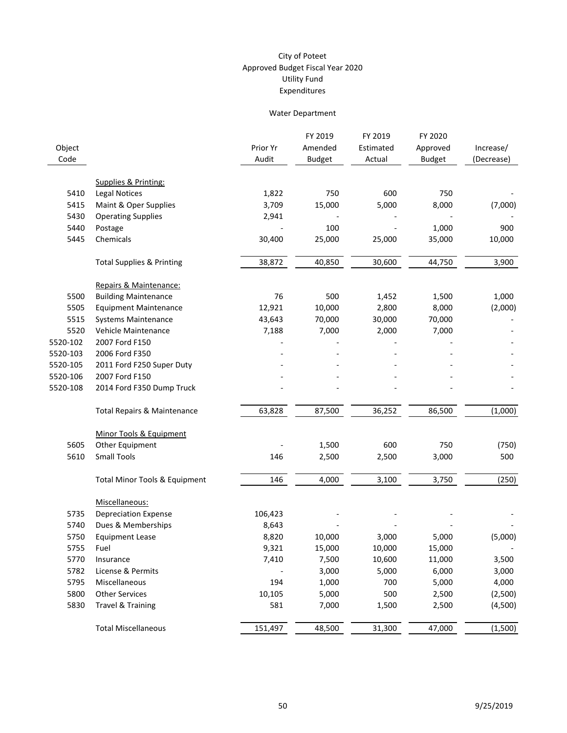# City of Poteet
## Approved Budget Fiscal Year 2020
## Utility Fund
## Expenditures

### Water Department

| Object Code | | Prior Yr Audit | FY 2019 Amended Budget | FY 2019 Estimated Actual | FY 2020 Approved Budget | Increase/ (Decrease) |
|---|---|---|---|---|---|---|
| | Supplies & Printing: | | | | | |
| 5410 | Legal Notices | 1,822 | 750 | 600 | 750 | - |
| 5415 | Maint & Oper Supplies | 3,709 | 15,000 | 5,000 | 8,000 | (7,000) |
| 5430 | Operating Supplies | 2,941 | - | - | - | - |
| 5440 | Postage | - | 100 | - | 1,000 | 900 |
| 5445 | Chemicals | 30,400 | 25,000 | 25,000 | 35,000 | 10,000 |
| | Total Supplies & Printing | 38,872 | 40,850 | 30,600 | 44,750 | 3,900 |
| | Repairs & Maintenance: | | | | | |
| 5500 | Building Maintenance | 76 | 500 | 1,452 | 1,500 | 1,000 |
| 5505 | Equipment Maintenance | 12,921 | 10,000 | 2,800 | 8,000 | (2,000) |
| 5515 | Systems Maintenance | 43,643 | 70,000 | 30,000 | 70,000 | - |
| 5520 | Vehicle Maintenance | 7,188 | 7,000 | 2,000 | 7,000 | - |
| 5520-102 | 2007 Ford F150 | - | - | - | - | - |
| 5520-103 | 2006 Ford F350 | - | - | - | - | - |
| 5520-105 | 2011 Ford F250 Super Duty | - | - | - | - | - |
| 5520-106 | 2007 Ford F150 | - | - | - | - | - |
| 5520-108 | 2014 Ford F350 Dump Truck | - | - | - | - | - |
| | Total Repairs & Maintenance | 63,828 | 87,500 | 36,252 | 86,500 | (1,000) |
| | Minor Tools & Equipment | | | | | |
| 5605 | Other Equipment | - | 1,500 | 600 | 750 | (750) |
| 5610 | Small Tools | 146 | 2,500 | 2,500 | 3,000 | 500 |
| | Total Minor Tools & Equipment | 146 | 4,000 | 3,100 | 3,750 | (250) |
| | Miscellaneous: | | | | | |
| 5735 | Depreciation Expense | 106,423 | - | - | - | - |
| 5740 | Dues & Memberships | 8,643 | - | - | - | - |
| 5750 | Equipment Lease | 8,820 | 10,000 | 3,000 | 5,000 | (5,000) |
| 5755 | Fuel | 9,321 | 15,000 | 10,000 | 15,000 | - |
| 5770 | Insurance | 7,410 | 7,500 | 10,600 | 11,000 | 3,500 |
| 5782 | License & Permits | - | 3,000 | 5,000 | 6,000 | 3,000 |
| 5795 | Miscellaneous | 194 | 1,000 | 700 | 5,000 | 4,000 |
| 5800 | Other Services | 10,105 | 5,000 | 500 | 2,500 | (2,500) |
| 5830 | Travel & Training | 581 | 7,000 | 1,500 | 2,500 | (4,500) |
| | Total Miscellaneous | 151,497 | 48,500 | 31,300 | 47,000 | (1,500) |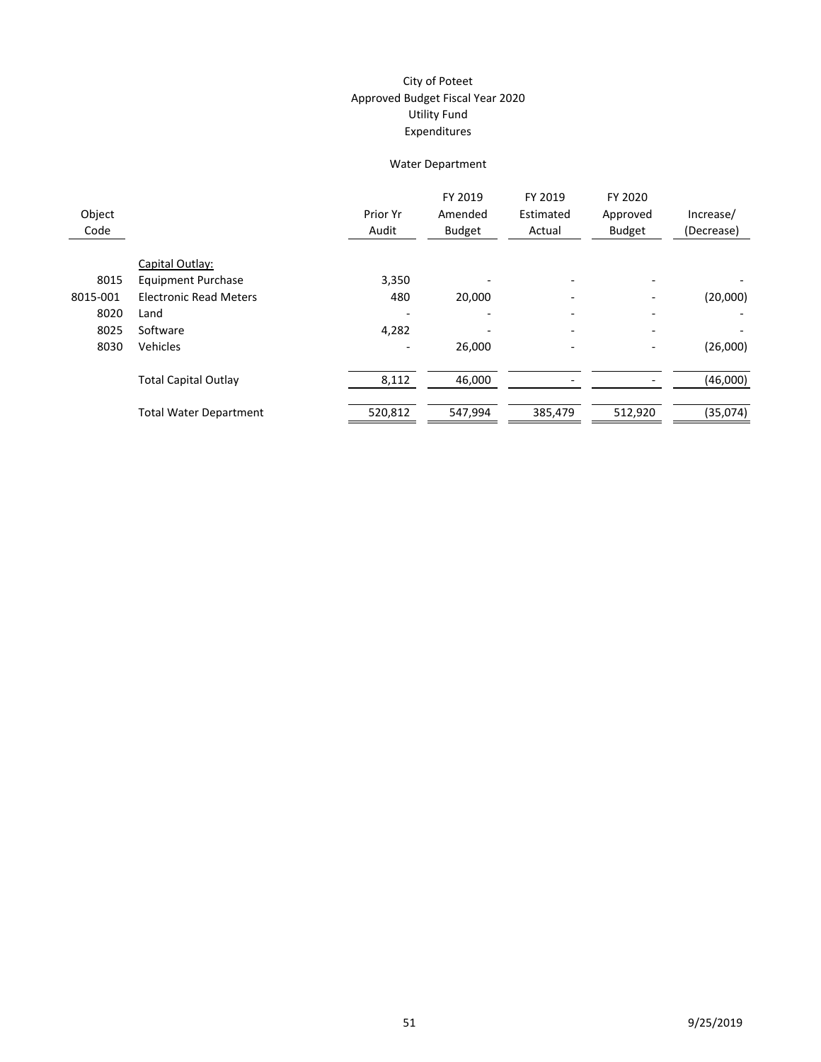City of Poteet
Approved Budget Fiscal Year 2020
Utility Fund
Expenditures

Water Department

| Object Code | | Prior Yr Audit | FY 2019 Amended Budget | FY 2019 Estimated Actual | FY 2020 Approved Budget | Increase/ (Decrease) |
|---|---|---|---|---|---|---|
| | Capital Outlay: | | | | | |
| 8015 | Equipment Purchase | 3,350 | - | - | - | - |
| 8015-001 | Electronic Read Meters | 480 | 20,000 | - | - | (20,000) |
| 8020 | Land | - | - | - | - | - |
| 8025 | Software | 4,282 | - | - | - | - |
| 8030 | Vehicles | - | 26,000 | - | - | (26,000) |
| | Total Capital Outlay | 8,112 | 46,000 | - | - | (46,000) |
| | Total Water Department | 520,812 | 547,994 | 385,479 | 512,920 | (35,074) |

9/25/2019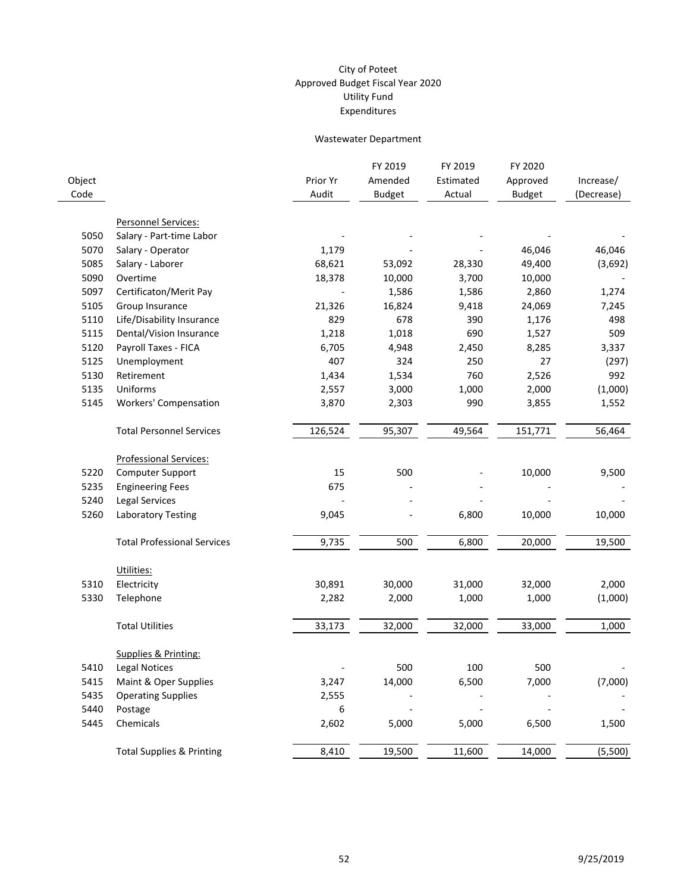City of Poteet
Approved Budget Fiscal Year 2020
Utility Fund
Expenditures

Wastewater Department

| Object Code | | Prior Yr Audit | FY 2019 Amended Budget | FY 2019 Estimated Actual | FY 2020 Approved Budget | Increase/ (Decrease) |
|---|---|---|---|---|---|---|
| | Personnel Services: | | | | | |
| 5050 | Salary - Part-time Labor | - | - | - | - | - |
| 5070 | Salary - Operator | 1,179 | - | - | 46,046 | 46,046 |
| 5085 | Salary - Laborer | 68,621 | 53,092 | 28,330 | 49,400 | (3,692) |
| 5090 | Overtime | 18,378 | 10,000 | 3,700 | 10,000 | - |
| 5097 | Certificaton/Merit Pay | - | 1,586 | 1,586 | 2,860 | 1,274 |
| 5105 | Group Insurance | 21,326 | 16,824 | 9,418 | 24,069 | 7,245 |
| 5110 | Life/Disability Insurance | 829 | 678 | 390 | 1,176 | 498 |
| 5115 | Dental/Vision Insurance | 1,218 | 1,018 | 690 | 1,527 | 509 |
| 5120 | Payroll Taxes - FICA | 6,705 | 4,948 | 2,450 | 8,285 | 3,337 |
| 5125 | Unemployment | 407 | 324 | 250 | 27 | (297) |
| 5130 | Retirement | 1,434 | 1,534 | 760 | 2,526 | 992 |
| 5135 | Uniforms | 2,557 | 3,000 | 1,000 | 2,000 | (1,000) |
| 5145 | Workers' Compensation | 3,870 | 2,303 | 990 | 3,855 | 1,552 |
| | Total Personnel Services | 126,524 | 95,307 | 49,564 | 151,771 | 56,464 |
| | Professional Services: | | | | | |
| 5220 | Computer Support | 15 | 500 | - | 10,000 | 9,500 |
| 5235 | Engineering Fees | 675 | - | - | - | - |
| 5240 | Legal Services | - | - | - | - | - |
| 5260 | Laboratory Testing | 9,045 | - | 6,800 | 10,000 | 10,000 |
| | Total Professional Services | 9,735 | 500 | 6,800 | 20,000 | 19,500 |
| | Utilities: | | | | | |
| 5310 | Electricity | 30,891 | 30,000 | 31,000 | 32,000 | 2,000 |
| 5330 | Telephone | 2,282 | 2,000 | 1,000 | 1,000 | (1,000) |
| | Total Utilities | 33,173 | 32,000 | 32,000 | 33,000 | 1,000 |
| | Supplies & Printing: | | | | | |
| 5410 | Legal Notices | - | 500 | 100 | 500 | - |
| 5415 | Maint & Oper Supplies | 3,247 | 14,000 | 6,500 | 7,000 | (7,000) |
| 5435 | Operating Supplies | 2,555 | - | - | - | - |
| 5440 | Postage | 6 | - | - | - | - |
| 5445 | Chemicals | 2,602 | 5,000 | 5,000 | 6,500 | 1,500 |
| | Total Supplies & Printing | 8,410 | 19,500 | 11,600 | 14,000 | (5,500) |

9/25/2019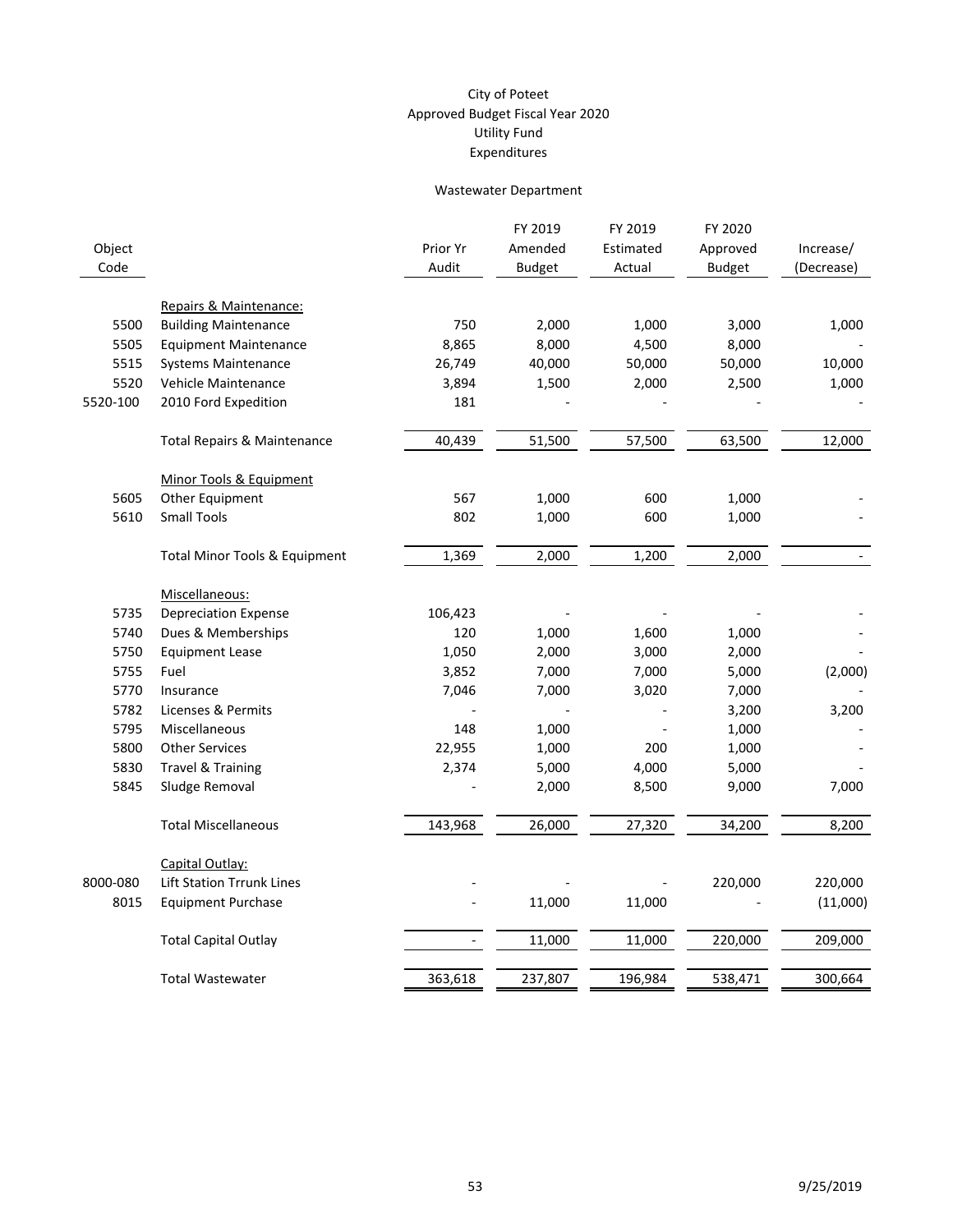# City of Poteet
## Approved Budget Fiscal Year 2020
## Utility Fund
## Expenditures

### Wastewater Department

| Object Code | | Prior Yr Audit | FY 2019 Amended Budget | FY 2019 Estimated Actual | FY 2020 Approved Budget | Increase/ (Decrease) |
|---|---|---|---|---|---|---|
| | Repairs & Maintenance: | | | | | |
| 5500 | Building Maintenance | 750 | 2,000 | 1,000 | 3,000 | 1,000 |
| 5505 | Equipment Maintenance | 8,865 | 8,000 | 4,500 | 8,000 | - |
| 5515 | Systems Maintenance | 26,749 | 40,000 | 50,000 | 50,000 | 10,000 |
| 5520 | Vehicle Maintenance | 3,894 | 1,500 | 2,000 | 2,500 | 1,000 |
| 5520-100 | 2010 Ford Expedition | 181 | - | - | - | - |
| | Total Repairs & Maintenance | 40,439 | 51,500 | 57,500 | 63,500 | 12,000 |
| | Minor Tools & Equipment | | | | | |
| 5605 | Other Equipment | 567 | 1,000 | 600 | 1,000 | - |
| 5610 | Small Tools | 802 | 1,000 | 600 | 1,000 | - |
| | Total Minor Tools & Equipment | 1,369 | 2,000 | 1,200 | 2,000 | - |
| | Miscellaneous: | | | | | |
| 5735 | Depreciation Expense | 106,423 | - | - | - | - |
| 5740 | Dues & Memberships | 120 | 1,000 | 1,600 | 1,000 | - |
| 5750 | Equipment Lease | 1,050 | 2,000 | 3,000 | 2,000 | - |
| 5755 | Fuel | 3,852 | 7,000 | 7,000 | 5,000 | (2,000) |
| 5770 | Insurance | 7,046 | 7,000 | 3,020 | 7,000 | - |
| 5782 | Licenses & Permits | - | - | - | 3,200 | 3,200 |
| 5795 | Miscellaneous | 148 | 1,000 | - | 1,000 | - |
| 5800 | Other Services | 22,955 | 1,000 | 200 | 1,000 | - |
| 5830 | Travel & Training | 2,374 | 5,000 | 4,000 | 5,000 | - |
| 5845 | Sludge Removal | - | 2,000 | 8,500 | 9,000 | 7,000 |
| | Total Miscellaneous | 143,968 | 26,000 | 27,320 | 34,200 | 8,200 |
| | Capital Outlay: | | | | | |
| 8000-080 | Lift Station Trrunk Lines | - | - | - | 220,000 | 220,000 |
| 8015 | Equipment Purchase | - | 11,000 | 11,000 | - | (11,000) |
| | Total Capital Outlay | - | 11,000 | 11,000 | 220,000 | 209,000 |
| | Total Wastewater | 363,618 | 237,807 | 196,984 | 538,471 | 300,664 |

9/25/2019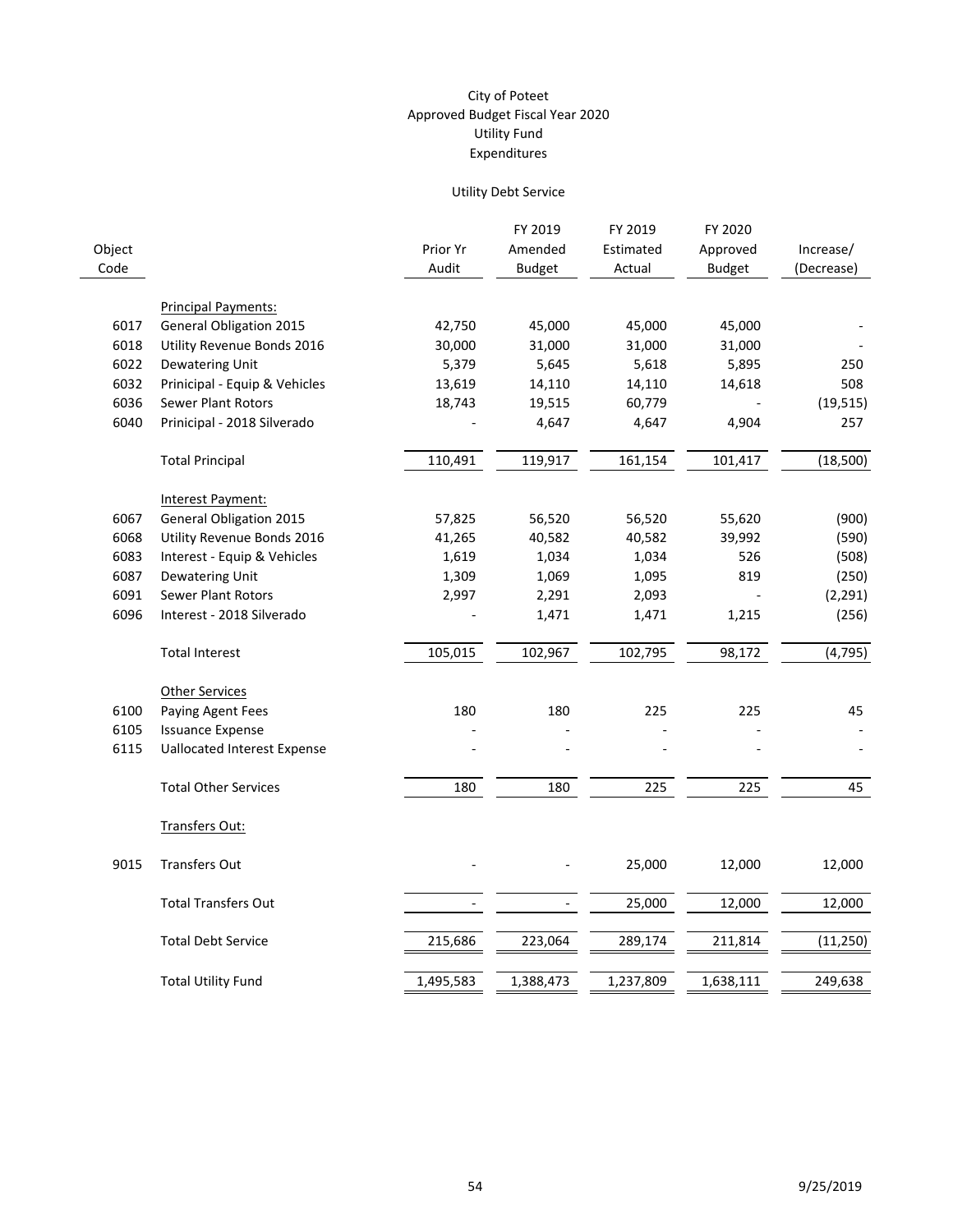City of Poteet
Approved Budget Fiscal Year 2020
Utility Fund
Expenditures

Utility Debt Service

| Object Code | | Prior Yr Audit | FY 2019 Amended Budget | FY 2019 Estimated Actual | FY 2020 Approved Budget | Increase/ (Decrease) |
|---|---|---|---|---|---|---|
| | Principal Payments: | | | | | |
| 6017 | General Obligation 2015 | 42,750 | 45,000 | 45,000 | 45,000 | - |
| 6018 | Utility Revenue Bonds 2016 | 30,000 | 31,000 | 31,000 | 31,000 | - |
| 6022 | Dewatering Unit | 5,379 | 5,645 | 5,618 | 5,895 | 250 |
| 6032 | Prinicipal - Equip & Vehicles | 13,619 | 14,110 | 14,110 | 14,618 | 508 |
| 6036 | Sewer Plant Rotors | 18,743 | 19,515 | 60,779 | - | (19,515) |
| 6040 | Prinicipal - 2018 Silverado | - | 4,647 | 4,647 | 4,904 | 257 |
| | Total Principal | 110,491 | 119,917 | 161,154 | 101,417 | (18,500) |
| | Interest Payment: | | | | | |
| 6067 | General Obligation 2015 | 57,825 | 56,520 | 56,520 | 55,620 | (900) |
| 6068 | Utility Revenue Bonds 2016 | 41,265 | 40,582 | 40,582 | 39,992 | (590) |
| 6083 | Interest - Equip & Vehicles | 1,619 | 1,034 | 1,034 | 526 | (508) |
| 6087 | Dewatering Unit | 1,309 | 1,069 | 1,095 | 819 | (250) |
| 6091 | Sewer Plant Rotors | 2,997 | 2,291 | 2,093 | - | (2,291) |
| 6096 | Interest - 2018 Silverado | - | 1,471 | 1,471 | 1,215 | (256) |
| | Total Interest | 105,015 | 102,967 | 102,795 | 98,172 | (4,795) |
| | Other Services | | | | | |
| 6100 | Paying Agent Fees | 180 | 180 | 225 | 225 | 45 |
| 6105 | Issuance Expense | - | - | - | - | - |
| 6115 | Uallocated Interest Expense | - | - | - | - | - |
| | Total Other Services | 180 | 180 | 225 | 225 | 45 |
| | Transfers Out: | | | | | |
| 9015 | Transfers Out | - | - | 25,000 | 12,000 | 12,000 |
| | Total Transfers Out | - | - | 25,000 | 12,000 | 12,000 |
| | Total Debt Service | 215,686 | 223,064 | 289,174 | 211,814 | (11,250) |
| | Total Utility Fund | 1,495,583 | 1,388,473 | 1,237,809 | 1,638,111 | 249,638 |

9/25/2019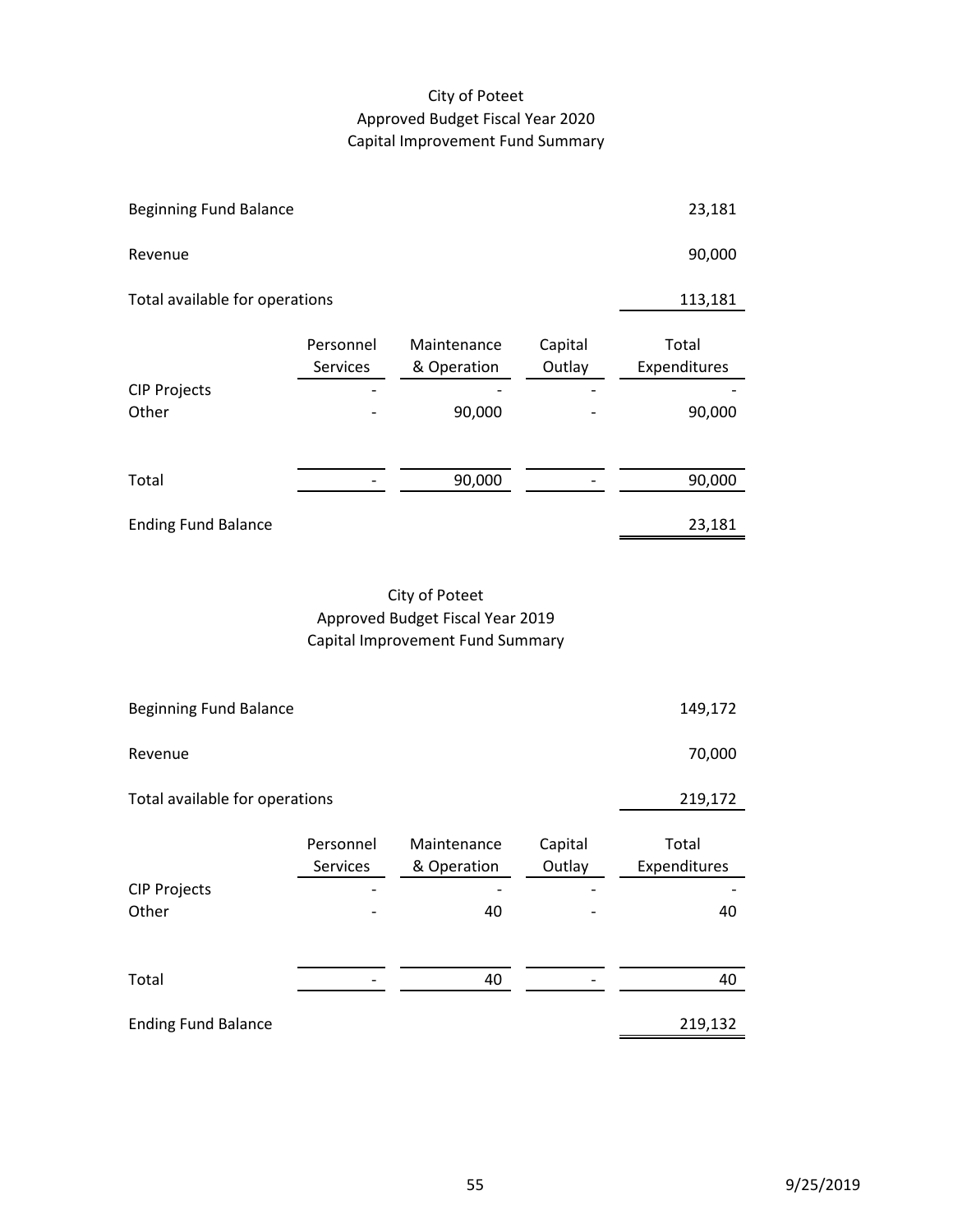# City of Poteet
## Approved Budget Fiscal Year 2020
## Capital Improvement Fund Summary

| | | | | |
|---|---|---|---|---|
| Beginning Fund Balance | | | | 23,181 |
| Revenue | | | | 90,000 |
| Total available for operations | | | | 113,181 |

| | Personnel Services | Maintenance & Operation | Capital Outlay | Total Expenditures |
|---|---|---|---|---|
| CIP Projects | - | - | - | - |
| Other | - | 90,000 | - | 90,000 |
| Total | - | 90,000 | - | 90,000 |
| Ending Fund Balance | | | | 23,181 |

# City of Poteet
## Approved Budget Fiscal Year 2019
## Capital Improvement Fund Summary

| | | | | |
|---|---|---|---|---|
| Beginning Fund Balance | | | | 149,172 |
| Revenue | | | | 70,000 |
| Total available for operations | | | | 219,172 |

| | Personnel Services | Maintenance & Operation | Capital Outlay | Total Expenditures |
|---|---|---|---|---|
| CIP Projects | - | - | - | - |
| Other | - | 40 | - | 40 |
| Total | - | 40 | - | 40 |
| Ending Fund Balance | | | | 219,132 |

9/25/2019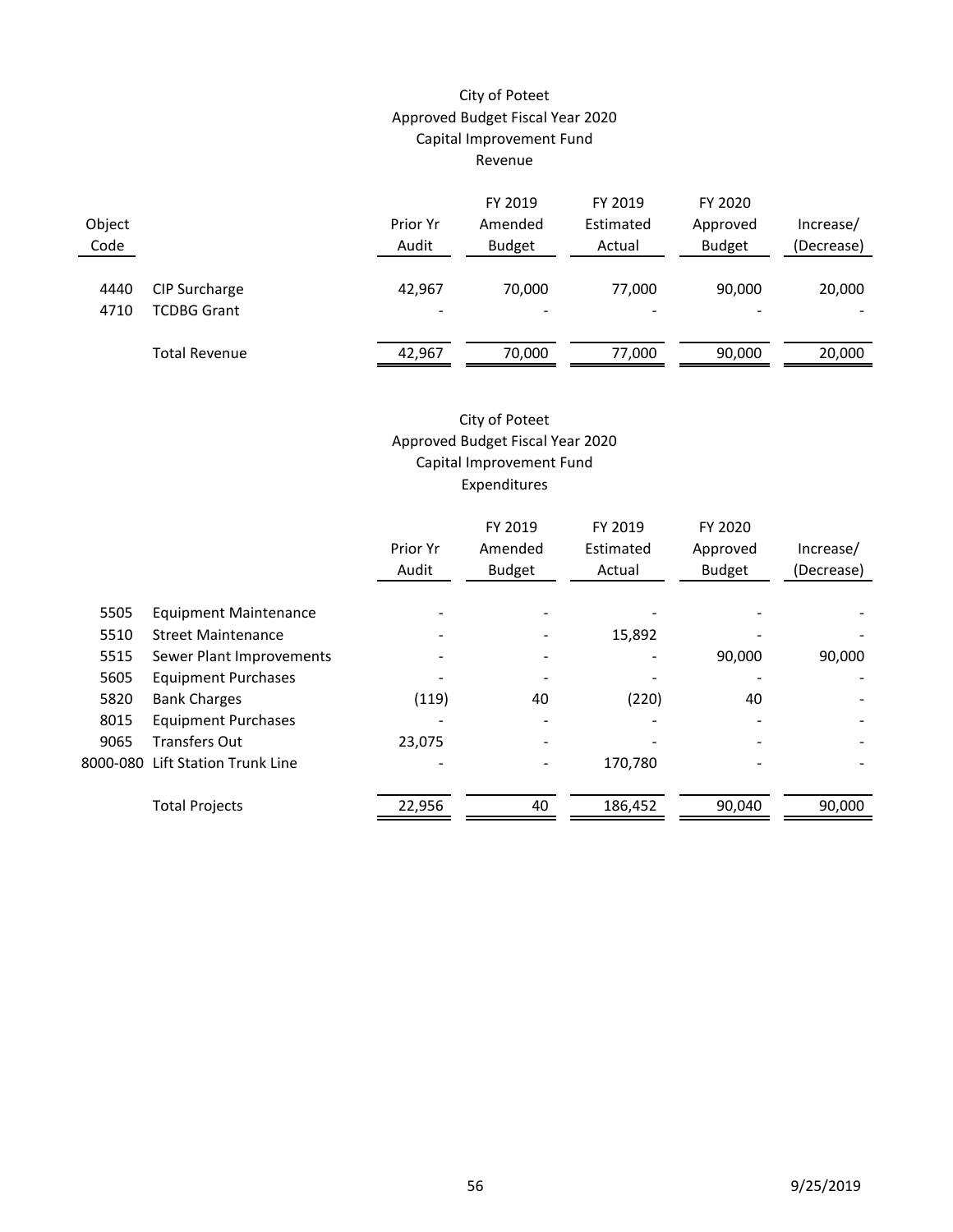City of Poteet
Approved Budget Fiscal Year 2020
Capital Improvement Fund
Revenue

| Object Code | | Prior Yr Audit | FY 2019 Amended Budget | FY 2019 Estimated Actual | FY 2020 Approved Budget | Increase/ (Decrease) |
|---|---|---|---|---|---|---|
| 4440 | CIP Surcharge | 42,967 | 70,000 | 77,000 | 90,000 | 20,000 |
| 4710 | TCDBG Grant | - | - | - | - | - |
| | Total Revenue | 42,967 | 70,000 | 77,000 | 90,000 | 20,000 |

City of Poteet
Approved Budget Fiscal Year 2020
Capital Improvement Fund
Expenditures

| | | Prior Yr Audit | FY 2019 Amended Budget | FY 2019 Estimated Actual | FY 2020 Approved Budget | Increase/ (Decrease) |
|---|---|---|---|---|---|---|
| 5505 | Equipment Maintenance | - | - | - | - | - |
| 5510 | Street Maintenance | - | - | 15,892 | - | - |
| 5515 | Sewer Plant Improvements | - | - | - | 90,000 | 90,000 |
| 5605 | Equipment Purchases | - | - | - | - | - |
| 5820 | Bank Charges | (119) | 40 | (220) | 40 | - |
| 8015 | Equipment Purchases | - | - | - | - | - |
| 9065 | Transfers Out | 23,075 | - | - | - | - |
| 8000-080 | Lift Station Trunk Line | - | - | 170,780 | - | - |
| | Total Projects | 22,956 | 40 | 186,452 | 90,040 | 90,000 |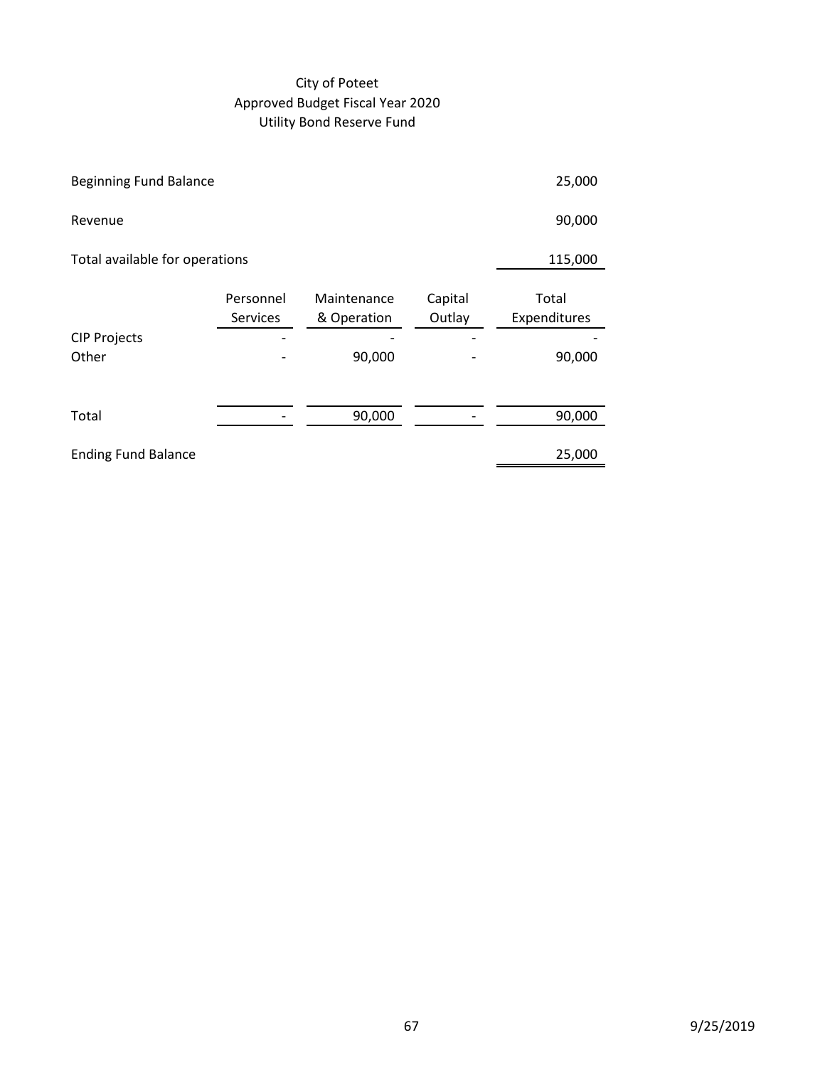# City of Poteet
## Approved Budget Fiscal Year 2020
### Utility Bond Reserve Fund

| | | | | |
|---|---|---|---|---|
| Beginning Fund Balance | | | | 25,000 |
| Revenue | | | | 90,000 |
| Total available for operations | | | | 115,000 |

| | Personnel Services | Maintenance & Operation | Capital Outlay | Total Expenditures |
|---|---|---|---|---|
| CIP Projects | - | - | - | - |
| Other | - | 90,000 | - | 90,000 |
| Total | - | 90,000 | - | 90,000 |
| Ending Fund Balance | | | | 25,000 |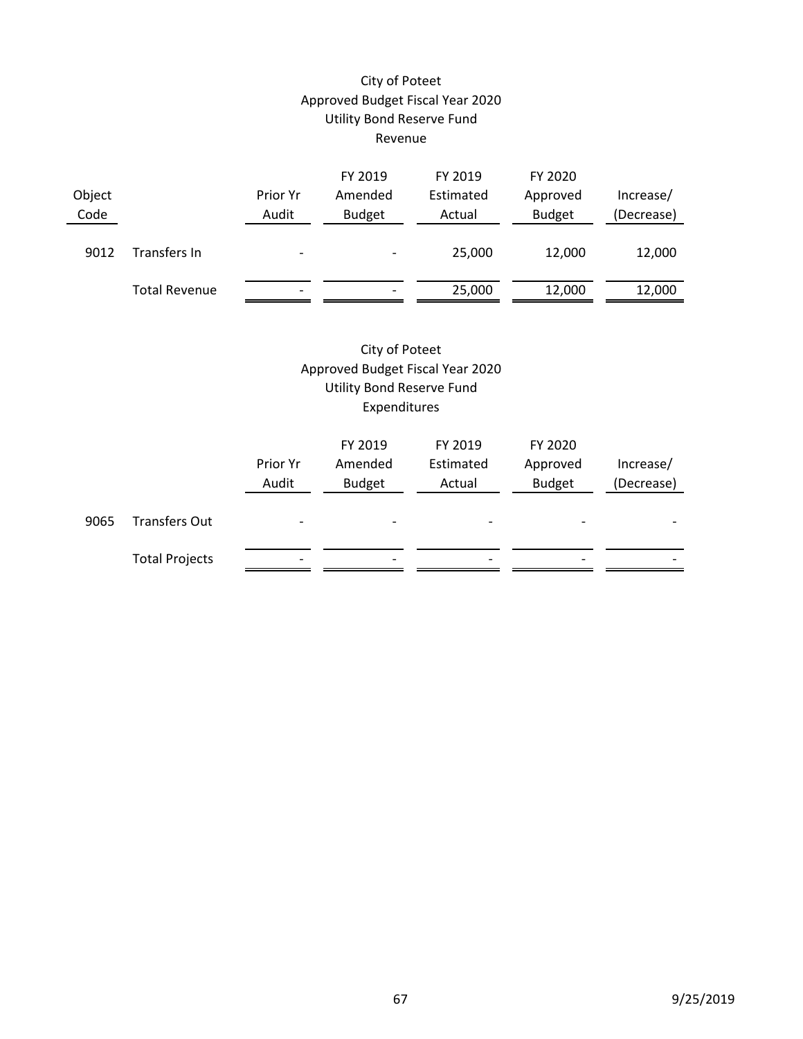# City of Poteet
## Approved Budget Fiscal Year 2020
## Utility Bond Reserve Fund
## Revenue

| Object Code | | Prior Yr Audit | FY 2019 Amended Budget | FY 2019 Estimated Actual | FY 2020 Approved Budget | Increase/ (Decrease) |
|---|---|---|---|---|---|---|
| 9012 | Transfers In | - | - | 25,000 | 12,000 | 12,000 |
| | Total Revenue | - | - | 25,000 | 12,000 | 12,000 |

# City of Poteet
## Approved Budget Fiscal Year 2020
## Utility Bond Reserve Fund
## Expenditures

| | | Prior Yr Audit | FY 2019 Amended Budget | FY 2019 Estimated Actual | FY 2020 Approved Budget | Increase/ (Decrease) |
|---|---|---|---|---|---|---|
| 9065 | Transfers Out | - | - | - | - | - |
| | Total Projects | - | - | - | - | - |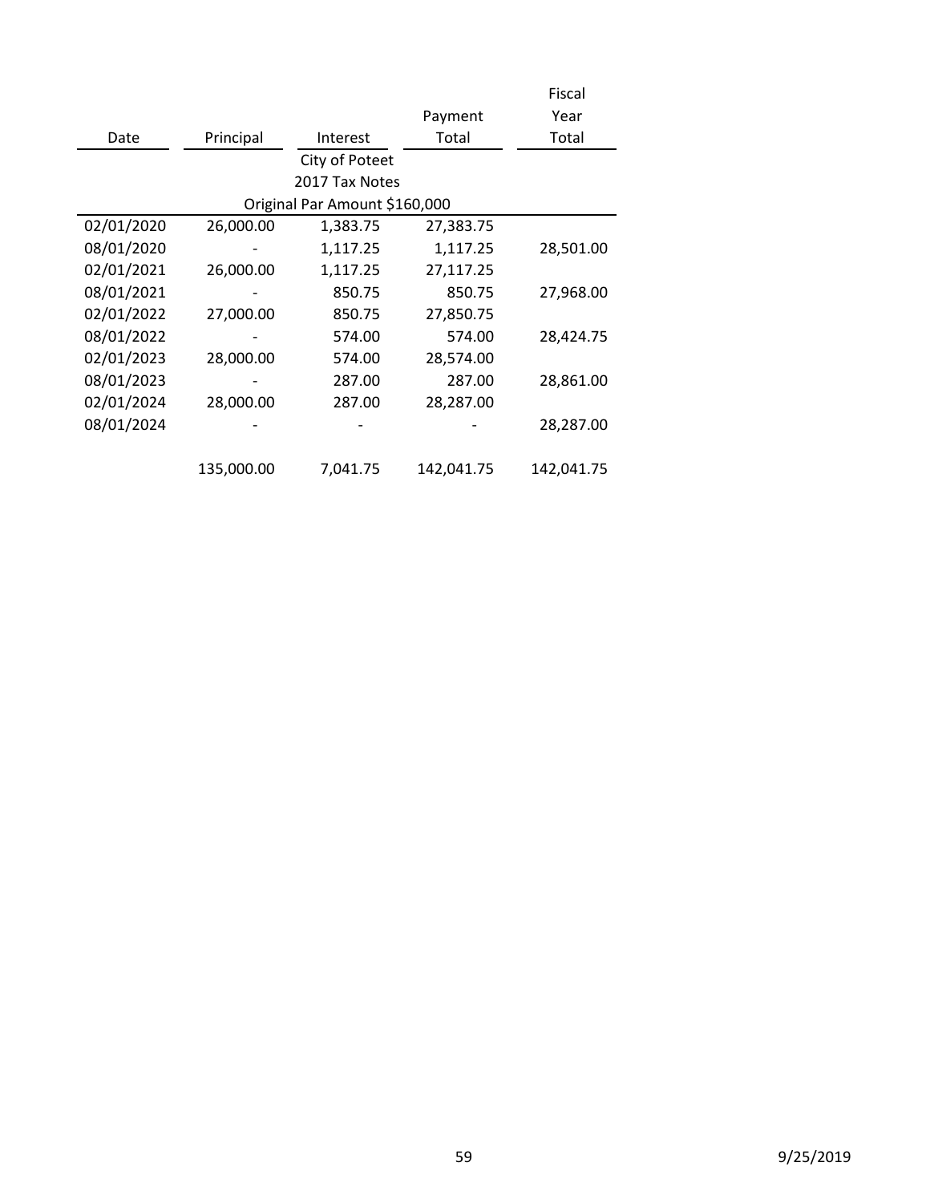| Date | Principal | Interest | Payment Total | Fiscal Year Total |
|---|---|---|---|---|
| | | City of Poteet | | |
| | | 2017 Tax Notes | | |
| | | Original Par Amount $160,000 | | |
| 02/01/2020 | 26,000.00 | 1,383.75 | 27,383.75 | |
| 08/01/2020 | - | 1,117.25 | 1,117.25 | 28,501.00 |
| 02/01/2021 | 26,000.00 | 1,117.25 | 27,117.25 | |
| 08/01/2021 | - | 850.75 | 850.75 | 27,968.00 |
| 02/01/2022 | 27,000.00 | 850.75 | 27,850.75 | |
| 08/01/2022 | - | 574.00 | 574.00 | 28,424.75 |
| 02/01/2023 | 28,000.00 | 574.00 | 28,574.00 | |
| 08/01/2023 | - | 287.00 | 287.00 | 28,861.00 |
| 02/01/2024 | 28,000.00 | 287.00 | 28,287.00 | |
| 08/01/2024 | - | - | - | 28,287.00 |
| | 135,000.00 | 7,041.75 | 142,041.75 | 142,041.75 |

9/25/2019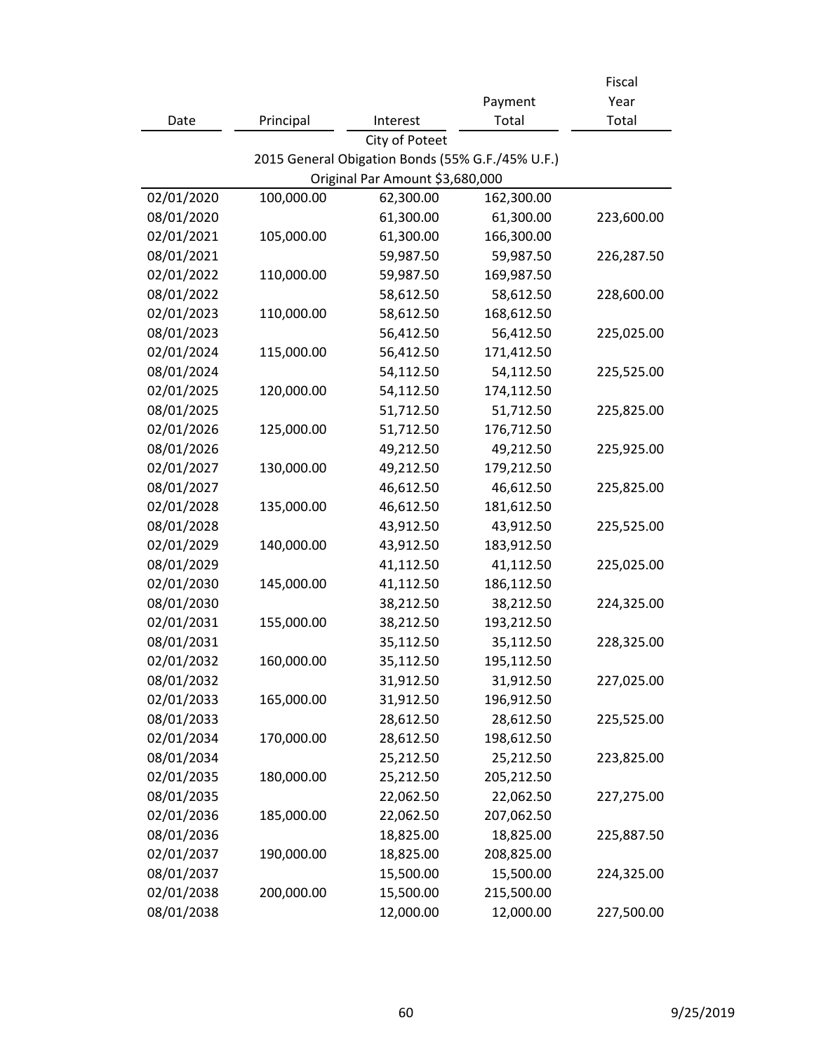| Date | Principal | Interest | Payment Total | Fiscal Year Total |
|---|---|---|---|---|
| | | City of Poteet | | |
| | | 2015 General Obigation Bonds (55% G.F./45% U.F.) | | |
| | | Original Par Amount $3,680,000 | | |
| 02/01/2020 | 100,000.00 | 62,300.00 | 162,300.00 | |
| 08/01/2020 | | 61,300.00 | 61,300.00 | 223,600.00 |
| 02/01/2021 | 105,000.00 | 61,300.00 | 166,300.00 | |
| 08/01/2021 | | 59,987.50 | 59,987.50 | 226,287.50 |
| 02/01/2022 | 110,000.00 | 59,987.50 | 169,987.50 | |
| 08/01/2022 | | 58,612.50 | 58,612.50 | 228,600.00 |
| 02/01/2023 | 110,000.00 | 58,612.50 | 168,612.50 | |
| 08/01/2023 | | 56,412.50 | 56,412.50 | 225,025.00 |
| 02/01/2024 | 115,000.00 | 56,412.50 | 171,412.50 | |
| 08/01/2024 | | 54,112.50 | 54,112.50 | 225,525.00 |
| 02/01/2025 | 120,000.00 | 54,112.50 | 174,112.50 | |
| 08/01/2025 | | 51,712.50 | 51,712.50 | 225,825.00 |
| 02/01/2026 | 125,000.00 | 51,712.50 | 176,712.50 | |
| 08/01/2026 | | 49,212.50 | 49,212.50 | 225,925.00 |
| 02/01/2027 | 130,000.00 | 49,212.50 | 179,212.50 | |
| 08/01/2027 | | 46,612.50 | 46,612.50 | 225,825.00 |
| 02/01/2028 | 135,000.00 | 46,612.50 | 181,612.50 | |
| 08/01/2028 | | 43,912.50 | 43,912.50 | 225,525.00 |
| 02/01/2029 | 140,000.00 | 43,912.50 | 183,912.50 | |
| 08/01/2029 | | 41,112.50 | 41,112.50 | 225,025.00 |
| 02/01/2030 | 145,000.00 | 41,112.50 | 186,112.50 | |
| 08/01/2030 | | 38,212.50 | 38,212.50 | 224,325.00 |
| 02/01/2031 | 155,000.00 | 38,212.50 | 193,212.50 | |
| 08/01/2031 | | 35,112.50 | 35,112.50 | 228,325.00 |
| 02/01/2032 | 160,000.00 | 35,112.50 | 195,112.50 | |
| 08/01/2032 | | 31,912.50 | 31,912.50 | 227,025.00 |
| 02/01/2033 | 165,000.00 | 31,912.50 | 196,912.50 | |
| 08/01/2033 | | 28,612.50 | 28,612.50 | 225,525.00 |
| 02/01/2034 | 170,000.00 | 28,612.50 | 198,612.50 | |
| 08/01/2034 | | 25,212.50 | 25,212.50 | 223,825.00 |
| 02/01/2035 | 180,000.00 | 25,212.50 | 205,212.50 | |
| 08/01/2035 | | 22,062.50 | 22,062.50 | 227,275.00 |
| 02/01/2036 | 185,000.00 | 22,062.50 | 207,062.50 | |
| 08/01/2036 | | 18,825.00 | 18,825.00 | 225,887.50 |
| 02/01/2037 | 190,000.00 | 18,825.00 | 208,825.00 | |
| 08/01/2037 | | 15,500.00 | 15,500.00 | 224,325.00 |
| 02/01/2038 | 200,000.00 | 15,500.00 | 215,500.00 | |
| 08/01/2038 | | 12,000.00 | 12,000.00 | 227,500.00 |

9/25/2019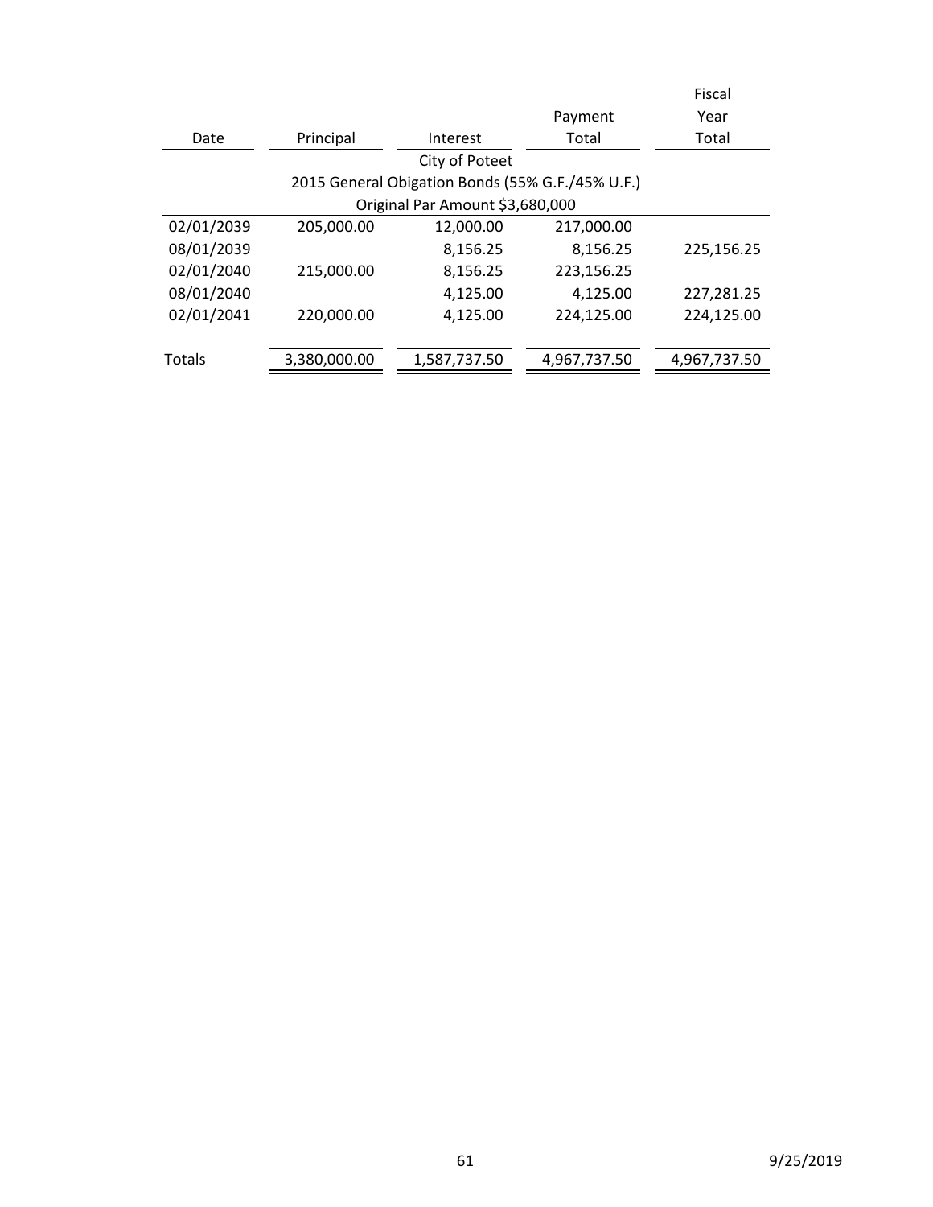| Date | Principal | Interest | Payment Total | Fiscal Year Total |
|---|---|---|---|---|
| | City of Poteet | | | |
| | 2015 General Obigation Bonds (55% G.F./45% U.F.) | | | |
| | Original Par Amount $3,680,000 | | | |
| 02/01/2039 | 205,000.00 | 12,000.00 | 217,000.00 | |
| 08/01/2039 | | 8,156.25 | 8,156.25 | 225,156.25 |
| 02/01/2040 | 215,000.00 | 8,156.25 | 223,156.25 | |
| 08/01/2040 | | 4,125.00 | 4,125.00 | 227,281.25 |
| 02/01/2041 | 220,000.00 | 4,125.00 | 224,125.00 | 224,125.00 |
| Totals | 3,380,000.00 | 1,587,737.50 | 4,967,737.50 | 4,967,737.50 |

9/25/2019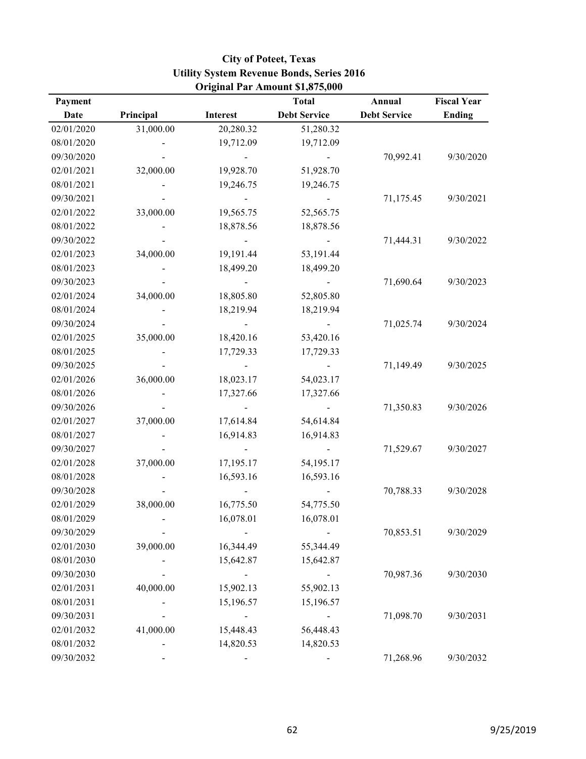**City of Poteet, Texas**
**Utility System Revenue Bonds, Series 2016**
**Original Par Amount $1,875,000**

| Payment Date | Principal | Interest | Total Debt Service | Annual Debt Service | Fiscal Year Ending |
|---|---|---|---|---|---|
| 02/01/2020 | 31,000.00 | 20,280.32 | 51,280.32 | | |
| 08/01/2020 | - | 19,712.09 | 19,712.09 | | |
| 09/30/2020 | - | - | - | 70,992.41 | 9/30/2020 |
| 02/01/2021 | 32,000.00 | 19,928.70 | 51,928.70 | | |
| 08/01/2021 | - | 19,246.75 | 19,246.75 | | |
| 09/30/2021 | - | - | - | 71,175.45 | 9/30/2021 |
| 02/01/2022 | 33,000.00 | 19,565.75 | 52,565.75 | | |
| 08/01/2022 | - | 18,878.56 | 18,878.56 | | |
| 09/30/2022 | - | - | - | 71,444.31 | 9/30/2022 |
| 02/01/2023 | 34,000.00 | 19,191.44 | 53,191.44 | | |
| 08/01/2023 | - | 18,499.20 | 18,499.20 | | |
| 09/30/2023 | - | - | - | 71,690.64 | 9/30/2023 |
| 02/01/2024 | 34,000.00 | 18,805.80 | 52,805.80 | | |
| 08/01/2024 | - | 18,219.94 | 18,219.94 | | |
| 09/30/2024 | - | - | - | 71,025.74 | 9/30/2024 |
| 02/01/2025 | 35,000.00 | 18,420.16 | 53,420.16 | | |
| 08/01/2025 | - | 17,729.33 | 17,729.33 | | |
| 09/30/2025 | - | - | - | 71,149.49 | 9/30/2025 |
| 02/01/2026 | 36,000.00 | 18,023.17 | 54,023.17 | | |
| 08/01/2026 | - | 17,327.66 | 17,327.66 | | |
| 09/30/2026 | - | - | - | 71,350.83 | 9/30/2026 |
| 02/01/2027 | 37,000.00 | 17,614.84 | 54,614.84 | | |
| 08/01/2027 | - | 16,914.83 | 16,914.83 | | |
| 09/30/2027 | - | - | - | 71,529.67 | 9/30/2027 |
| 02/01/2028 | 37,000.00 | 17,195.17 | 54,195.17 | | |
| 08/01/2028 | - | 16,593.16 | 16,593.16 | | |
| 09/30/2028 | - | - | - | 70,788.33 | 9/30/2028 |
| 02/01/2029 | 38,000.00 | 16,775.50 | 54,775.50 | | |
| 08/01/2029 | - | 16,078.01 | 16,078.01 | | |
| 09/30/2029 | - | - | - | 70,853.51 | 9/30/2029 |
| 02/01/2030 | 39,000.00 | 16,344.49 | 55,344.49 | | |
| 08/01/2030 | - | 15,642.87 | 15,642.87 | | |
| 09/30/2030 | - | - | - | 70,987.36 | 9/30/2030 |
| 02/01/2031 | 40,000.00 | 15,902.13 | 55,902.13 | | |
| 08/01/2031 | - | 15,196.57 | 15,196.57 | | |
| 09/30/2031 | - | - | - | 71,098.70 | 9/30/2031 |
| 02/01/2032 | 41,000.00 | 15,448.43 | 56,448.43 | | |
| 08/01/2032 | - | 14,820.53 | 14,820.53 | | |
| 09/30/2032 | - | - | - | 71,268.96 | 9/30/2032 |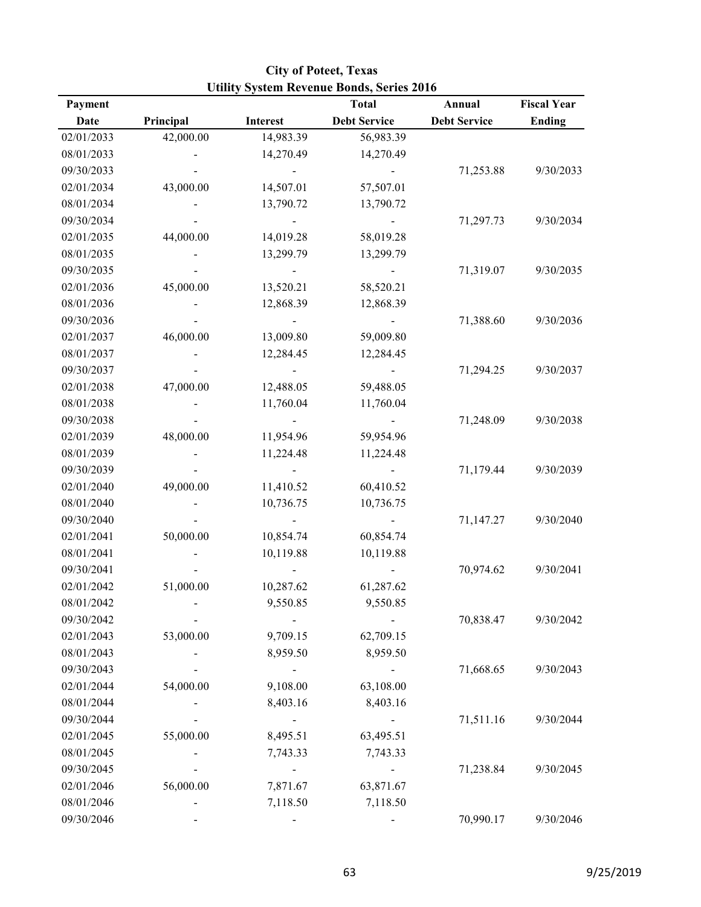# City of Poteet, Texas

## Utility System Revenue Bonds, Series 2016

| Payment Date | Principal | Interest | Total Debt Service | Annual Debt Service | Fiscal Year Ending |
|---|---|---|---|---|---|
| 02/01/2033 | 42,000.00 | 14,983.39 | 56,983.39 | | |
| 08/01/2033 | - | 14,270.49 | 14,270.49 | | |
| 09/30/2033 | - | - | - | 71,253.88 | 9/30/2033 |
| 02/01/2034 | 43,000.00 | 14,507.01 | 57,507.01 | | |
| 08/01/2034 | - | 13,790.72 | 13,790.72 | | |
| 09/30/2034 | - | - | - | 71,297.73 | 9/30/2034 |
| 02/01/2035 | 44,000.00 | 14,019.28 | 58,019.28 | | |
| 08/01/2035 | - | 13,299.79 | 13,299.79 | | |
| 09/30/2035 | - | - | - | 71,319.07 | 9/30/2035 |
| 02/01/2036 | 45,000.00 | 13,520.21 | 58,520.21 | | |
| 08/01/2036 | - | 12,868.39 | 12,868.39 | | |
| 09/30/2036 | - | - | - | 71,388.60 | 9/30/2036 |
| 02/01/2037 | 46,000.00 | 13,009.80 | 59,009.80 | | |
| 08/01/2037 | - | 12,284.45 | 12,284.45 | | |
| 09/30/2037 | - | - | - | 71,294.25 | 9/30/2037 |
| 02/01/2038 | 47,000.00 | 12,488.05 | 59,488.05 | | |
| 08/01/2038 | - | 11,760.04 | 11,760.04 | | |
| 09/30/2038 | - | - | - | 71,248.09 | 9/30/2038 |
| 02/01/2039 | 48,000.00 | 11,954.96 | 59,954.96 | | |
| 08/01/2039 | - | 11,224.48 | 11,224.48 | | |
| 09/30/2039 | - | - | - | 71,179.44 | 9/30/2039 |
| 02/01/2040 | 49,000.00 | 11,410.52 | 60,410.52 | | |
| 08/01/2040 | - | 10,736.75 | 10,736.75 | | |
| 09/30/2040 | - | - | - | 71,147.27 | 9/30/2040 |
| 02/01/2041 | 50,000.00 | 10,854.74 | 60,854.74 | | |
| 08/01/2041 | - | 10,119.88 | 10,119.88 | | |
| 09/30/2041 | - | - | - | 70,974.62 | 9/30/2041 |
| 02/01/2042 | 51,000.00 | 10,287.62 | 61,287.62 | | |
| 08/01/2042 | - | 9,550.85 | 9,550.85 | | |
| 09/30/2042 | - | - | - | 70,838.47 | 9/30/2042 |
| 02/01/2043 | 53,000.00 | 9,709.15 | 62,709.15 | | |
| 08/01/2043 | - | 8,959.50 | 8,959.50 | | |
| 09/30/2043 | - | - | - | 71,668.65 | 9/30/2043 |
| 02/01/2044 | 54,000.00 | 9,108.00 | 63,108.00 | | |
| 08/01/2044 | - | 8,403.16 | 8,403.16 | | |
| 09/30/2044 | - | - | - | 71,511.16 | 9/30/2044 |
| 02/01/2045 | 55,000.00 | 8,495.51 | 63,495.51 | | |
| 08/01/2045 | - | 7,743.33 | 7,743.33 | | |
| 09/30/2045 | - | - | - | 71,238.84 | 9/30/2045 |
| 02/01/2046 | 56,000.00 | 7,871.67 | 63,871.67 | | |
| 08/01/2046 | - | 7,118.50 | 7,118.50 | | |
| 09/30/2046 | - | - | - | 70,990.17 | 9/30/2046 |

9/25/2019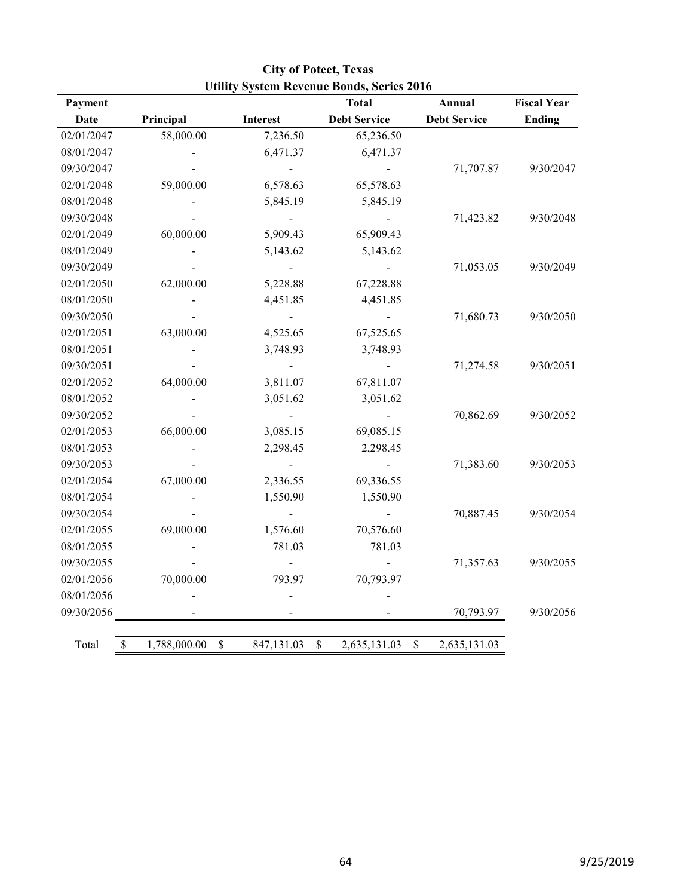# City of Poteet, Texas

## Utility System Revenue Bonds, Series 2016

| Payment Date | Principal | Interest | Total Debt Service | Annual Debt Service | Fiscal Year Ending |
|---|---|---|---|---|---|
| 02/01/2047 | 58,000.00 | 7,236.50 | 65,236.50 | | |
| 08/01/2047 | - | 6,471.37 | 6,471.37 | | |
| 09/30/2047 | - | - | - | 71,707.87 | 9/30/2047 |
| 02/01/2048 | 59,000.00 | 6,578.63 | 65,578.63 | | |
| 08/01/2048 | - | 5,845.19 | 5,845.19 | | |
| 09/30/2048 | - | - | - | 71,423.82 | 9/30/2048 |
| 02/01/2049 | 60,000.00 | 5,909.43 | 65,909.43 | | |
| 08/01/2049 | - | 5,143.62 | 5,143.62 | | |
| 09/30/2049 | - | - | - | 71,053.05 | 9/30/2049 |
| 02/01/2050 | 62,000.00 | 5,228.88 | 67,228.88 | | |
| 08/01/2050 | - | 4,451.85 | 4,451.85 | | |
| 09/30/2050 | - | - | - | 71,680.73 | 9/30/2050 |
| 02/01/2051 | 63,000.00 | 4,525.65 | 67,525.65 | | |
| 08/01/2051 | - | 3,748.93 | 3,748.93 | | |
| 09/30/2051 | - | - | - | 71,274.58 | 9/30/2051 |
| 02/01/2052 | 64,000.00 | 3,811.07 | 67,811.07 | | |
| 08/01/2052 | - | 3,051.62 | 3,051.62 | | |
| 09/30/2052 | - | - | - | 70,862.69 | 9/30/2052 |
| 02/01/2053 | 66,000.00 | 3,085.15 | 69,085.15 | | |
| 08/01/2053 | - | 2,298.45 | 2,298.45 | | |
| 09/30/2053 | - | - | - | 71,383.60 | 9/30/2053 |
| 02/01/2054 | 67,000.00 | 2,336.55 | 69,336.55 | | |
| 08/01/2054 | - | 1,550.90 | 1,550.90 | | |
| 09/30/2054 | - | - | - | 70,887.45 | 9/30/2054 |
| 02/01/2055 | 69,000.00 | 1,576.60 | 70,576.60 | | |
| 08/01/2055 | - | 781.03 | 781.03 | | |
| 09/30/2055 | - | - | - | 71,357.63 | 9/30/2055 |
| 02/01/2056 | 70,000.00 | 793.97 | 70,793.97 | | |
| 08/01/2056 | - | - | - | | |
| 09/30/2056 | - | - | - | 70,793.97 | 9/30/2056 |
| Total | $ 1,788,000.00 | $ 847,131.03 | $ 2,635,131.03 | $ 2,635,131.03 | |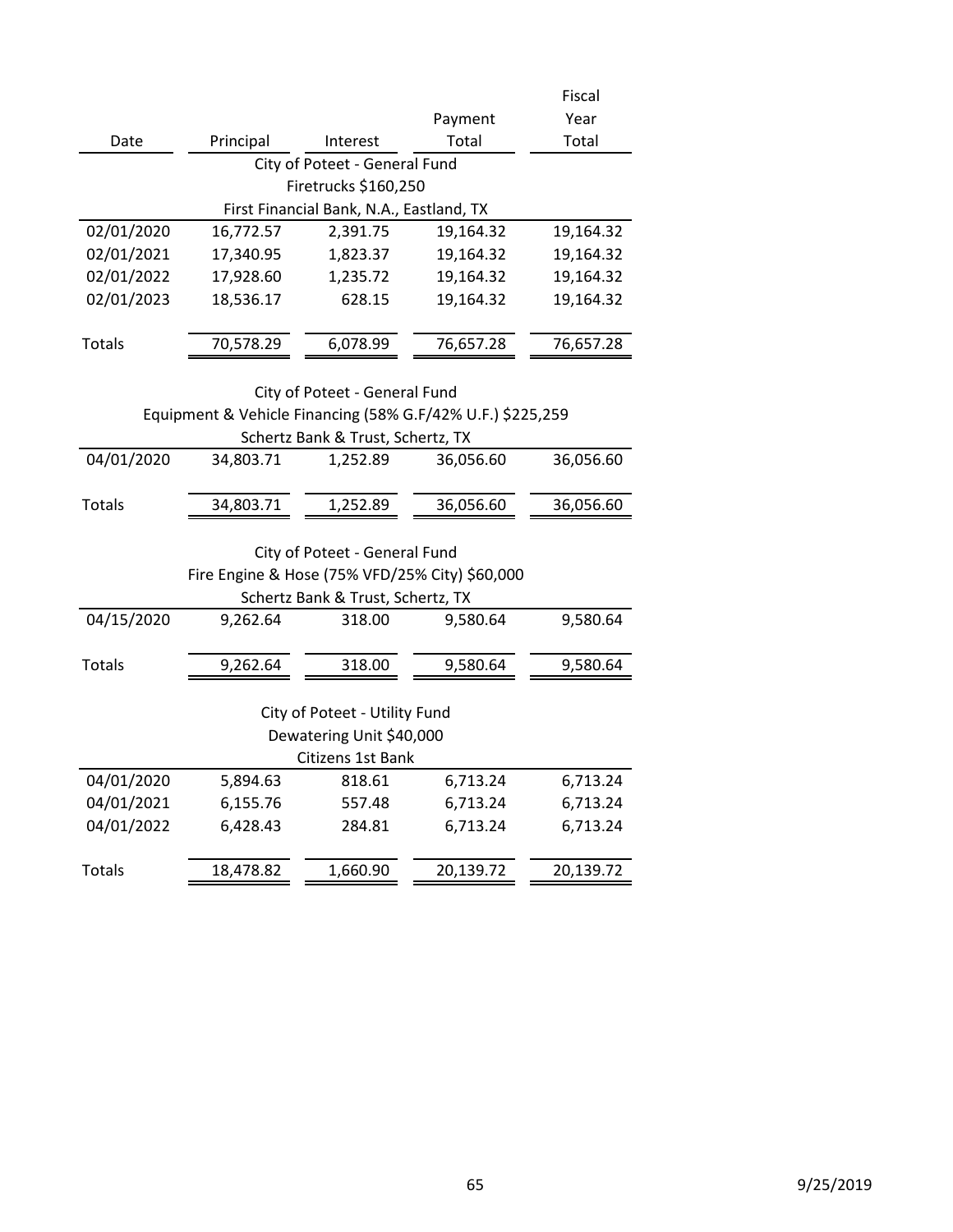| Date | Principal | Interest | Payment Total | Fiscal Year Total |
|---|---|---|---|---|
| | | City of Poteet - General Fund | | |
| | | Firetrucks $160,250 | | |
| | | First Financial Bank, N.A., Eastland, TX | | |
| 02/01/2020 | 16,772.57 | 2,391.75 | 19,164.32 | 19,164.32 |
| 02/01/2021 | 17,340.95 | 1,823.37 | 19,164.32 | 19,164.32 |
| 02/01/2022 | 17,928.60 | 1,235.72 | 19,164.32 | 19,164.32 |
| 02/01/2023 | 18,536.17 | 628.15 | 19,164.32 | 19,164.32 |
| Totals | 70,578.29 | 6,078.99 | 76,657.28 | 76,657.28 |

| Date | Principal | Interest | Payment Total | Fiscal Year Total |
|---|---|---|---|---|
| | | City of Poteet - General Fund | | |
| | | Equipment & Vehicle Financing (58% G.F/42% U.F.) $225,259 | | |
| | | Schertz Bank & Trust, Schertz, TX | | |
| 04/01/2020 | 34,803.71 | 1,252.89 | 36,056.60 | 36,056.60 |
| Totals | 34,803.71 | 1,252.89 | 36,056.60 | 36,056.60 |

| Date | Principal | Interest | Payment Total | Fiscal Year Total |
|---|---|---|---|---|
| | | City of Poteet - General Fund | | |
| | | Fire Engine & Hose (75% VFD/25% City) $60,000 | | |
| | | Schertz Bank & Trust, Schertz, TX | | |
| 04/15/2020 | 9,262.64 | 318.00 | 9,580.64 | 9,580.64 |
| Totals | 9,262.64 | 318.00 | 9,580.64 | 9,580.64 |

| Date | Principal | Interest | Payment Total | Fiscal Year Total |
|---|---|---|---|---|
| | | City of Poteet - Utility Fund | | |
| | | Dewatering Unit $40,000 | | |
| | | Citizens 1st Bank | | |
| 04/01/2020 | 5,894.63 | 818.61 | 6,713.24 | 6,713.24 |
| 04/01/2021 | 6,155.76 | 557.48 | 6,713.24 | 6,713.24 |
| 04/01/2022 | 6,428.43 | 284.81 | 6,713.24 | 6,713.24 |
| Totals | 18,478.82 | 1,660.90 | 20,139.72 | 20,139.72 |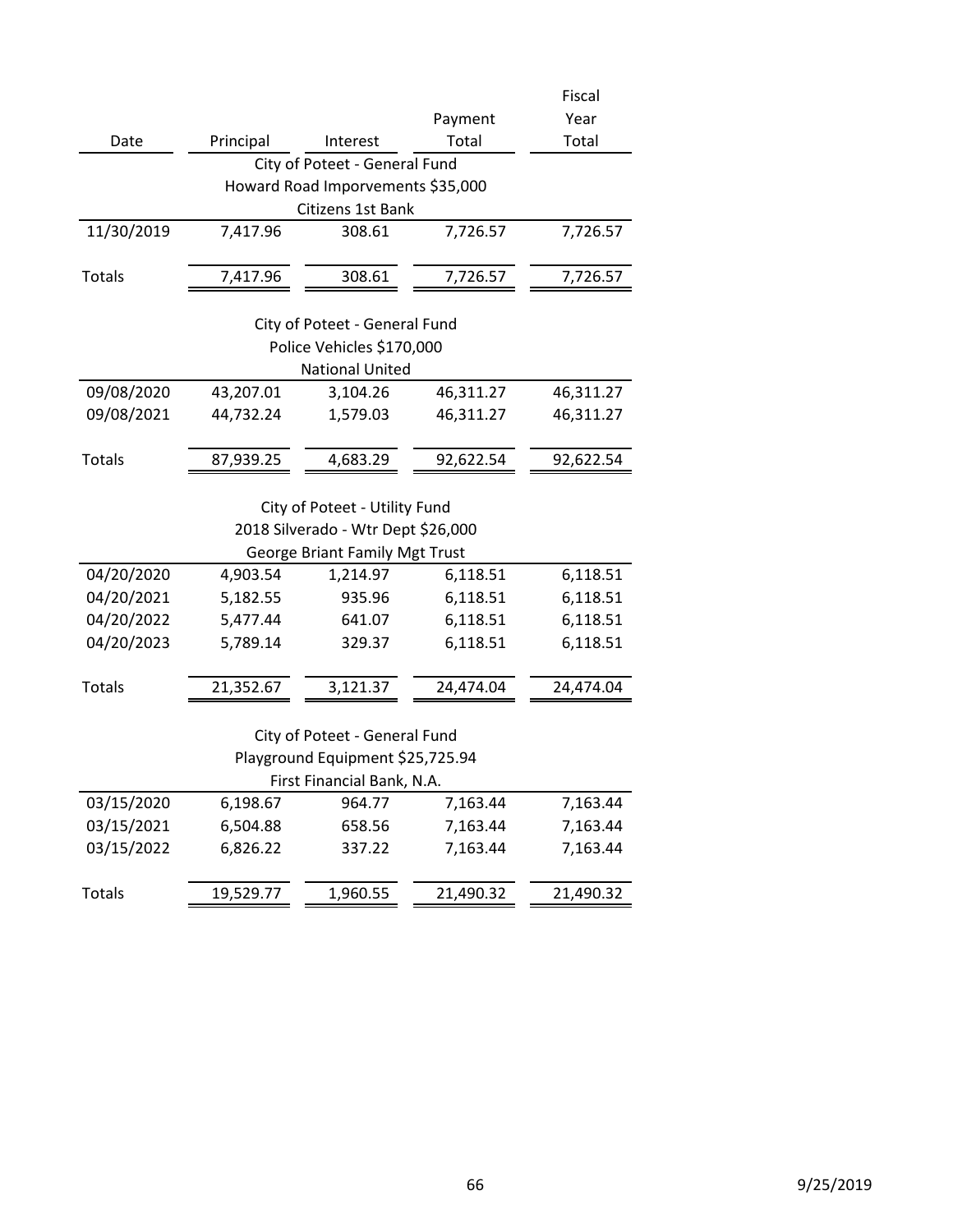| Date | Principal | Interest | Payment Total | Fiscal Year Total |
|---|---|---|---|---|
| | | City of Poteet - General Fund | | |
| | | Howard Road Imporvements $35,000 | | |
| | | Citizens 1st Bank | | |
| 11/30/2019 | 7,417.96 | 308.61 | 7,726.57 | 7,726.57 |
| Totals | 7,417.96 | 308.61 | 7,726.57 | 7,726.57 |
| | | City of Poteet - General Fund | | |
| | | Police Vehicles $170,000 | | |
| | | National United | | |
| 09/08/2020 | 43,207.01 | 3,104.26 | 46,311.27 | 46,311.27 |
| 09/08/2021 | 44,732.24 | 1,579.03 | 46,311.27 | 46,311.27 |
| Totals | 87,939.25 | 4,683.29 | 92,622.54 | 92,622.54 |
| | | City of Poteet - Utility Fund | | |
| | | 2018 Silverado - Wtr Dept $26,000 | | |
| | | George Briant Family Mgt Trust | | |
| 04/20/2020 | 4,903.54 | 1,214.97 | 6,118.51 | 6,118.51 |
| 04/20/2021 | 5,182.55 | 935.96 | 6,118.51 | 6,118.51 |
| 04/20/2022 | 5,477.44 | 641.07 | 6,118.51 | 6,118.51 |
| 04/20/2023 | 5,789.14 | 329.37 | 6,118.51 | 6,118.51 |
| Totals | 21,352.67 | 3,121.37 | 24,474.04 | 24,474.04 |
| | | City of Poteet - General Fund | | |
| | | Playground Equipment $25,725.94 | | |
| | | First Financial Bank, N.A. | | |
| 03/15/2020 | 6,198.67 | 964.77 | 7,163.44 | 7,163.44 |
| 03/15/2021 | 6,504.88 | 658.56 | 7,163.44 | 7,163.44 |
| 03/15/2022 | 6,826.22 | 337.22 | 7,163.44 | 7,163.44 |
| Totals | 19,529.77 | 1,960.55 | 21,490.32 | 21,490.32 |

9/25/2019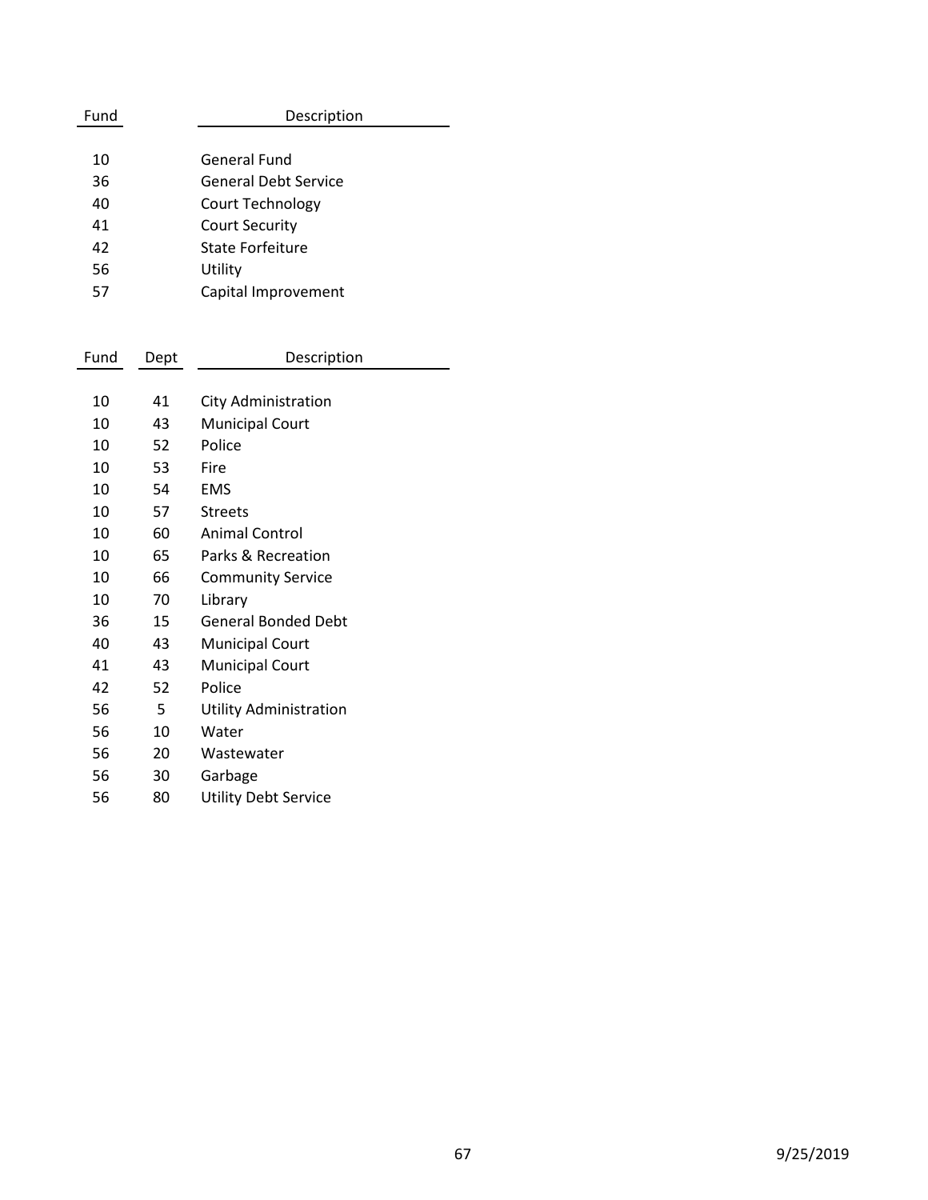| Fund | Description |
| --- | --- |
| 10 | General Fund |
| 36 | General Debt Service |
| 40 | Court Technology |
| 41 | Court Security |
| 42 | State Forfeiture |
| 56 | Utility |
| 57 | Capital Improvement |

| Fund | Dept | Description |
| --- | --- | --- |
| 10 | 41 | City Administration |
| 10 | 43 | Municipal Court |
| 10 | 52 | Police |
| 10 | 53 | Fire |
| 10 | 54 | EMS |
| 10 | 57 | Streets |
| 10 | 60 | Animal Control |
| 10 | 65 | Parks & Recreation |
| 10 | 66 | Community Service |
| 10 | 70 | Library |
| 36 | 15 | General Bonded Debt |
| 40 | 43 | Municipal Court |
| 41 | 43 | Municipal Court |
| 42 | 52 | Police |
| 56 | 5 | Utility Administration |
| 56 | 10 | Water |
| 56 | 20 | Wastewater |
| 56 | 30 | Garbage |
| 56 | 80 | Utility Debt Service |